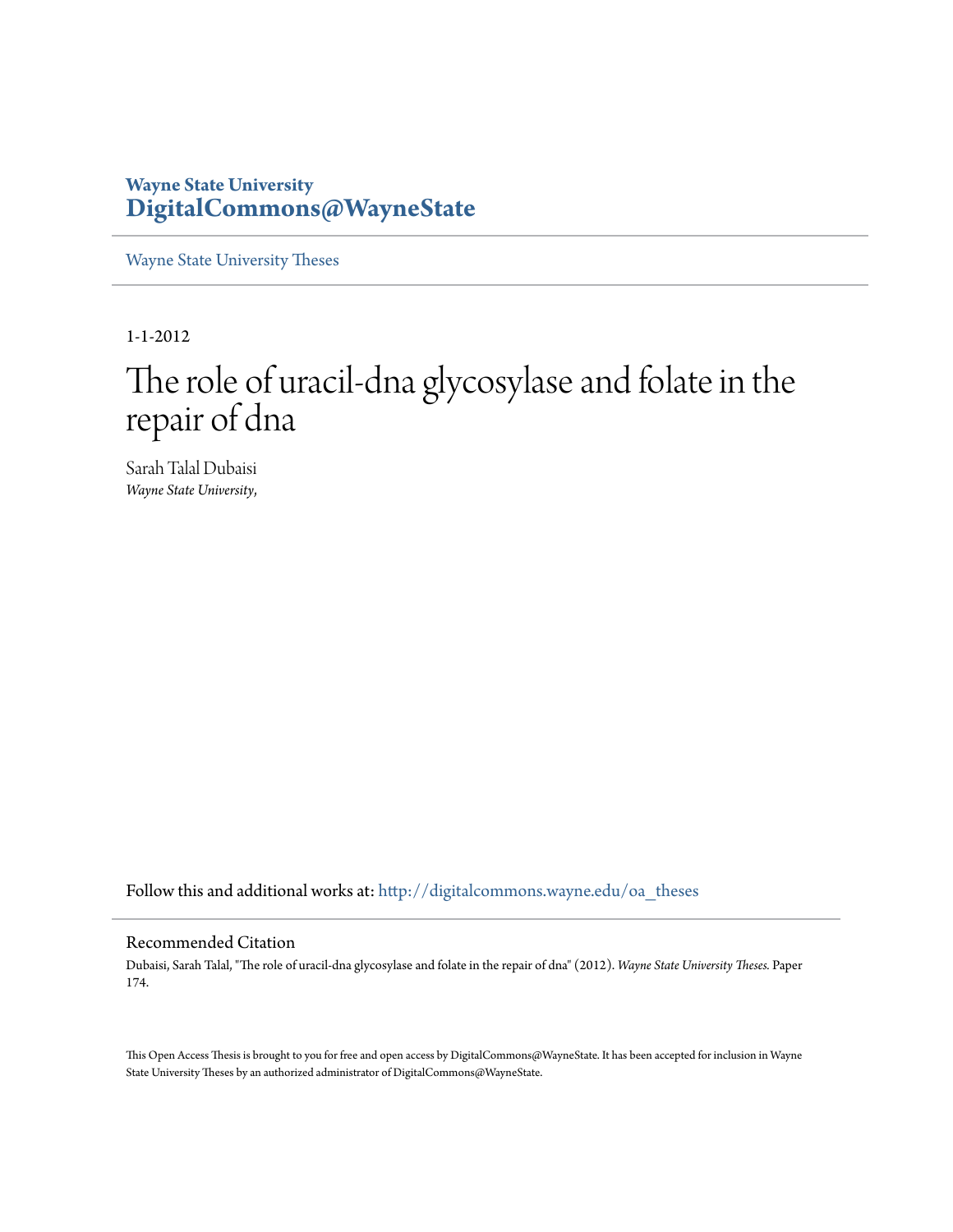**Wayne State University**
**DigitalCommons@WayneState**

Wayne State University Theses

1-1-2012

# The role of uracil-dna glycosylase and folate in the repair of dna

Sarah Talal Dubaisi
*Wayne State University,*

Follow this and additional works at: http://digitalcommons.wayne.edu/oa_theses

## Recommended Citation

Dubaisi, Sarah Talal, "The role of uracil-dna glycosylase and folate in the repair of dna" (2012). *Wayne State University Theses.* Paper 174.

This Open Access Thesis is brought to you for free and open access by DigitalCommons@WayneState. It has been accepted for inclusion in Wayne State University Theses by an authorized administrator of DigitalCommons@WayneState.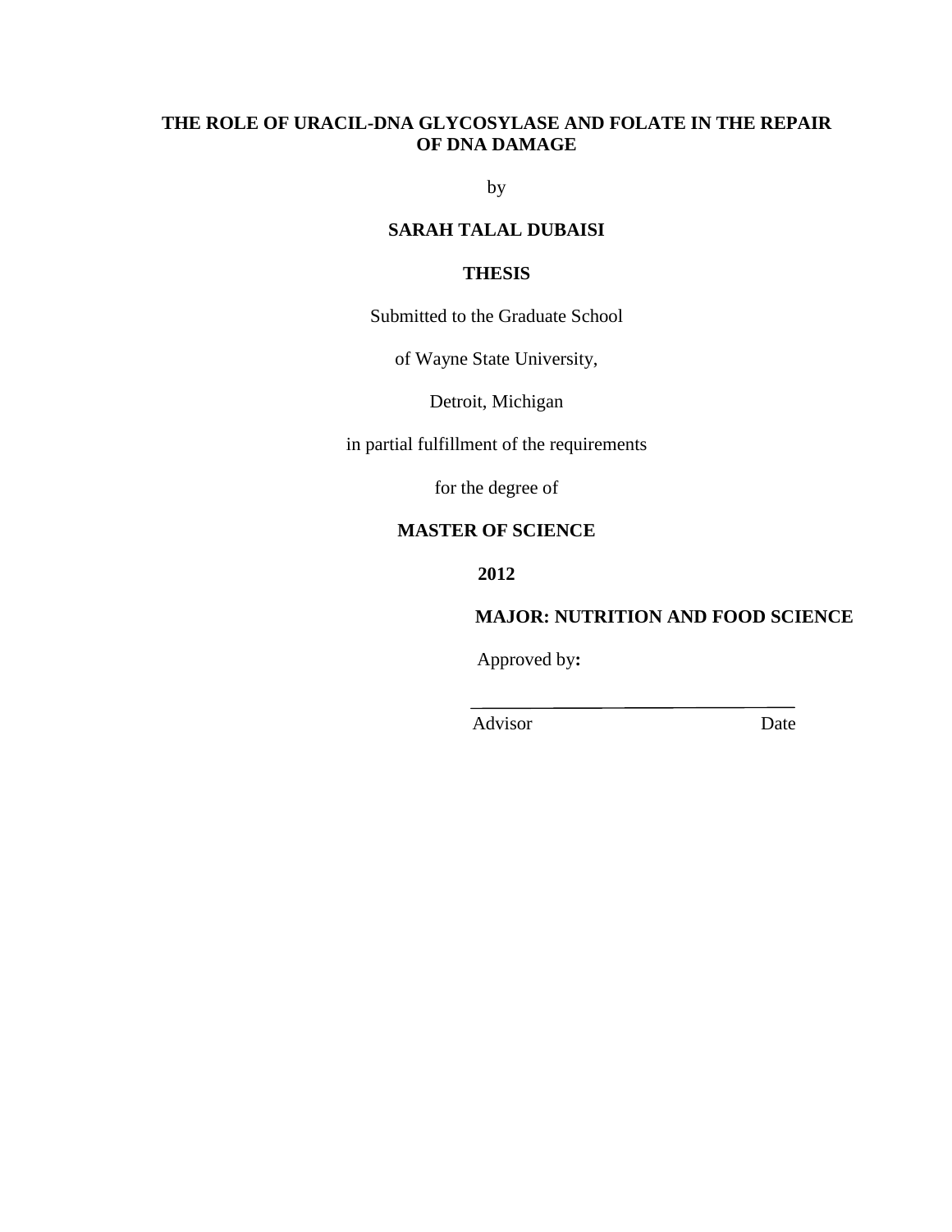**THE ROLE OF URACIL-DNA GLYCOSYLASE AND FOLATE IN THE REPAIR OF DNA DAMAGE**

by

**SARAH TALAL DUBAISI**

**THESIS**

Submitted to the Graduate School

of Wayne State University,

Detroit, Michigan

in partial fulfillment of the requirements

for the degree of

**MASTER OF SCIENCE**

**2012**

**MAJOR: NUTRITION AND FOOD SCIENCE**

Approved by**:**

_______________________________________

Advisor Date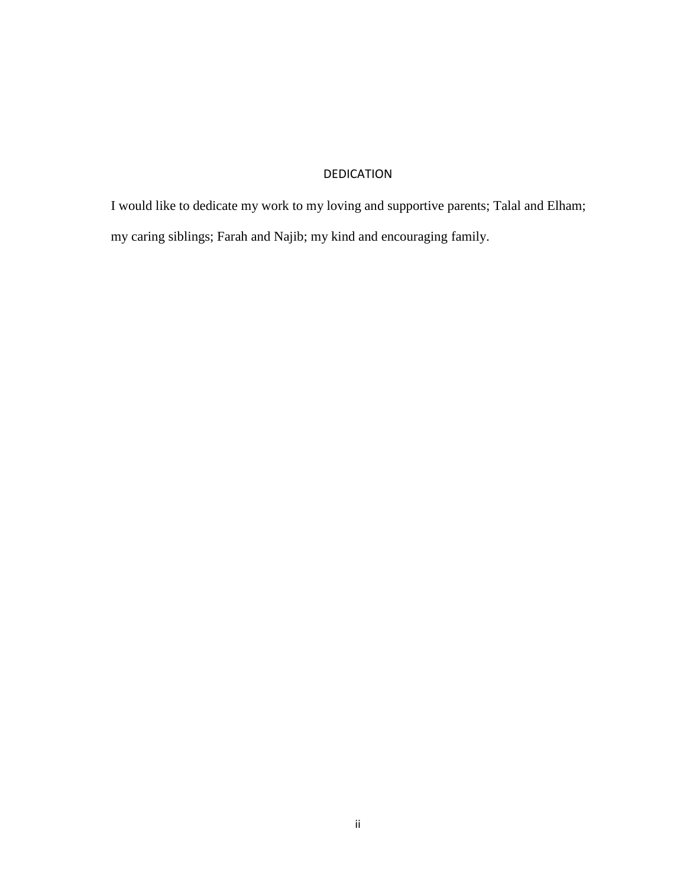# DEDICATION

I would like to dedicate my work to my loving and supportive parents; Talal and Elham; my caring siblings; Farah and Najib; my kind and encouraging family.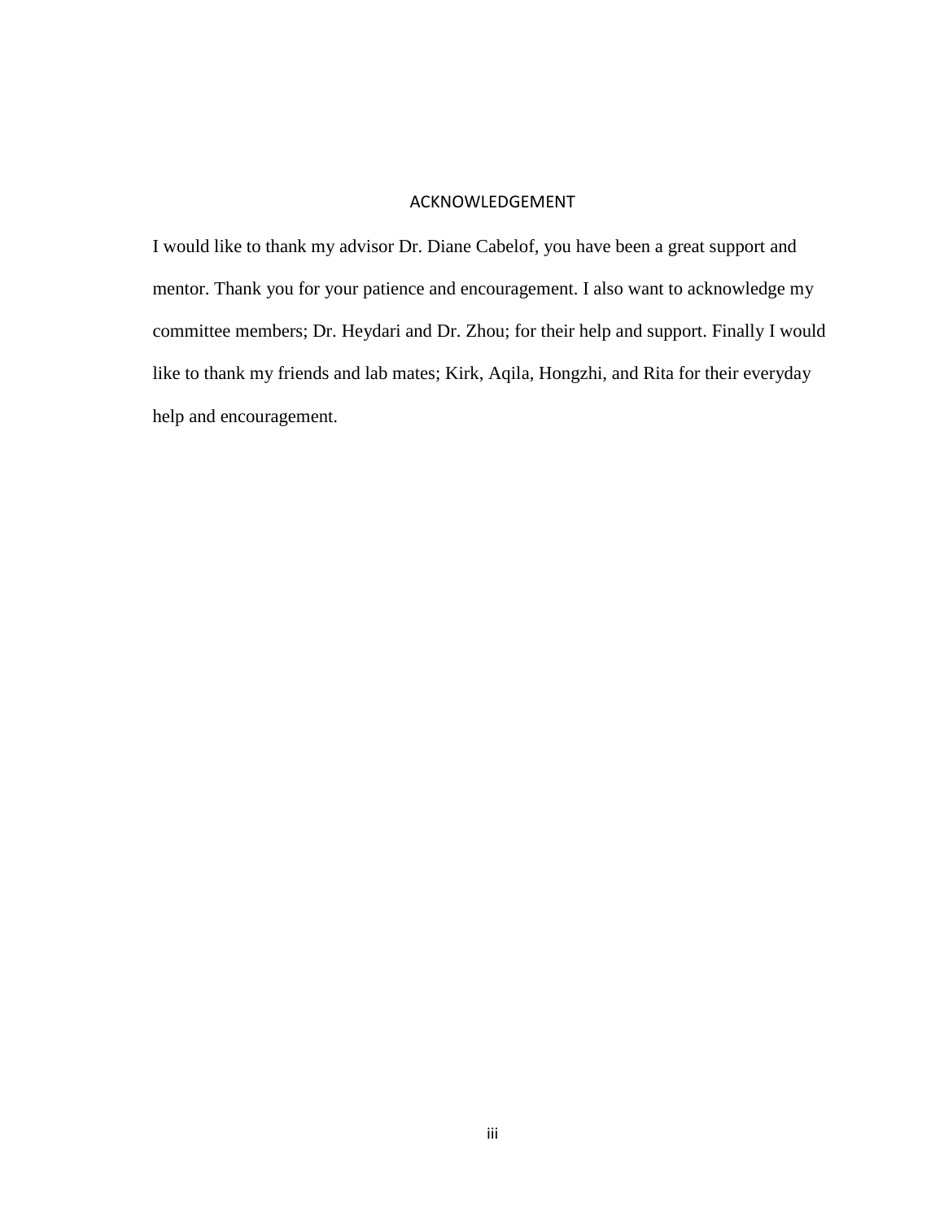# ACKNOWLEDGEMENT

I would like to thank my advisor Dr. Diane Cabelof, you have been a great support and mentor. Thank you for your patience and encouragement. I also want to acknowledge my committee members; Dr. Heydari and Dr. Zhou; for their help and support. Finally I would like to thank my friends and lab mates; Kirk, Aqila, Hongzhi, and Rita for their everyday help and encouragement.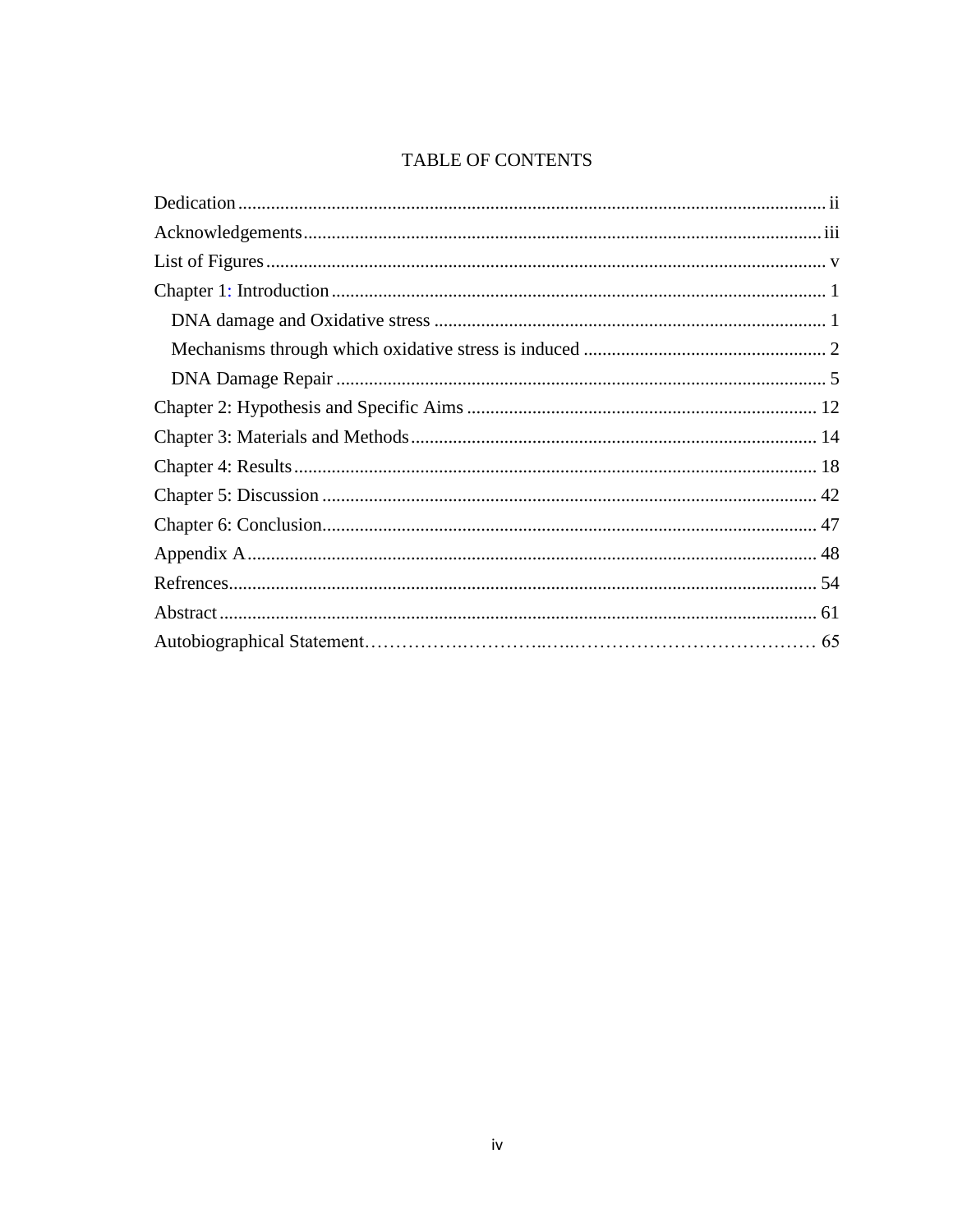# TABLE OF CONTENTS

Dedication ........................................................................................................................ ii

Acknowledgements ........................................................................................................ iii

List of Figures ................................................................................................................. v

Chapter 1: Introduction ................................................................................................... 1

  DNA damage and Oxidative stress ............................................................................... 1

  Mechanisms through which oxidative stress is induced ................................................ 2

  DNA Damage Repair .................................................................................................... 5

Chapter 2: Hypothesis and Specific Aims ..................................................................... 12

Chapter 3: Materials and Methods ................................................................................. 14

Chapter 4: Results .......................................................................................................... 18

Chapter 5: Discussion .................................................................................................... 42

Chapter 6: Conclusion .................................................................................................... 47

Appendix A .................................................................................................................... 48

Refrences ........................................................................................................................ 54

Abstract .......................................................................................................................... 61

Autobiographical Statement……………….…………..…..………………………………… 65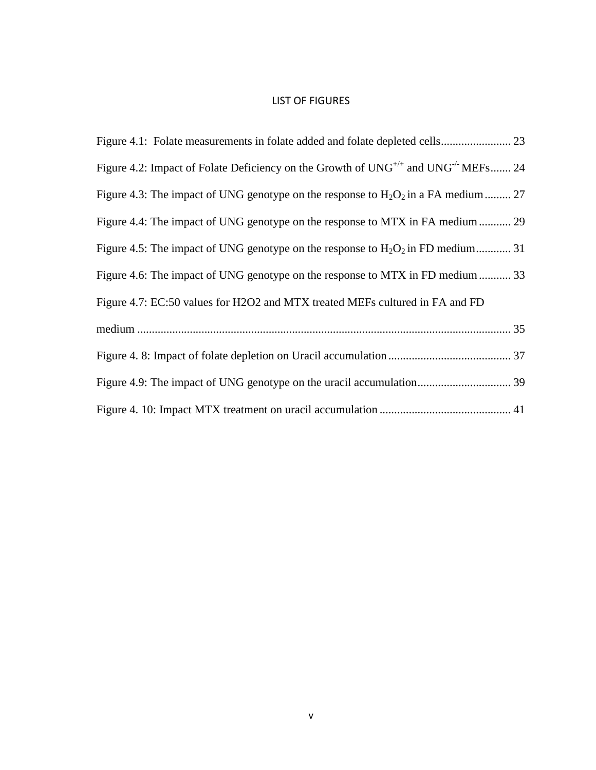# LIST OF FIGURES

Figure 4.1: Folate measurements in folate added and folate depleted cells........................ 23

Figure 4.2: Impact of Folate Deficiency on the Growth of $UNG^{+/+}$ and $UNG^{-/-}$ MEFs....... 24

Figure 4.3: The impact of UNG genotype on the response to $H_2O_2$ in a FA medium......... 27

Figure 4.4: The impact of UNG genotype on the response to MTX in FA medium........... 29

Figure 4.5: The impact of UNG genotype on the response to $H_2O_2$ in FD medium............ 31

Figure 4.6: The impact of UNG genotype on the response to MTX in FD medium........... 33

Figure 4.7: EC:50 values for H2O2 and MTX treated MEFs cultured in FA and FD medium ............................................................................................................................... 35

Figure 4. 8: Impact of folate depletion on Uracil accumulation.......................................... 37

Figure 4.9: The impact of UNG genotype on the uracil accumulation................................ 39

Figure 4. 10: Impact MTX treatment on uracil accumulation............................................. 41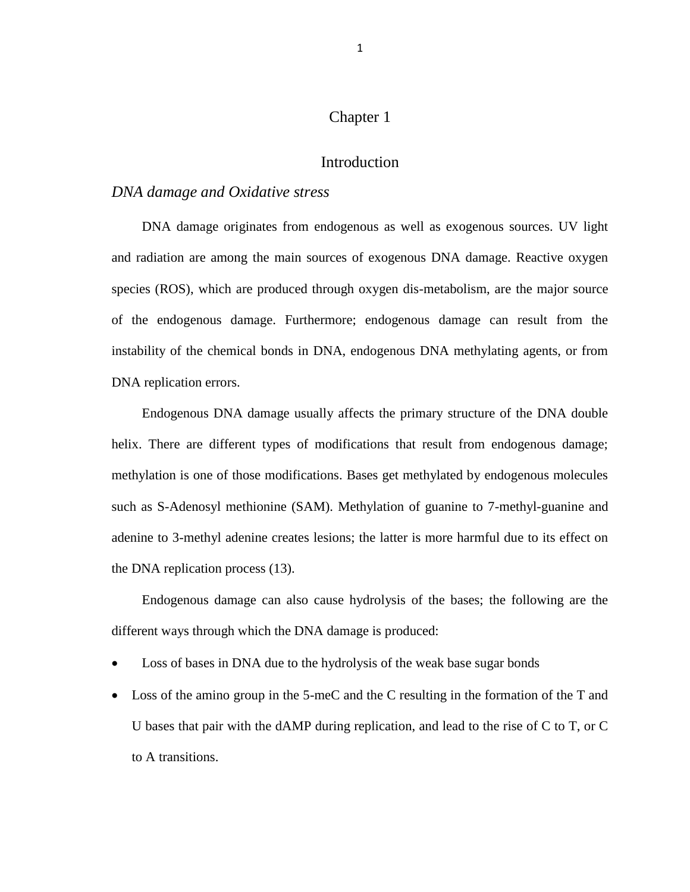# Chapter 1

# Introduction

## *DNA damage and Oxidative stress*

DNA damage originates from endogenous as well as exogenous sources. UV light and radiation are among the main sources of exogenous DNA damage. Reactive oxygen species (ROS), which are produced through oxygen dis-metabolism, are the major source of the endogenous damage. Furthermore; endogenous damage can result from the instability of the chemical bonds in DNA, endogenous DNA methylating agents, or from DNA replication errors.

Endogenous DNA damage usually affects the primary structure of the DNA double helix. There are different types of modifications that result from endogenous damage; methylation is one of those modifications. Bases get methylated by endogenous molecules such as S-Adenosyl methionine (SAM). Methylation of guanine to 7-methyl-guanine and adenine to 3-methyl adenine creates lesions; the latter is more harmful due to its effect on the DNA replication process (13).

Endogenous damage can also cause hydrolysis of the bases; the following are the different ways through which the DNA damage is produced:

- Loss of bases in DNA due to the hydrolysis of the weak base sugar bonds
- Loss of the amino group in the 5-meC and the C resulting in the formation of the T and U bases that pair with the dAMP during replication, and lead to the rise of C to T, or C to A transitions.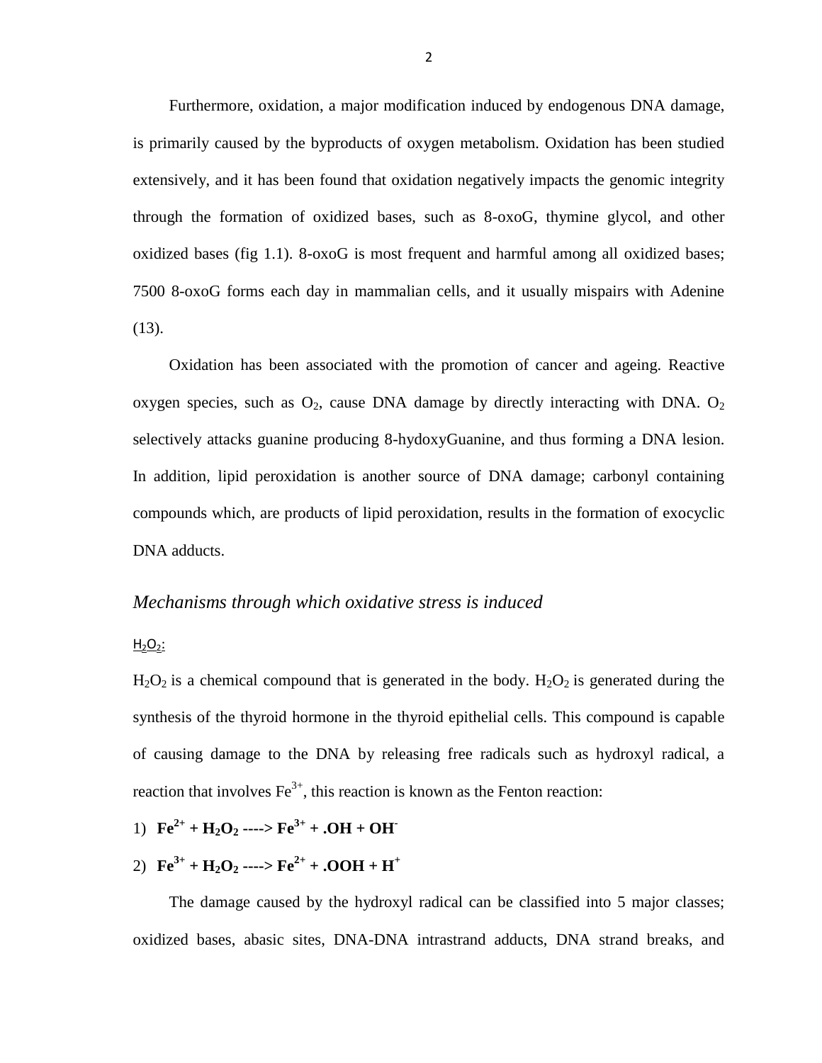Furthermore, oxidation, a major modification induced by endogenous DNA damage, is primarily caused by the byproducts of oxygen metabolism. Oxidation has been studied extensively, and it has been found that oxidation negatively impacts the genomic integrity through the formation of oxidized bases, such as 8-oxoG, thymine glycol, and other oxidized bases (fig 1.1). 8-oxoG is most frequent and harmful among all oxidized bases; 7500 8-oxoG forms each day in mammalian cells, and it usually mispairs with Adenine (13).

Oxidation has been associated with the promotion of cancer and ageing. Reactive oxygen species, such as $O_2$, cause DNA damage by directly interacting with DNA. $O_2$ selectively attacks guanine producing 8-hydoxyGuanine, and thus forming a DNA lesion. In addition, lipid peroxidation is another source of DNA damage; carbonyl containing compounds which, are products of lipid peroxidation, results in the formation of exocyclic DNA adducts.

### *Mechanisms through which oxidative stress is induced*

$H_2O_2$:

$H_2O_2$ is a chemical compound that is generated in the body. $H_2O_2$ is generated during the synthesis of the thyroid hormone in the thyroid epithelial cells. This compound is capable of causing damage to the DNA by releasing free radicals such as hydroxyl radical, a reaction that involves $Fe^{3+}$, this reaction is known as the Fenton reaction:

1) $\mathbf{Fe^{2+} + H_2O_2 \text{ ----> } Fe^{3+} + .OH + OH^-}$

2) $\mathbf{Fe^{3+} + H_2O_2 \text{ ----> } Fe^{2+} + .OOH + H^+}$

The damage caused by the hydroxyl radical can be classified into 5 major classes; oxidized bases, abasic sites, DNA-DNA intrastrand adducts, DNA strand breaks, and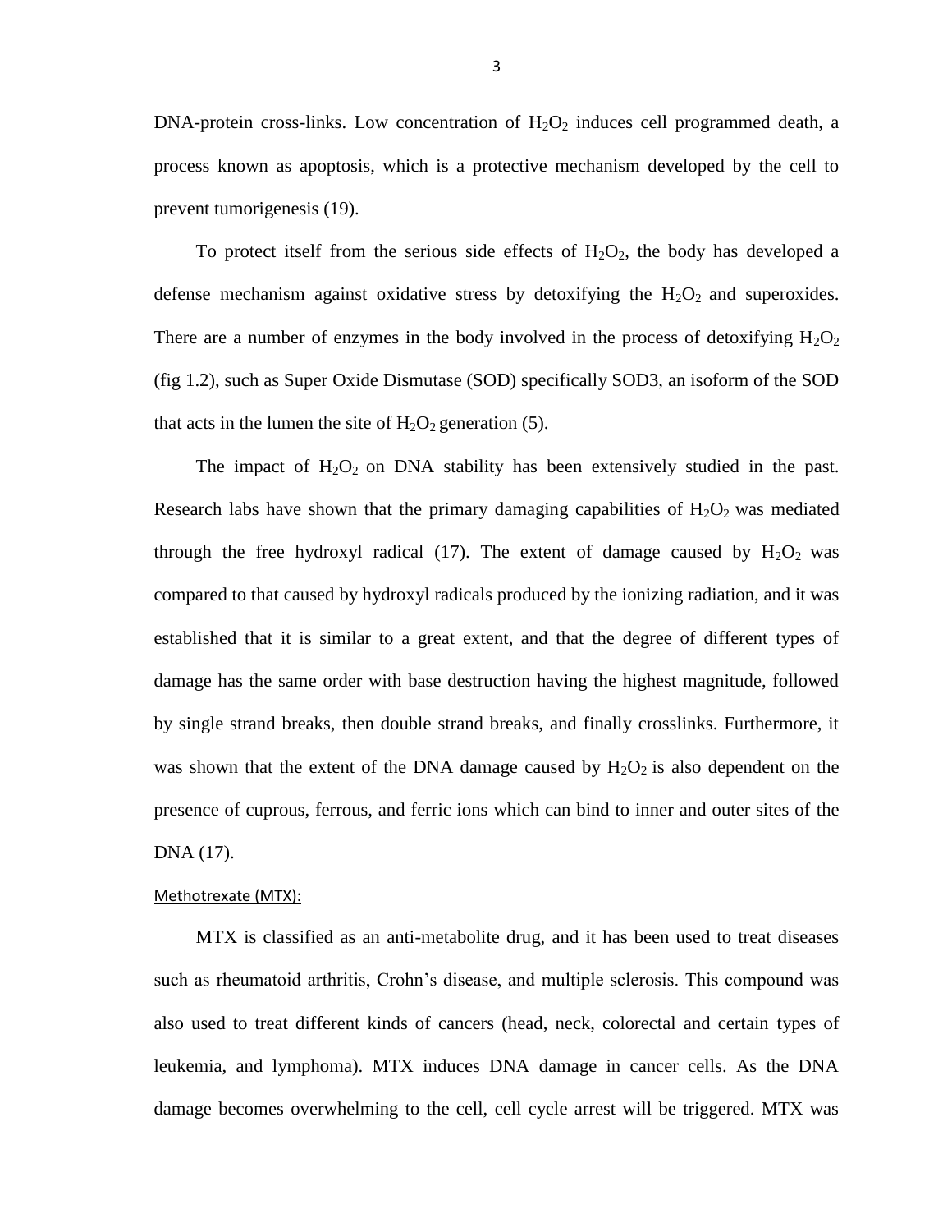DNA-protein cross-links. Low concentration of $H_2O_2$ induces cell programmed death, a process known as apoptosis, which is a protective mechanism developed by the cell to prevent tumorigenesis (19).

To protect itself from the serious side effects of $H_2O_2$, the body has developed a defense mechanism against oxidative stress by detoxifying the $H_2O_2$ and superoxides. There are a number of enzymes in the body involved in the process of detoxifying $H_2O_2$ (fig 1.2), such as Super Oxide Dismutase (SOD) specifically SOD3, an isoform of the SOD that acts in the lumen the site of $H_2O_2$ generation (5).

The impact of $H_2O_2$ on DNA stability has been extensively studied in the past. Research labs have shown that the primary damaging capabilities of $H_2O_2$ was mediated through the free hydroxyl radical (17). The extent of damage caused by $H_2O_2$ was compared to that caused by hydroxyl radicals produced by the ionizing radiation, and it was established that it is similar to a great extent, and that the degree of different types of damage has the same order with base destruction having the highest magnitude, followed by single strand breaks, then double strand breaks, and finally crosslinks. Furthermore, it was shown that the extent of the DNA damage caused by $H_2O_2$ is also dependent on the presence of cuprous, ferrous, and ferric ions which can bind to inner and outer sites of the DNA (17).

#### Methotrexate (MTX):

MTX is classified as an anti-metabolite drug, and it has been used to treat diseases such as rheumatoid arthritis, Crohn's disease, and multiple sclerosis. This compound was also used to treat different kinds of cancers (head, neck, colorectal and certain types of leukemia, and lymphoma). MTX induces DNA damage in cancer cells. As the DNA damage becomes overwhelming to the cell, cell cycle arrest will be triggered. MTX was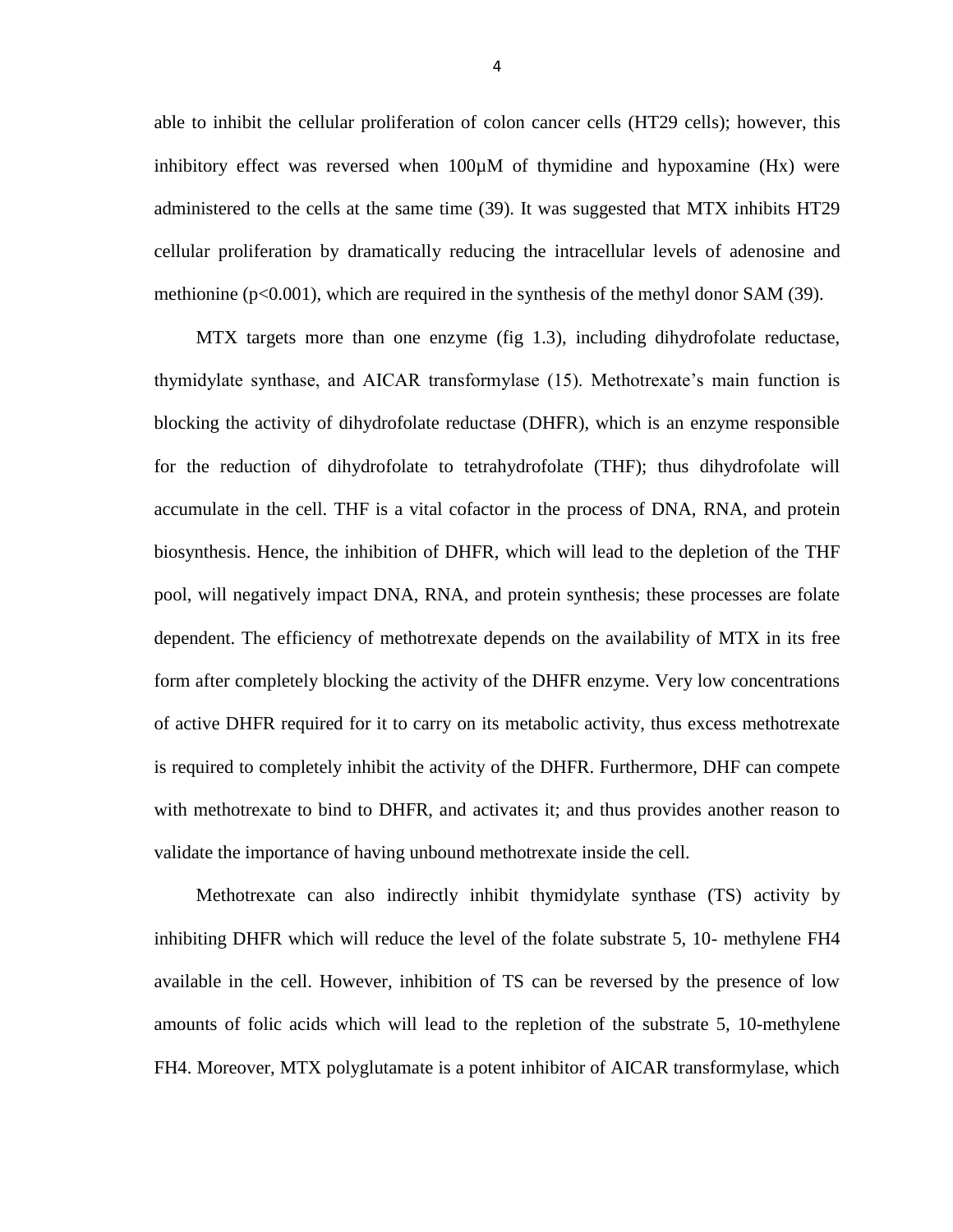able to inhibit the cellular proliferation of colon cancer cells (HT29 cells); however, this inhibitory effect was reversed when 100µM of thymidine and hypoxamine (Hx) were administered to the cells at the same time (39). It was suggested that MTX inhibits HT29 cellular proliferation by dramatically reducing the intracellular levels of adenosine and methionine ($p<0.001$), which are required in the synthesis of the methyl donor SAM (39).

MTX targets more than one enzyme (fig 1.3), including dihydrofolate reductase, thymidylate synthase, and AICAR transformylase (15). Methotrexate's main function is blocking the activity of dihydrofolate reductase (DHFR), which is an enzyme responsible for the reduction of dihydrofolate to tetrahydrofolate (THF); thus dihydrofolate will accumulate in the cell. THF is a vital cofactor in the process of DNA, RNA, and protein biosynthesis. Hence, the inhibition of DHFR, which will lead to the depletion of the THF pool, will negatively impact DNA, RNA, and protein synthesis; these processes are folate dependent. The efficiency of methotrexate depends on the availability of MTX in its free form after completely blocking the activity of the DHFR enzyme. Very low concentrations of active DHFR required for it to carry on its metabolic activity, thus excess methotrexate is required to completely inhibit the activity of the DHFR. Furthermore, DHF can compete with methotrexate to bind to DHFR, and activates it; and thus provides another reason to validate the importance of having unbound methotrexate inside the cell.

Methotrexate can also indirectly inhibit thymidylate synthase (TS) activity by inhibiting DHFR which will reduce the level of the folate substrate 5, 10- methylene FH4 available in the cell. However, inhibition of TS can be reversed by the presence of low amounts of folic acids which will lead to the repletion of the substrate 5, 10-methylene FH4. Moreover, MTX polyglutamate is a potent inhibitor of AICAR transformylase, which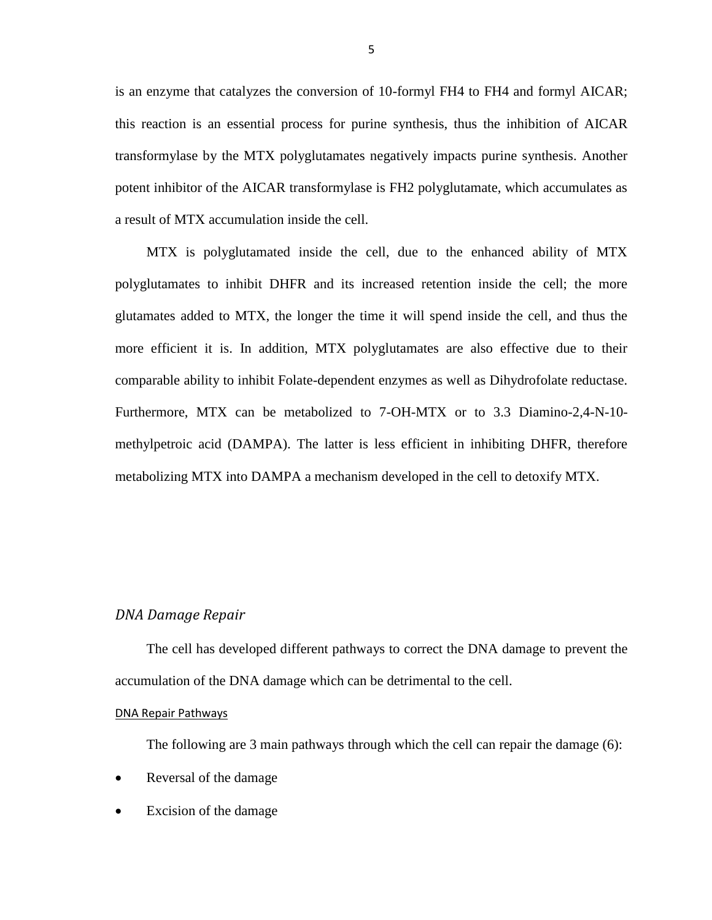is an enzyme that catalyzes the conversion of 10-formyl FH4 to FH4 and formyl AICAR; this reaction is an essential process for purine synthesis, thus the inhibition of AICAR transformylase by the MTX polyglutamates negatively impacts purine synthesis. Another potent inhibitor of the AICAR transformylase is FH2 polyglutamate, which accumulates as a result of MTX accumulation inside the cell.

MTX is polyglutamated inside the cell, due to the enhanced ability of MTX polyglutamates to inhibit DHFR and its increased retention inside the cell; the more glutamates added to MTX, the longer the time it will spend inside the cell, and thus the more efficient it is. In addition, MTX polyglutamates are also effective due to their comparable ability to inhibit Folate-dependent enzymes as well as Dihydrofolate reductase. Furthermore, MTX can be metabolized to 7-OH-MTX or to 3.3 Diamino-2,4-N-10-methylpetroic acid (DAMPA). The latter is less efficient in inhibiting DHFR, therefore metabolizing MTX into DAMPA a mechanism developed in the cell to detoxify MTX.

### *DNA Damage Repair*

The cell has developed different pathways to correct the DNA damage to prevent the accumulation of the DNA damage which can be detrimental to the cell.

#### DNA Repair Pathways

The following are 3 main pathways through which the cell can repair the damage (6):

- Reversal of the damage
- Excision of the damage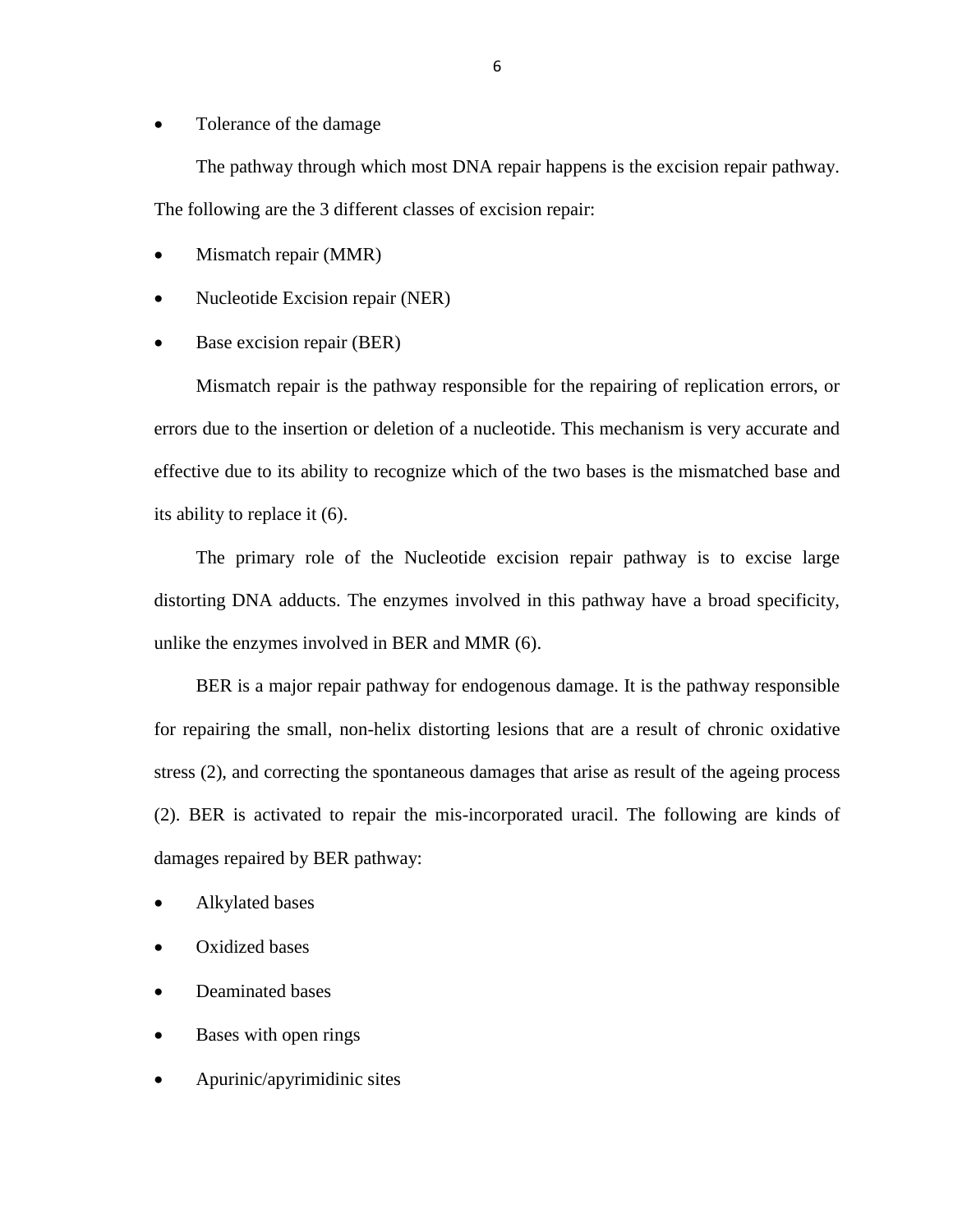- Tolerance of the damage

The pathway through which most DNA repair happens is the excision repair pathway. The following are the 3 different classes of excision repair:

- Mismatch repair (MMR)
- Nucleotide Excision repair (NER)
- Base excision repair (BER)

Mismatch repair is the pathway responsible for the repairing of replication errors, or errors due to the insertion or deletion of a nucleotide. This mechanism is very accurate and effective due to its ability to recognize which of the two bases is the mismatched base and its ability to replace it (6).

The primary role of the Nucleotide excision repair pathway is to excise large distorting DNA adducts. The enzymes involved in this pathway have a broad specificity, unlike the enzymes involved in BER and MMR (6).

BER is a major repair pathway for endogenous damage. It is the pathway responsible for repairing the small, non-helix distorting lesions that are a result of chronic oxidative stress (2), and correcting the spontaneous damages that arise as result of the ageing process (2). BER is activated to repair the mis-incorporated uracil. The following are kinds of damages repaired by BER pathway:

- Alkylated bases
- Oxidized bases
- Deaminated bases
- Bases with open rings
- Apurinic/apyrimidinic sites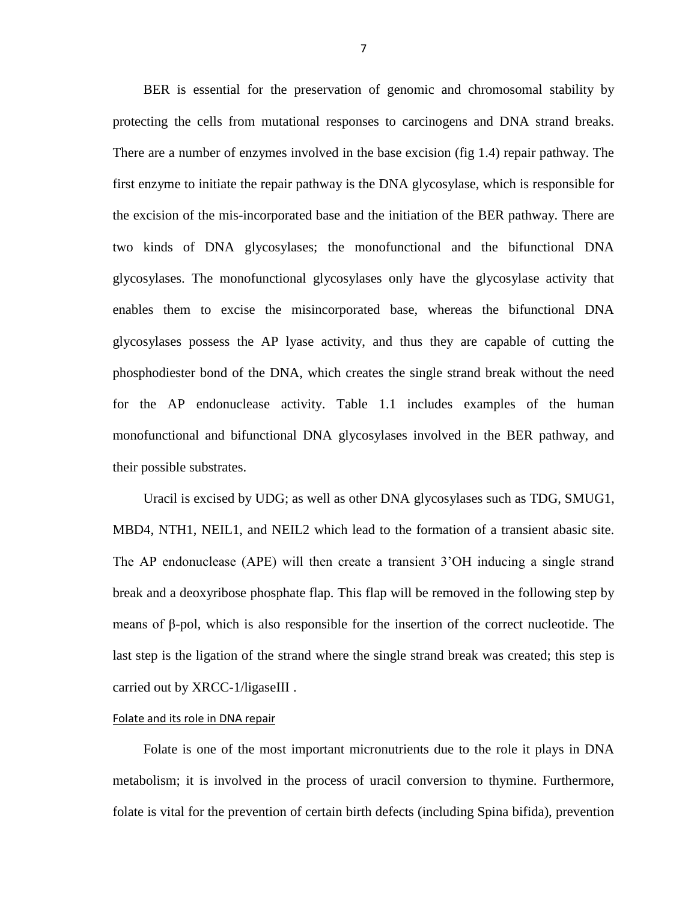BER is essential for the preservation of genomic and chromosomal stability by protecting the cells from mutational responses to carcinogens and DNA strand breaks. There are a number of enzymes involved in the base excision (fig 1.4) repair pathway. The first enzyme to initiate the repair pathway is the DNA glycosylase, which is responsible for the excision of the mis-incorporated base and the initiation of the BER pathway. There are two kinds of DNA glycosylases; the monofunctional and the bifunctional DNA glycosylases. The monofunctional glycosylases only have the glycosylase activity that enables them to excise the misincorporated base, whereas the bifunctional DNA glycosylases possess the AP lyase activity, and thus they are capable of cutting the phosphodiester bond of the DNA, which creates the single strand break without the need for the AP endonuclease activity. Table 1.1 includes examples of the human monofunctional and bifunctional DNA glycosylases involved in the BER pathway, and their possible substrates.

Uracil is excised by UDG; as well as other DNA glycosylases such as TDG, SMUG1, MBD4, NTH1, NEIL1, and NEIL2 which lead to the formation of a transient abasic site. The AP endonuclease (APE) will then create a transient 3'OH inducing a single strand break and a deoxyribose phosphate flap. This flap will be removed in the following step by means of β-pol, which is also responsible for the insertion of the correct nucleotide. The last step is the ligation of the strand where the single strand break was created; this step is carried out by XRCC-1/ligaseIII .

## Folate and its role in DNA repair

Folate is one of the most important micronutrients due to the role it plays in DNA metabolism; it is involved in the process of uracil conversion to thymine. Furthermore, folate is vital for the prevention of certain birth defects (including Spina bifida), prevention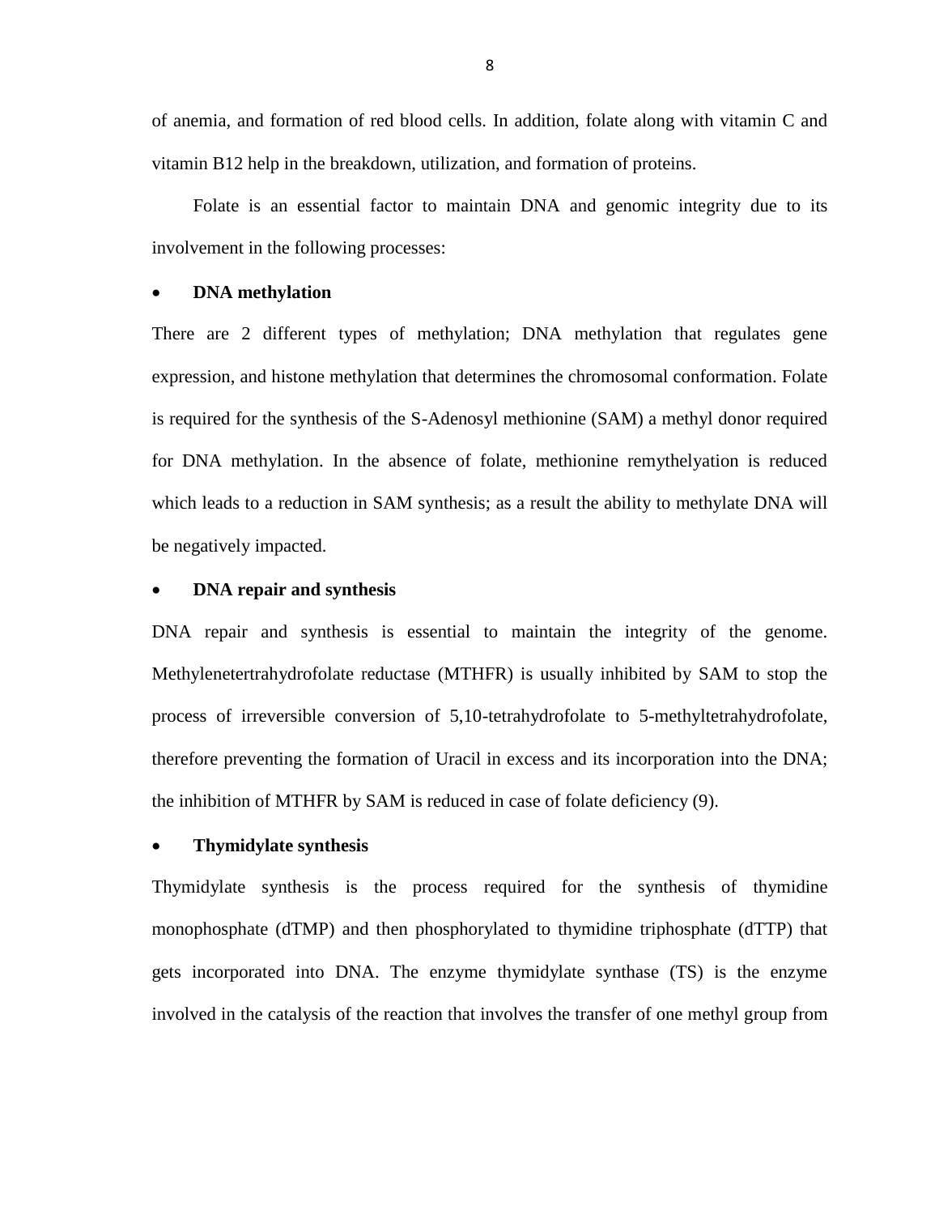of anemia, and formation of red blood cells. In addition, folate along with vitamin C and vitamin B12 help in the breakdown, utilization, and formation of proteins.

Folate is an essential factor to maintain DNA and genomic integrity due to its involvement in the following processes:

- **DNA methylation**

There are 2 different types of methylation; DNA methylation that regulates gene expression, and histone methylation that determines the chromosomal conformation. Folate is required for the synthesis of the S-Adenosyl methionine (SAM) a methyl donor required for DNA methylation. In the absence of folate, methionine remythelyation is reduced which leads to a reduction in SAM synthesis; as a result the ability to methylate DNA will be negatively impacted.

- **DNA repair and synthesis**

DNA repair and synthesis is essential to maintain the integrity of the genome. Methylenetertrahydrofolate reductase (MTHFR) is usually inhibited by SAM to stop the process of irreversible conversion of 5,10-tetrahydrofolate to 5-methyltetrahydrofolate, therefore preventing the formation of Uracil in excess and its incorporation into the DNA; the inhibition of MTHFR by SAM is reduced in case of folate deficiency (9).

- **Thymidylate synthesis**

Thymidylate synthesis is the process required for the synthesis of thymidine monophosphate (dTMP) and then phosphorylated to thymidine triphosphate (dTTP) that gets incorporated into DNA. The enzyme thymidylate synthase (TS) is the enzyme involved in the catalysis of the reaction that involves the transfer of one methyl group from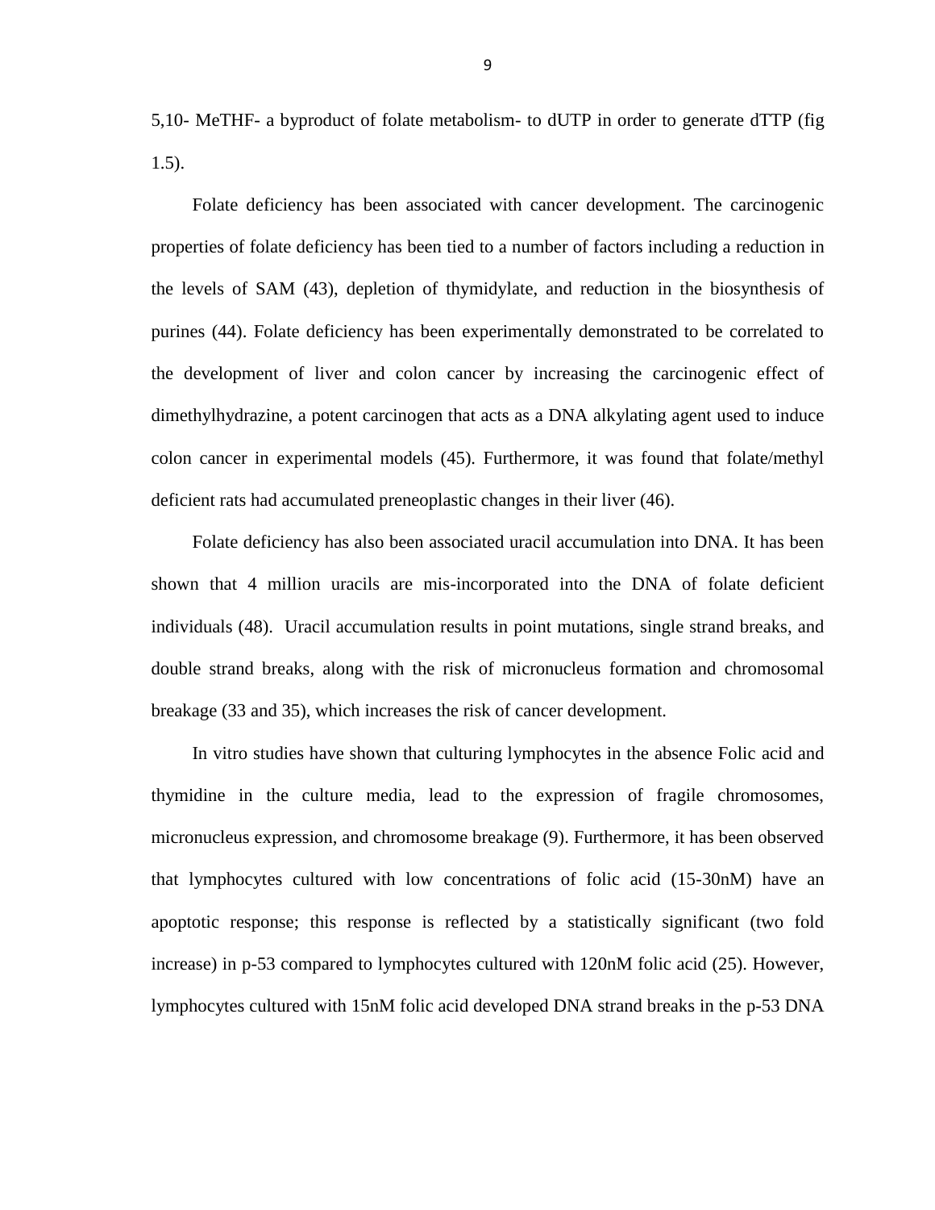5,10- MeTHF- a byproduct of folate metabolism- to dUTP in order to generate dTTP (fig 1.5).

Folate deficiency has been associated with cancer development. The carcinogenic properties of folate deficiency has been tied to a number of factors including a reduction in the levels of SAM (43), depletion of thymidylate, and reduction in the biosynthesis of purines (44). Folate deficiency has been experimentally demonstrated to be correlated to the development of liver and colon cancer by increasing the carcinogenic effect of dimethylhydrazine, a potent carcinogen that acts as a DNA alkylating agent used to induce colon cancer in experimental models (45). Furthermore, it was found that folate/methyl deficient rats had accumulated preneoplastic changes in their liver (46).

Folate deficiency has also been associated uracil accumulation into DNA. It has been shown that 4 million uracils are mis-incorporated into the DNA of folate deficient individuals (48). Uracil accumulation results in point mutations, single strand breaks, and double strand breaks, along with the risk of micronucleus formation and chromosomal breakage (33 and 35), which increases the risk of cancer development.

In vitro studies have shown that culturing lymphocytes in the absence Folic acid and thymidine in the culture media, lead to the expression of fragile chromosomes, micronucleus expression, and chromosome breakage (9). Furthermore, it has been observed that lymphocytes cultured with low concentrations of folic acid (15-30nM) have an apoptotic response; this response is reflected by a statistically significant (two fold increase) in p-53 compared to lymphocytes cultured with 120nM folic acid (25). However, lymphocytes cultured with 15nM folic acid developed DNA strand breaks in the p-53 DNA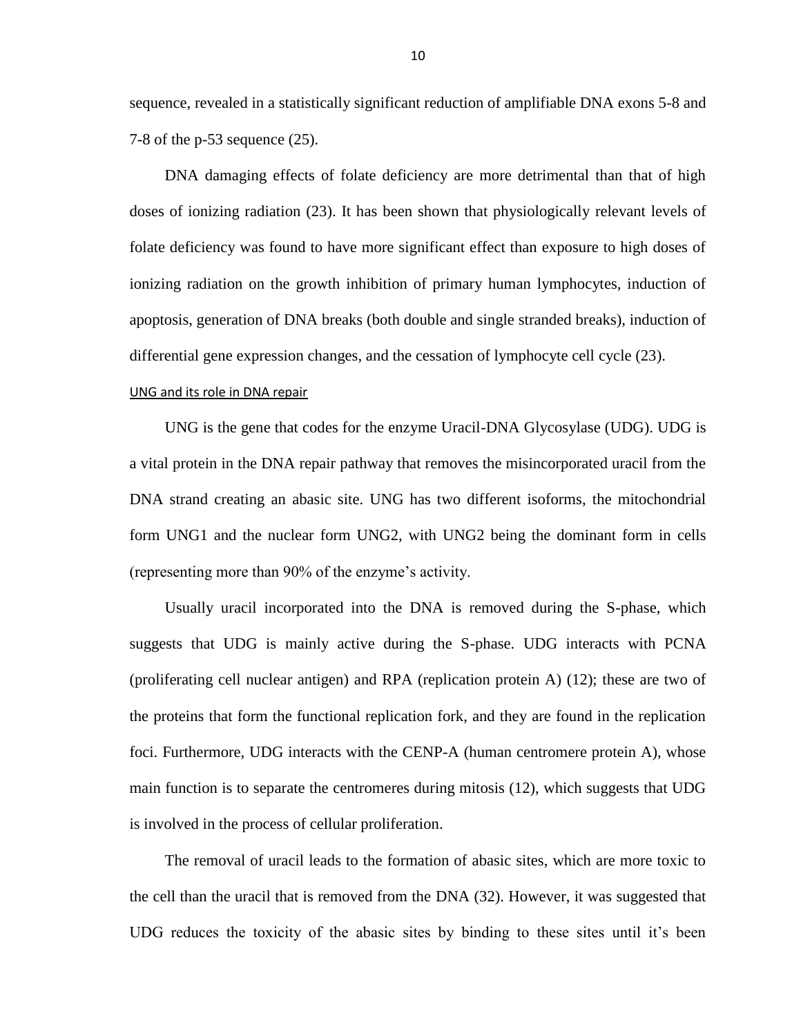sequence, revealed in a statistically significant reduction of amplifiable DNA exons 5-8 and 7-8 of the p-53 sequence (25).

DNA damaging effects of folate deficiency are more detrimental than that of high doses of ionizing radiation (23). It has been shown that physiologically relevant levels of folate deficiency was found to have more significant effect than exposure to high doses of ionizing radiation on the growth inhibition of primary human lymphocytes, induction of apoptosis, generation of DNA breaks (both double and single stranded breaks), induction of differential gene expression changes, and the cessation of lymphocyte cell cycle (23).

### UNG and its role in DNA repair

UNG is the gene that codes for the enzyme Uracil-DNA Glycosylase (UDG). UDG is a vital protein in the DNA repair pathway that removes the misincorporated uracil from the DNA strand creating an abasic site. UNG has two different isoforms, the mitochondrial form UNG1 and the nuclear form UNG2, with UNG2 being the dominant form in cells (representing more than 90% of the enzyme's activity.

Usually uracil incorporated into the DNA is removed during the S-phase, which suggests that UDG is mainly active during the S-phase. UDG interacts with PCNA (proliferating cell nuclear antigen) and RPA (replication protein A) (12); these are two of the proteins that form the functional replication fork, and they are found in the replication foci. Furthermore, UDG interacts with the CENP-A (human centromere protein A), whose main function is to separate the centromeres during mitosis (12), which suggests that UDG is involved in the process of cellular proliferation.

The removal of uracil leads to the formation of abasic sites, which are more toxic to the cell than the uracil that is removed from the DNA (32). However, it was suggested that UDG reduces the toxicity of the abasic sites by binding to these sites until it's been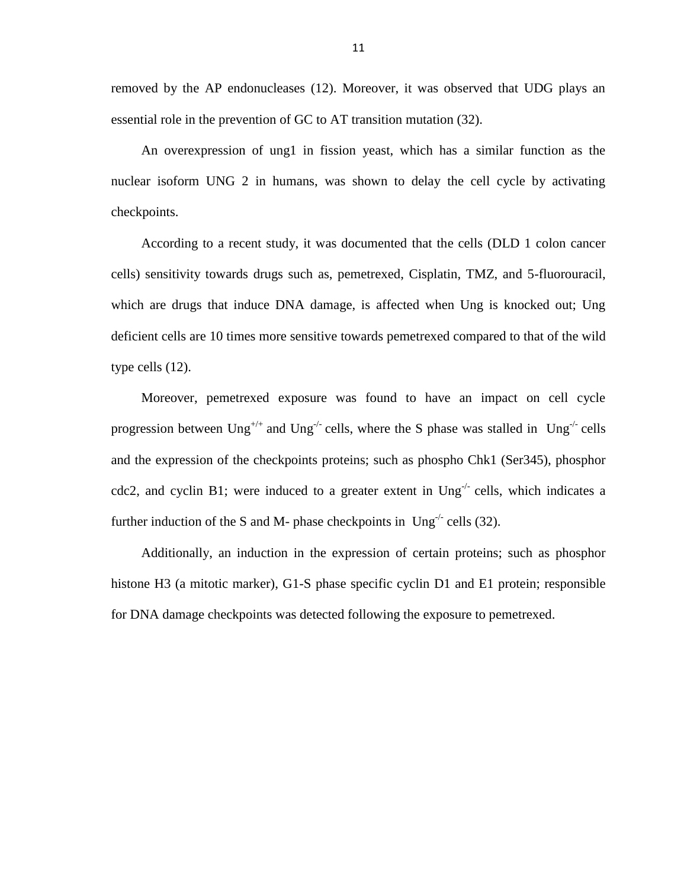removed by the AP endonucleases (12). Moreover, it was observed that UDG plays an essential role in the prevention of GC to AT transition mutation (32).

An overexpression of ung1 in fission yeast, which has a similar function as the nuclear isoform UNG 2 in humans, was shown to delay the cell cycle by activating checkpoints.

According to a recent study, it was documented that the cells (DLD 1 colon cancer cells) sensitivity towards drugs such as, pemetrexed, Cisplatin, TMZ, and 5-fluorouracil, which are drugs that induce DNA damage, is affected when Ung is knocked out; Ung deficient cells are 10 times more sensitive towards pemetrexed compared to that of the wild type cells (12).

Moreover, pemetrexed exposure was found to have an impact on cell cycle progression between $Ung^{+/+}$ and $Ung^{-/-}$ cells, where the S phase was stalled in $Ung^{-/-}$ cells and the expression of the checkpoints proteins; such as phospho Chk1 (Ser345), phosphor cdc2, and cyclin B1; were induced to a greater extent in $Ung^{-/-}$ cells, which indicates a further induction of the S and M- phase checkpoints in $Ung^{-/-}$ cells (32).

Additionally, an induction in the expression of certain proteins; such as phosphor histone H3 (a mitotic marker), G1-S phase specific cyclin D1 and E1 protein; responsible for DNA damage checkpoints was detected following the exposure to pemetrexed.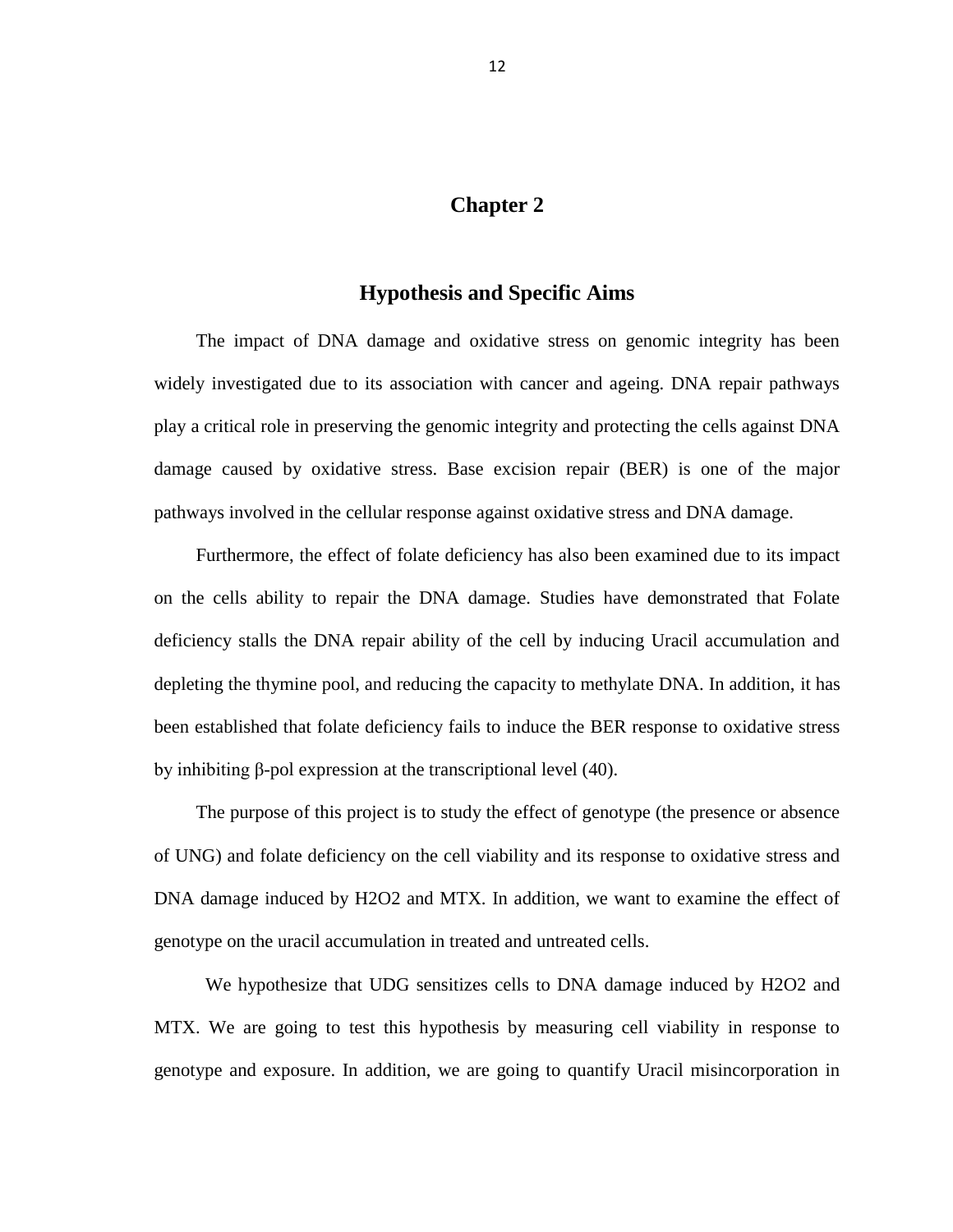# Chapter 2

## Hypothesis and Specific Aims

The impact of DNA damage and oxidative stress on genomic integrity has been widely investigated due to its association with cancer and ageing. DNA repair pathways play a critical role in preserving the genomic integrity and protecting the cells against DNA damage caused by oxidative stress. Base excision repair (BER) is one of the major pathways involved in the cellular response against oxidative stress and DNA damage.

Furthermore, the effect of folate deficiency has also been examined due to its impact on the cells ability to repair the DNA damage. Studies have demonstrated that Folate deficiency stalls the DNA repair ability of the cell by inducing Uracil accumulation and depleting the thymine pool, and reducing the capacity to methylate DNA. In addition, it has been established that folate deficiency fails to induce the BER response to oxidative stress by inhibiting β-pol expression at the transcriptional level (40).

The purpose of this project is to study the effect of genotype (the presence or absence of UNG) and folate deficiency on the cell viability and its response to oxidative stress and DNA damage induced by $H_2O_2$ and MTX. In addition, we want to examine the effect of genotype on the uracil accumulation in treated and untreated cells.

We hypothesize that UDG sensitizes cells to DNA damage induced by $H_2O_2$ and MTX. We are going to test this hypothesis by measuring cell viability in response to genotype and exposure. In addition, we are going to quantify Uracil misincorporation in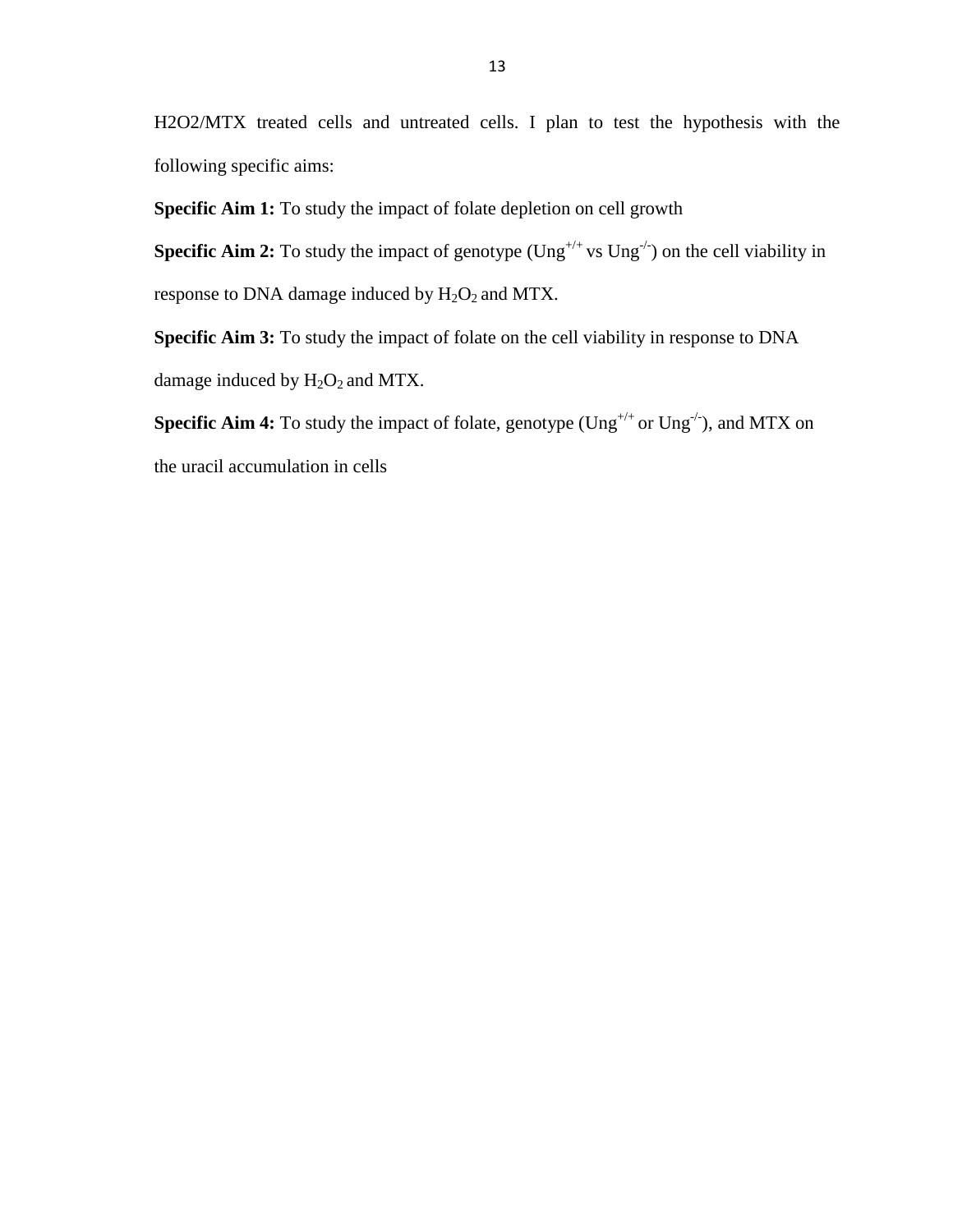H2O2/MTX treated cells and untreated cells. I plan to test the hypothesis with the following specific aims:

**Specific Aim 1:** To study the impact of folate depletion on cell growth

**Specific Aim 2:** To study the impact of genotype ($Ung^{+/+}$ vs $Ung^{-/-}$) on the cell viability in response to DNA damage induced by $H_2O_2$ and MTX.

**Specific Aim 3:** To study the impact of folate on the cell viability in response to DNA damage induced by $H_2O_2$ and MTX.

**Specific Aim 4:** To study the impact of folate, genotype ($Ung^{+/+}$ or $Ung^{-/-}$), and MTX on the uracil accumulation in cells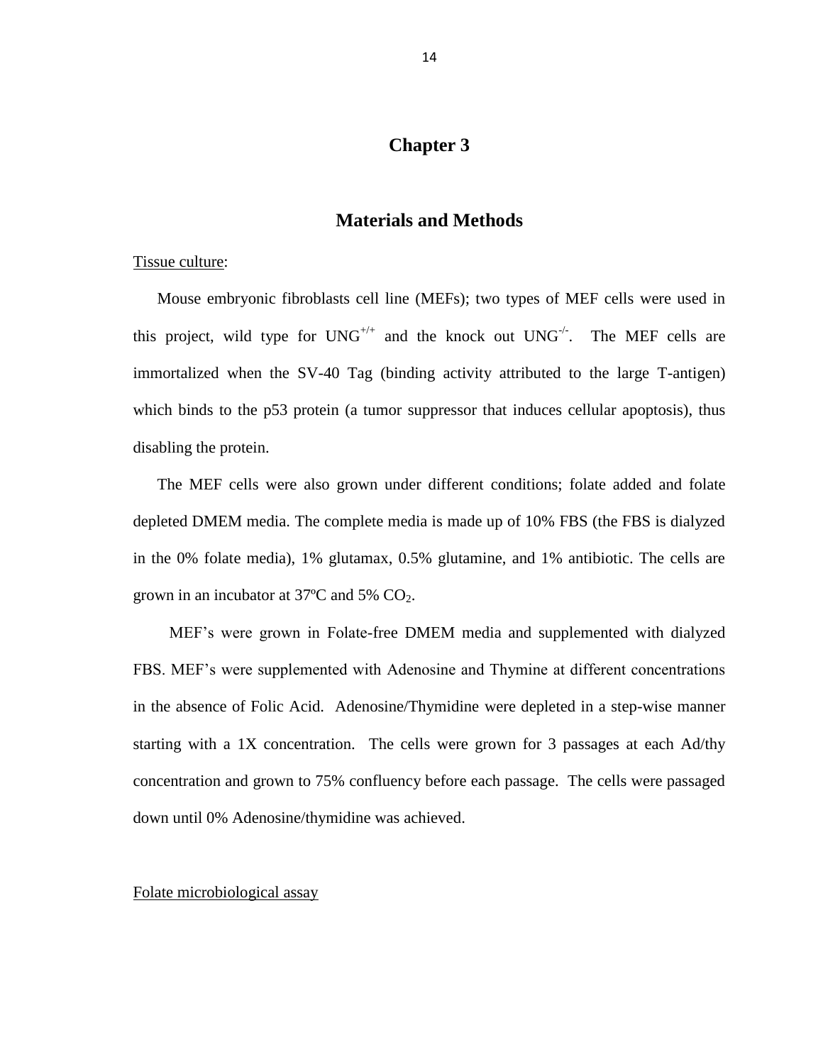# Chapter 3

## Materials and Methods

Tissue culture:

Mouse embryonic fibroblasts cell line (MEFs); two types of MEF cells were used in this project, wild type for $UNG^{+/+}$ and the knock out $UNG^{-/-}$. The MEF cells are immortalized when the SV-40 Tag (binding activity attributed to the large T-antigen) which binds to the p53 protein (a tumor suppressor that induces cellular apoptosis), thus disabling the protein.

The MEF cells were also grown under different conditions; folate added and folate depleted DMEM media. The complete media is made up of 10% FBS (the FBS is dialyzed in the 0% folate media), 1% glutamax, 0.5% glutamine, and 1% antibiotic. The cells are grown in an incubator at 37ºC and 5% $CO_2$.

MEF's were grown in Folate-free DMEM media and supplemented with dialyzed FBS. MEF's were supplemented with Adenosine and Thymine at different concentrations in the absence of Folic Acid. Adenosine/Thymidine were depleted in a step-wise manner starting with a 1X concentration. The cells were grown for 3 passages at each Ad/thy concentration and grown to 75% confluency before each passage. The cells were passaged down until 0% Adenosine/thymidine was achieved.

Folate microbiological assay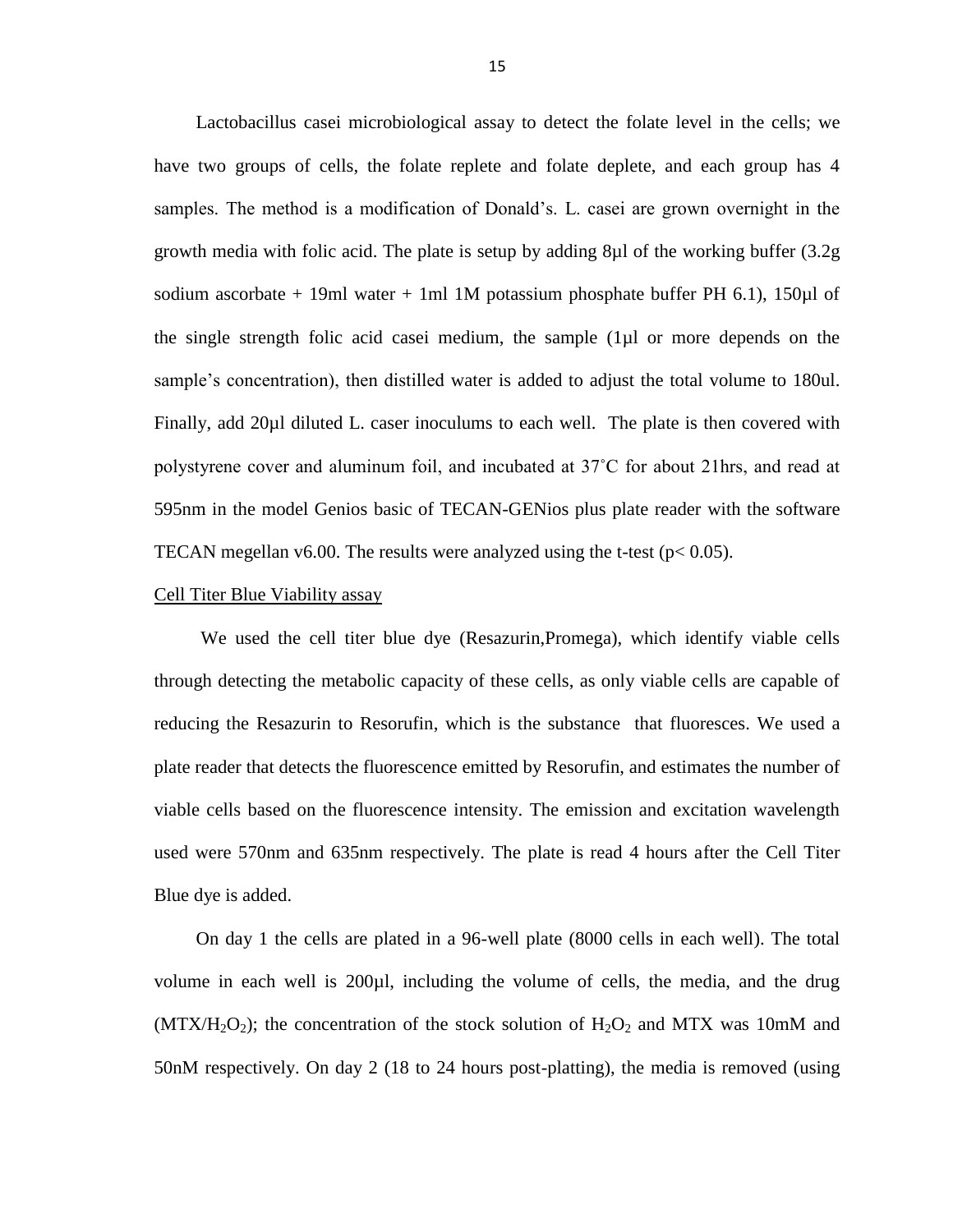Lactobacillus casei microbiological assay to detect the folate level in the cells; we have two groups of cells, the folate replete and folate deplete, and each group has 4 samples. The method is a modification of Donald's. L. casei are grown overnight in the growth media with folic acid. The plate is setup by adding 8µl of the working buffer (3.2g sodium ascorbate + 19ml water + 1ml 1M potassium phosphate buffer PH 6.1), 150µl of the single strength folic acid casei medium, the sample (1µl or more depends on the sample's concentration), then distilled water is added to adjust the total volume to 180ul. Finally, add 20µl diluted L. caser inoculums to each well. The plate is then covered with polystyrene cover and aluminum foil, and incubated at 37˚C for about 21hrs, and read at 595nm in the model Genios basic of TECAN-GENios plus plate reader with the software TECAN megellan v6.00. The results were analyzed using the t-test ($p < 0.05$).

<u>Cell Titer Blue Viability assay</u>

We used the cell titer blue dye (Resazurin,Promega), which identify viable cells through detecting the metabolic capacity of these cells, as only viable cells are capable of reducing the Resazurin to Resorufin, which is the substance that fluoresces. We used a plate reader that detects the fluorescence emitted by Resorufin, and estimates the number of viable cells based on the fluorescence intensity. The emission and excitation wavelength used were 570nm and 635nm respectively. The plate is read 4 hours after the Cell Titer Blue dye is added.

On day 1 the cells are plated in a 96-well plate (8000 cells in each well). The total volume in each well is 200µl, including the volume of cells, the media, and the drug (MTX/$H_2O_2$); the concentration of the stock solution of $H_2O_2$ and MTX was 10mM and 50nM respectively. On day 2 (18 to 24 hours post-platting), the media is removed (using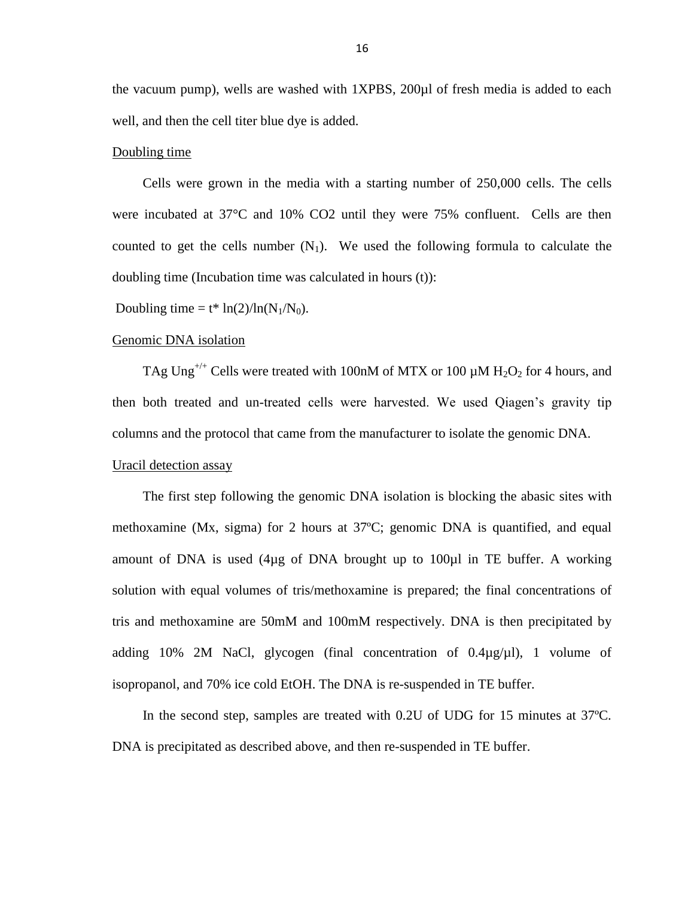the vacuum pump), wells are washed with 1XPBS, 200µl of fresh media is added to each well, and then the cell titer blue dye is added.

Doubling time

Cells were grown in the media with a starting number of 250,000 cells. The cells were incubated at 37°C and 10% CO2 until they were 75% confluent. Cells are then counted to get the cells number ($N_1$). We used the following formula to calculate the doubling time (Incubation time was calculated in hours (t)):

Doubling time = $t * \ln(2)/\ln(N_1/N_0)$.

Genomic DNA isolation

TAg Ung$^{+/+}$ Cells were treated with 100nM of MTX or 100 µM $H_2O_2$ for 4 hours, and then both treated and un-treated cells were harvested. We used Qiagen's gravity tip columns and the protocol that came from the manufacturer to isolate the genomic DNA.

Uracil detection assay

The first step following the genomic DNA isolation is blocking the abasic sites with methoxamine (Mx, sigma) for 2 hours at 37ºC; genomic DNA is quantified, and equal amount of DNA is used (4µg of DNA brought up to 100µl in TE buffer. A working solution with equal volumes of tris/methoxamine is prepared; the final concentrations of tris and methoxamine are 50mM and 100mM respectively. DNA is then precipitated by adding 10% 2M NaCl, glycogen (final concentration of 0.4µg/µl), 1 volume of isopropanol, and 70% ice cold EtOH. The DNA is re-suspended in TE buffer.

In the second step, samples are treated with 0.2U of UDG for 15 minutes at 37ºC. DNA is precipitated as described above, and then re-suspended in TE buffer.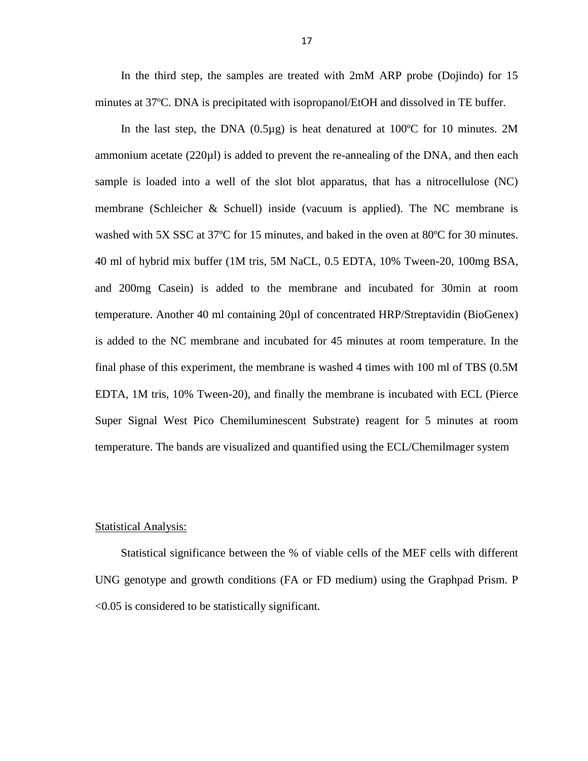In the third step, the samples are treated with 2mM ARP probe (Dojindo) for 15 minutes at 37ºC. DNA is precipitated with isopropanol/EtOH and dissolved in TE buffer.

In the last step, the DNA (0.5µg) is heat denatured at 100ºC for 10 minutes. 2M ammonium acetate (220µl) is added to prevent the re-annealing of the DNA, and then each sample is loaded into a well of the slot blot apparatus, that has a nitrocellulose (NC) membrane (Schleicher & Schuell) inside (vacuum is applied). The NC membrane is washed with 5X SSC at 37ºC for 15 minutes, and baked in the oven at 80ºC for 30 minutes. 40 ml of hybrid mix buffer (1M tris, 5M NaCL, 0.5 EDTA, 10% Tween-20, 100mg BSA, and 200mg Casein) is added to the membrane and incubated for 30min at room temperature. Another 40 ml containing 20µl of concentrated HRP/Streptavidin (BioGenex) is added to the NC membrane and incubated for 45 minutes at room temperature. In the final phase of this experiment, the membrane is washed 4 times with 100 ml of TBS (0.5M EDTA, 1M tris, 10% Tween-20), and finally the membrane is incubated with ECL (Pierce Super Signal West Pico Chemiluminescent Substrate) reagent for 5 minutes at room temperature. The bands are visualized and quantified using the ECL/Chemilmager system

<u>Statistical Analysis:</u>

Statistical significance between the % of viable cells of the MEF cells with different UNG genotype and growth conditions (FA or FD medium) using the Graphpad Prism. P <0.05 is considered to be statistically significant.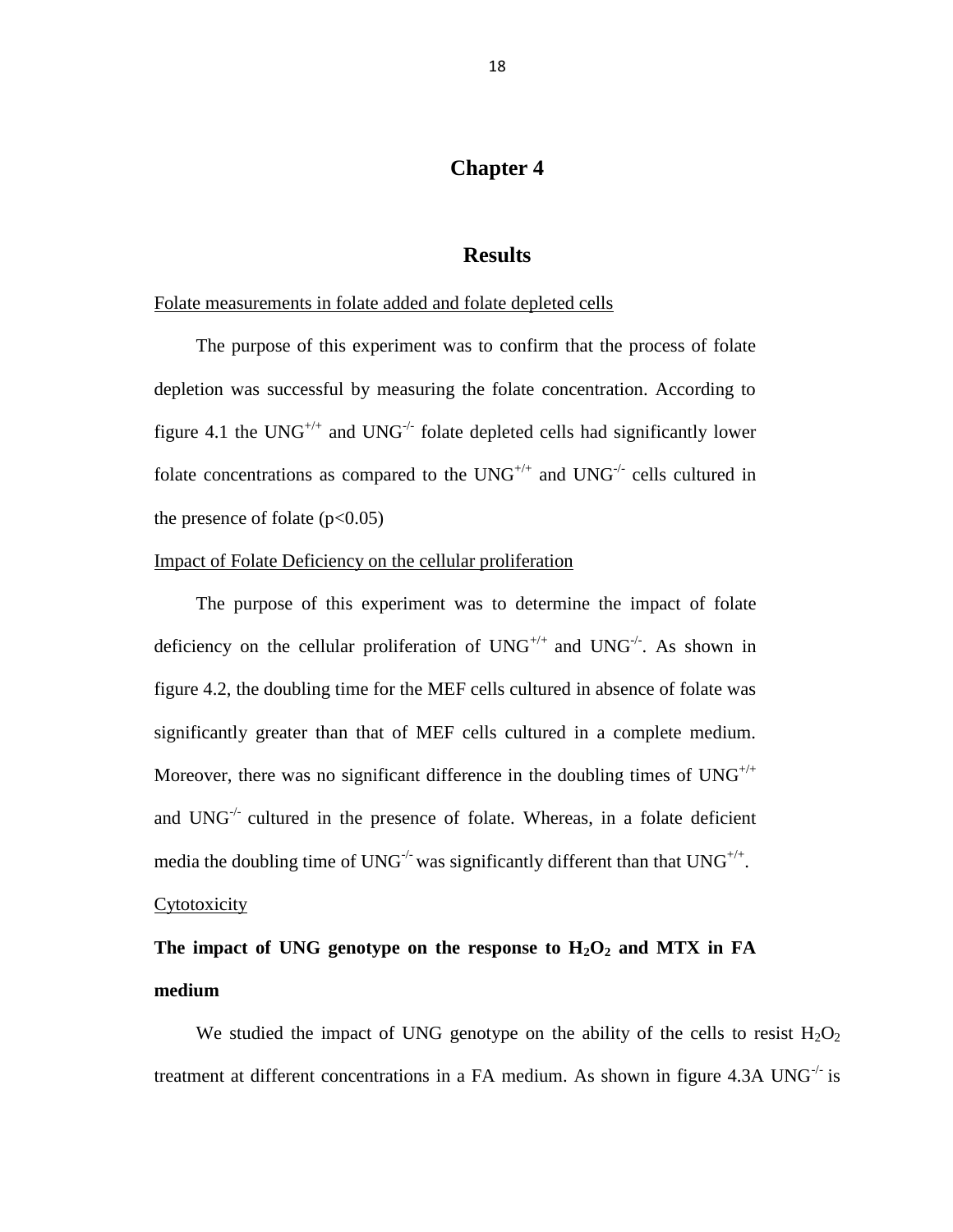# Chapter 4

## Results

Folate measurements in folate added and folate depleted cells

The purpose of this experiment was to confirm that the process of folate depletion was successful by measuring the folate concentration. According to figure 4.1 the $UNG^{+/+}$ and $UNG^{-/-}$ folate depleted cells had significantly lower folate concentrations as compared to the $UNG^{+/+}$ and $UNG^{-/-}$ cells cultured in the presence of folate ($p<0.05$)

Impact of Folate Deficiency on the cellular proliferation

The purpose of this experiment was to determine the impact of folate deficiency on the cellular proliferation of $UNG^{+/+}$ and $UNG^{-/-}$. As shown in figure 4.2, the doubling time for the MEF cells cultured in absence of folate was significantly greater than that of MEF cells cultured in a complete medium. Moreover, there was no significant difference in the doubling times of $UNG^{+/+}$ and $UNG^{-/-}$ cultured in the presence of folate. Whereas, in a folate deficient media the doubling time of $UNG^{-/-}$ was significantly different than that $UNG^{+/+}$.

Cytotoxicity

**The impact of UNG genotype on the response to $H_2O_2$ and MTX in FA medium**

We studied the impact of UNG genotype on the ability of the cells to resist $H_2O_2$ treatment at different concentrations in a FA medium. As shown in figure 4.3A $UNG^{-/-}$ is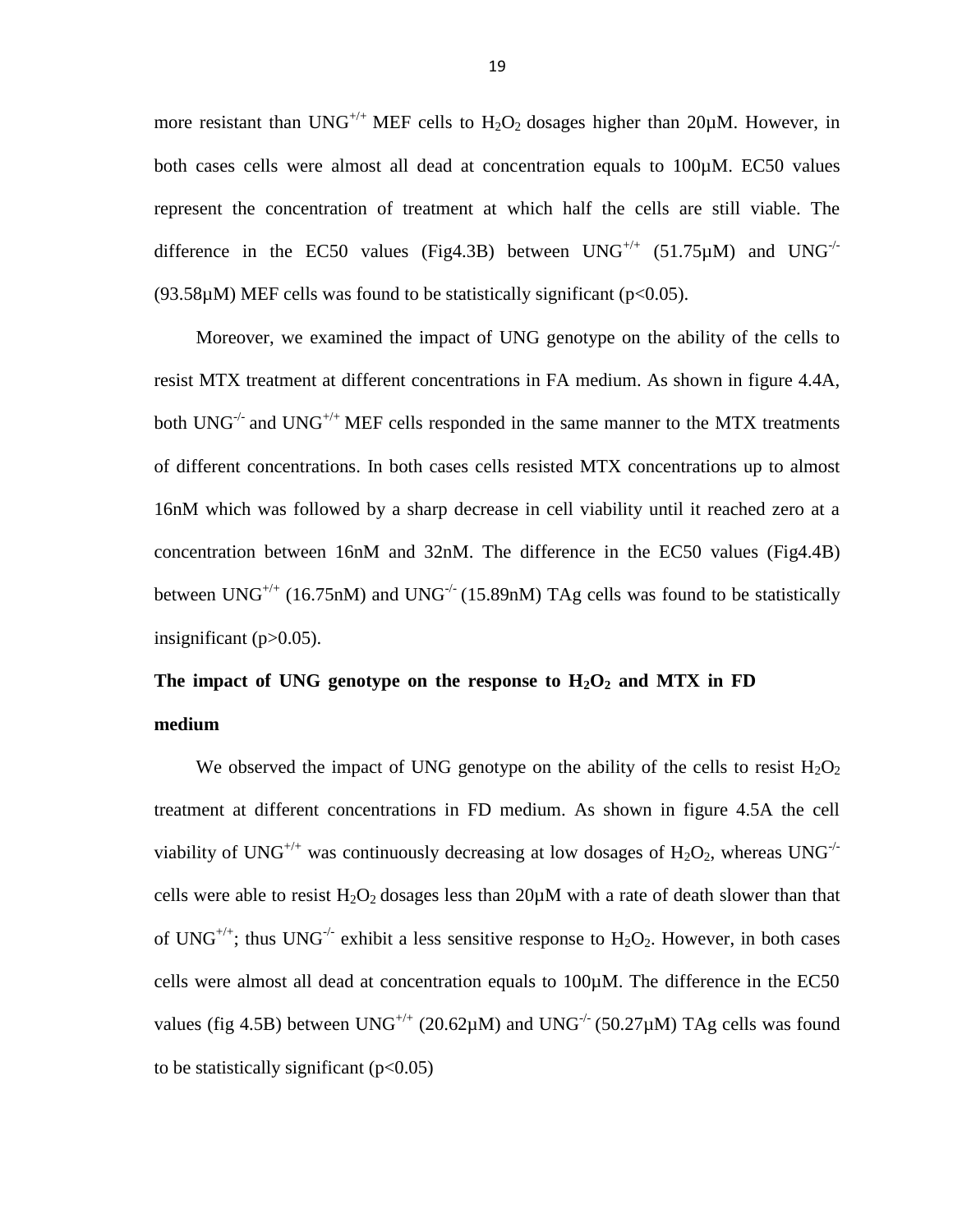more resistant than $UNG^{+/+}$ MEF cells to $H_2O_2$ dosages higher than 20µM. However, in both cases cells were almost all dead at concentration equals to 100µM. EC50 values represent the concentration of treatment at which half the cells are still viable. The difference in the EC50 values (Fig4.3B) between $UNG^{+/+}$ (51.75µM) and $UNG^{-/-}$ (93.58µM) MEF cells was found to be statistically significant ($p<0.05$).

Moreover, we examined the impact of UNG genotype on the ability of the cells to resist MTX treatment at different concentrations in FA medium. As shown in figure 4.4A, both $UNG^{-/-}$ and $UNG^{+/+}$ MEF cells responded in the same manner to the MTX treatments of different concentrations. In both cases cells resisted MTX concentrations up to almost 16nM which was followed by a sharp decrease in cell viability until it reached zero at a concentration between 16nM and 32nM. The difference in the EC50 values (Fig4.4B) between $UNG^{+/+}$ (16.75nM) and $UNG^{-/-}$ (15.89nM) TAg cells was found to be statistically insignificant ($p>0.05$).

**The impact of UNG genotype on the response to $H_2O_2$ and MTX in FD medium**

We observed the impact of UNG genotype on the ability of the cells to resist $H_2O_2$ treatment at different concentrations in FD medium. As shown in figure 4.5A the cell viability of $UNG^{+/+}$ was continuously decreasing at low dosages of $H_2O_2$, whereas $UNG^{-/-}$ cells were able to resist $H_2O_2$ dosages less than 20µM with a rate of death slower than that of $UNG^{+/+}$; thus $UNG^{-/-}$ exhibit a less sensitive response to $H_2O_2$. However, in both cases cells were almost all dead at concentration equals to 100µM. The difference in the EC50 values (fig 4.5B) between $UNG^{+/+}$ (20.62µM) and $UNG^{-/-}$ (50.27µM) TAg cells was found to be statistically significant ($p<0.05$)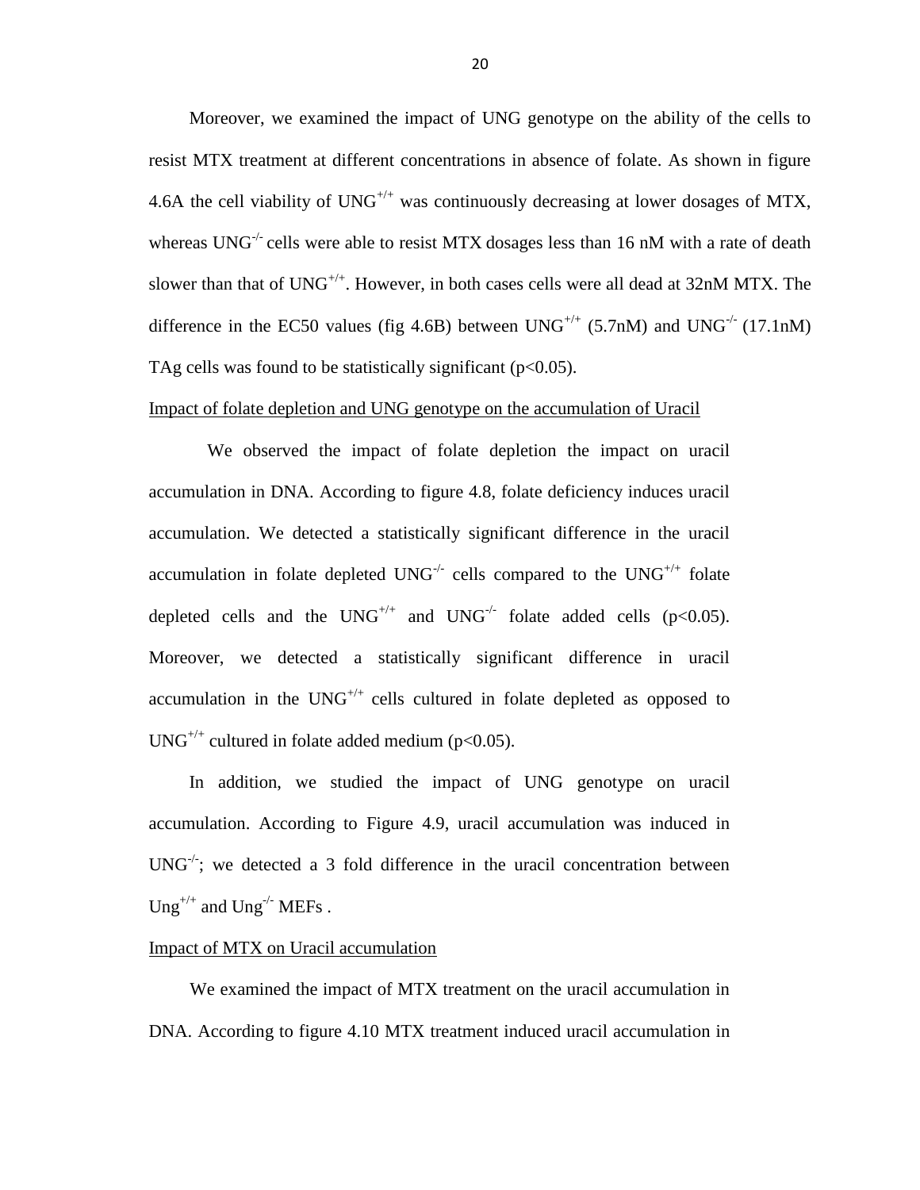Moreover, we examined the impact of UNG genotype on the ability of the cells to resist MTX treatment at different concentrations in absence of folate. As shown in figure 4.6A the cell viability of $UNG^{+/+}$ was continuously decreasing at lower dosages of MTX, whereas $UNG^{-/-}$ cells were able to resist MTX dosages less than 16 nM with a rate of death slower than that of $UNG^{+/+}$. However, in both cases cells were all dead at 32nM MTX. The difference in the EC50 values (fig 4.6B) between $UNG^{+/+}$ (5.7nM) and $UNG^{-/-}$ (17.1nM) TAg cells was found to be statistically significant ($p<0.05$).

<u>Impact of folate depletion and UNG genotype on the accumulation of Uracil</u>

We observed the impact of folate depletion the impact on uracil accumulation in DNA. According to figure 4.8, folate deficiency induces uracil accumulation. We detected a statistically significant difference in the uracil accumulation in folate depleted $UNG^{-/-}$ cells compared to the $UNG^{+/+}$ folate depleted cells and the $UNG^{+/+}$ and $UNG^{-/-}$ folate added cells ($p<0.05$). Moreover, we detected a statistically significant difference in uracil accumulation in the $UNG^{+/+}$ cells cultured in folate depleted as opposed to $UNG^{+/+}$ cultured in folate added medium ($p<0.05$).

In addition, we studied the impact of UNG genotype on uracil accumulation. According to Figure 4.9, uracil accumulation was induced in $UNG^{-/-}$; we detected a 3 fold difference in the uracil concentration between $Ung^{+/+}$ and $Ung^{-/-}$ MEFs .

<u>Impact of MTX on Uracil accumulation</u>

We examined the impact of MTX treatment on the uracil accumulation in DNA. According to figure 4.10 MTX treatment induced uracil accumulation in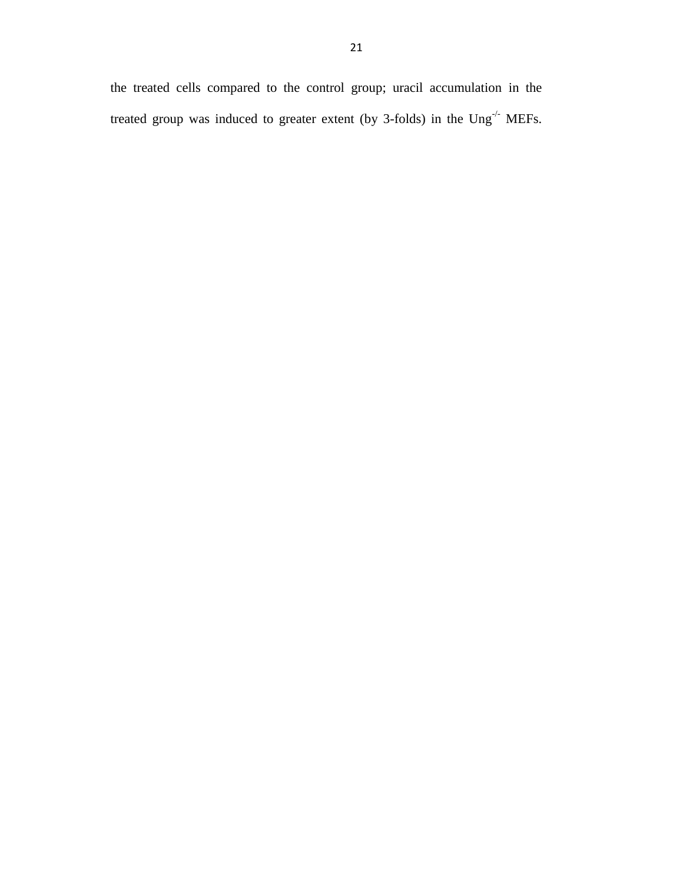the treated cells compared to the control group; uracil accumulation in the treated group was induced to greater extent (by 3-folds) in the $Ung^{-/-}$ MEFs.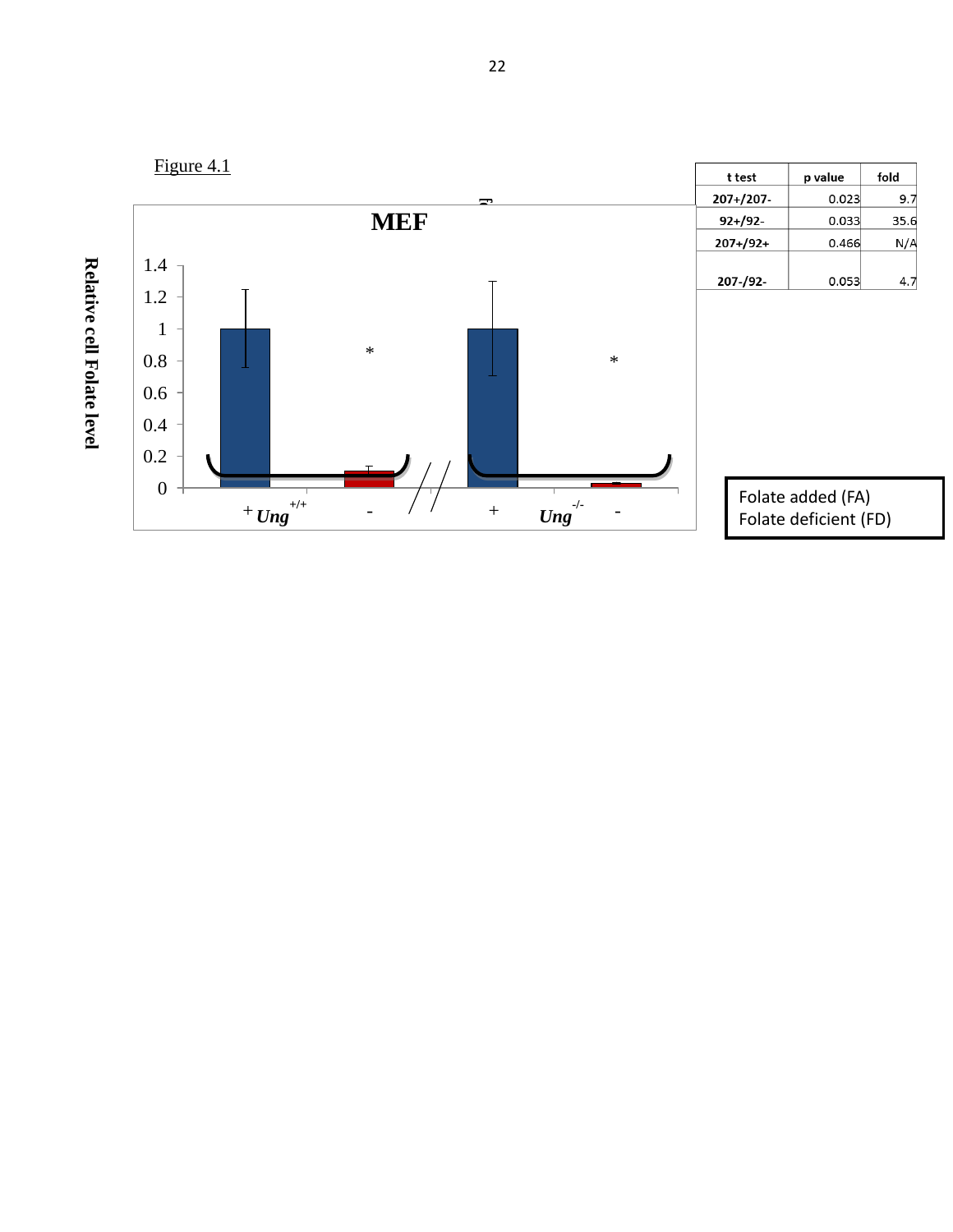Figure 4.1

| t test | p value | fold |
|---|---|---|
| 207+/207- | 0.023 | 9.7 |
| 92+/92- | 0.033 | 35.6 |
| 207+/92+ | 0.466 | N/A |
| 207-/92- | 0.053 | 4.7 |

**MEF**

**Relative cell Folate level**

1.4
1.2
1
0.8
0.6
0.4
0.2
0

\+ ***Ung*** $^{+/+}$ -

\+ ***Ung*** $^{-/-}$ -

Folate added (FA)
Folate deficient (FD)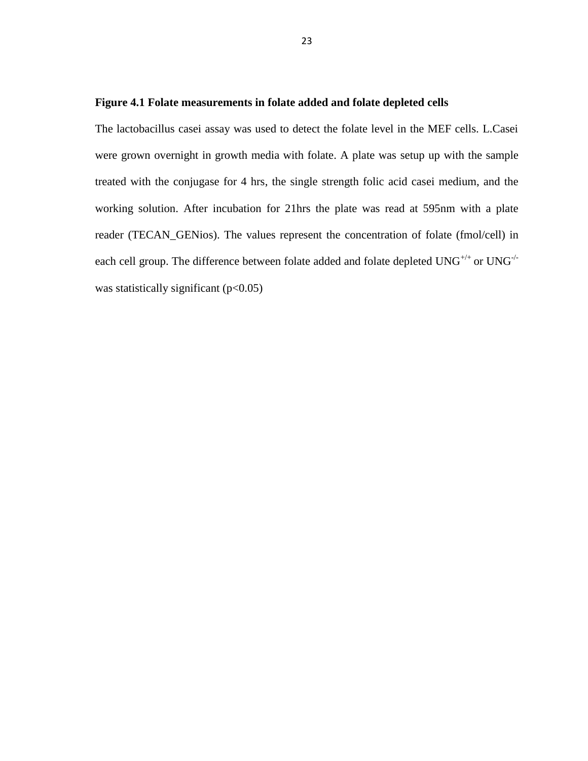**Figure 4.1 Folate measurements in folate added and folate depleted cells**

The lactobacillus casei assay was used to detect the folate level in the MEF cells. L.Casei were grown overnight in growth media with folate. A plate was setup up with the sample treated with the conjugase for 4 hrs, the single strength folic acid casei medium, and the working solution. After incubation for 21hrs the plate was read at 595nm with a plate reader (TECAN_GENios). The values represent the concentration of folate (fmol/cell) in each cell group. The difference between folate added and folate depleted $UNG^{+/+}$ or $UNG^{-/-}$ was statistically significant ($p<0.05$)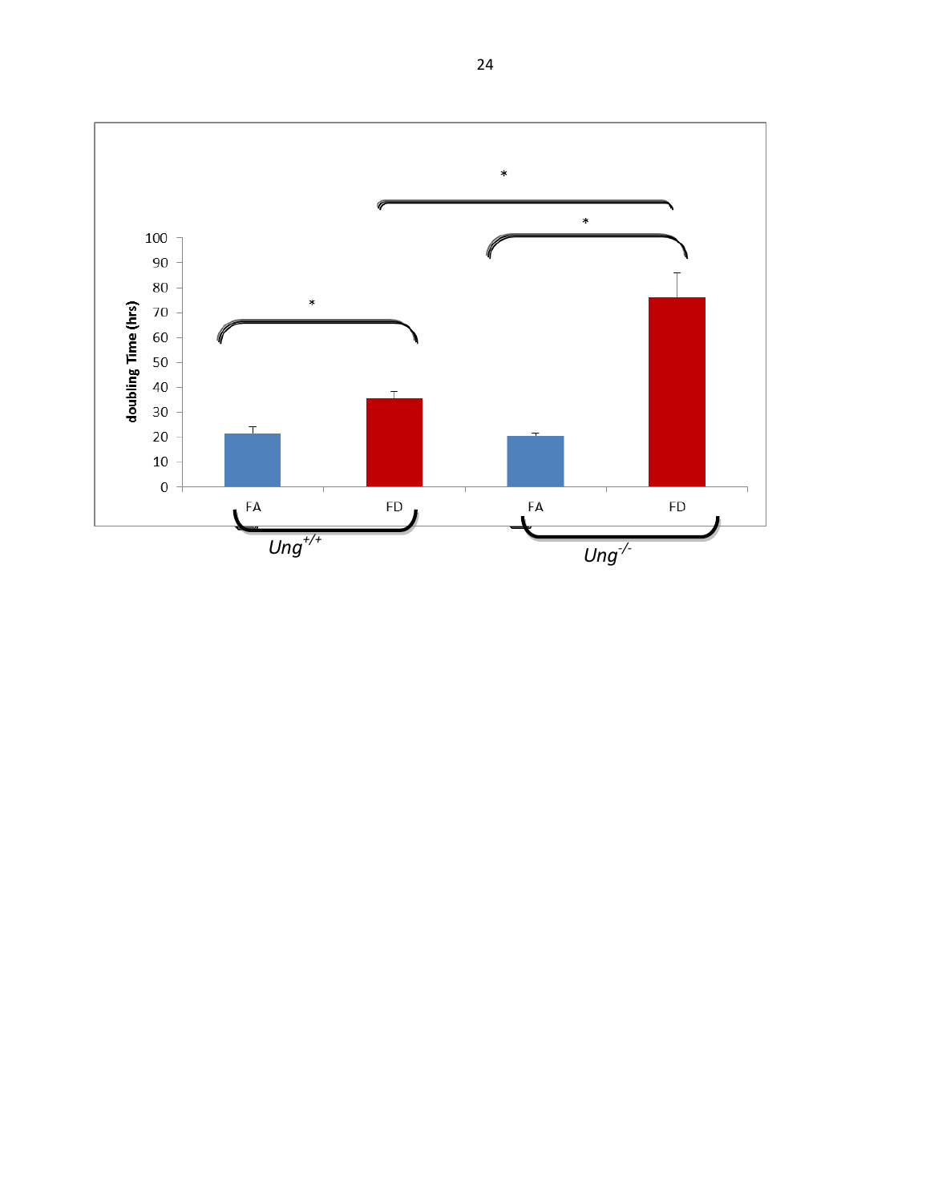doubling Time (hrs)

100
90
80
70
60
50
40
30
20
10
0

FA FD FA FD

*Ung*$^{+/+}$ *Ung*$^{-/-}$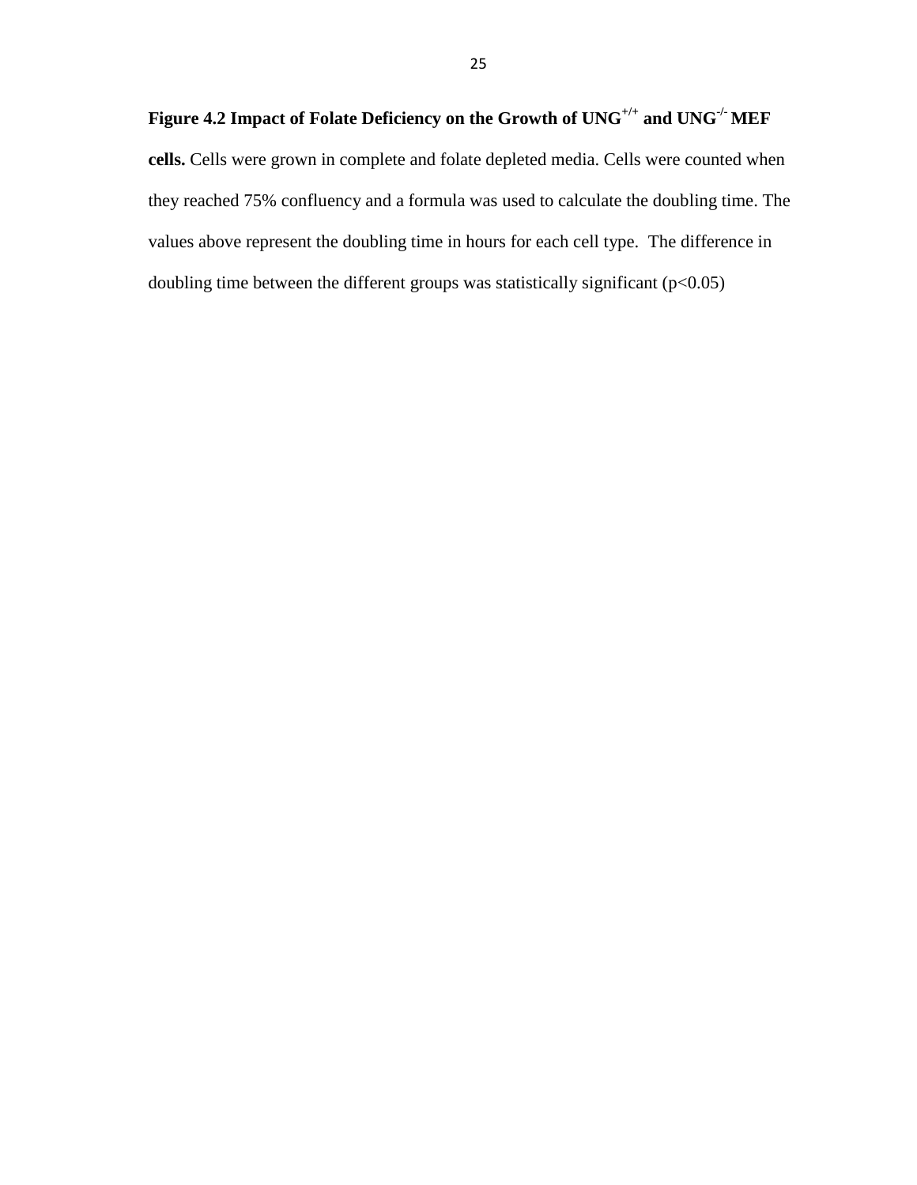**Figure 4.2 Impact of Folate Deficiency on the Growth of $UNG^{+/+}$ and $UNG^{-/-}$ MEF cells.** Cells were grown in complete and folate depleted media. Cells were counted when they reached 75% confluency and a formula was used to calculate the doubling time. The values above represent the doubling time in hours for each cell type. The difference in doubling time between the different groups was statistically significant ($p<0.05$)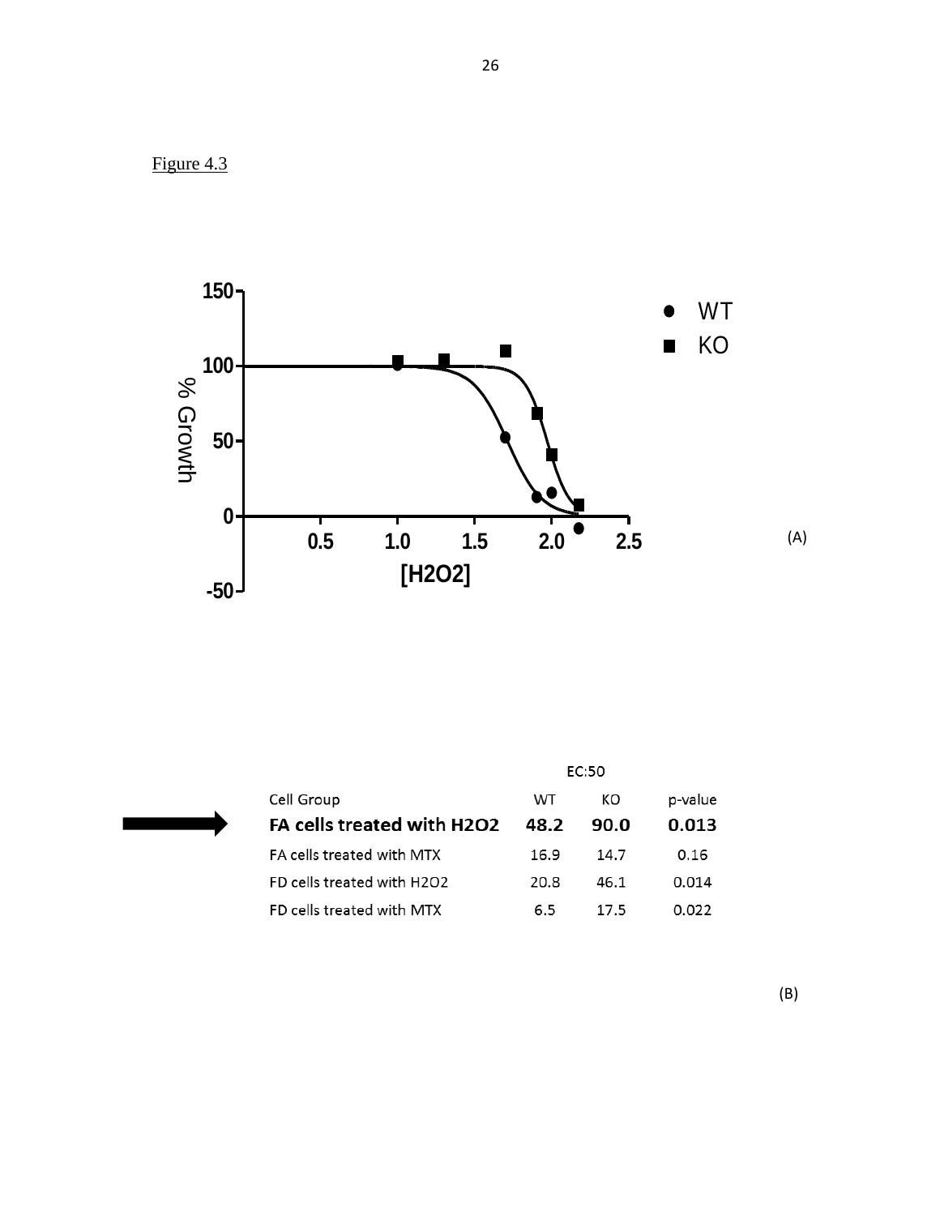Figure 4.3

(A)

| | EC:50 | | |
|---|---|---|---|
| Cell Group | WT | KO | p-value |
| **FA cells treated with H2O2** | **48.2** | **90.0** | **0.013** |
| FA cells treated with MTX | 16.9 | 14.7 | 0.16 |
| FD cells treated with H2O2 | 20.8 | 46.1 | 0.014 |
| FD cells treated with MTX | 6.5 | 17.5 | 0.022 |

(B)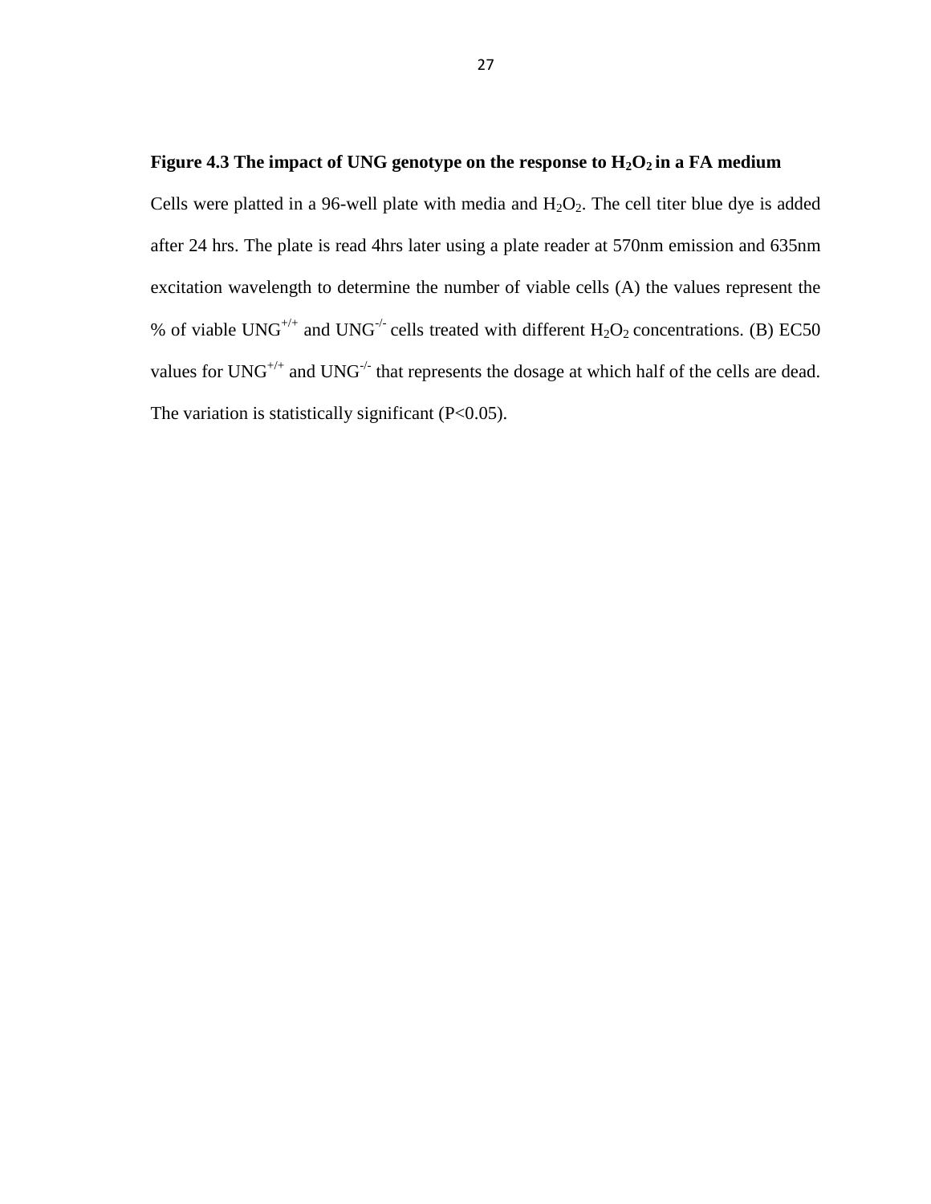**Figure 4.3 The impact of UNG genotype on the response to $H_2O_2$ in a FA medium**

Cells were platted in a 96-well plate with media and $H_2O_2$. The cell titer blue dye is added after 24 hrs. The plate is read 4hrs later using a plate reader at 570nm emission and 635nm excitation wavelength to determine the number of viable cells (A) the values represent the % of viable $UNG^{+/+}$ and $UNG^{-/-}$ cells treated with different $H_2O_2$ concentrations. (B) EC50 values for $UNG^{+/+}$ and $UNG^{-/-}$ that represents the dosage at which half of the cells are dead. The variation is statistically significant ($P<0.05$).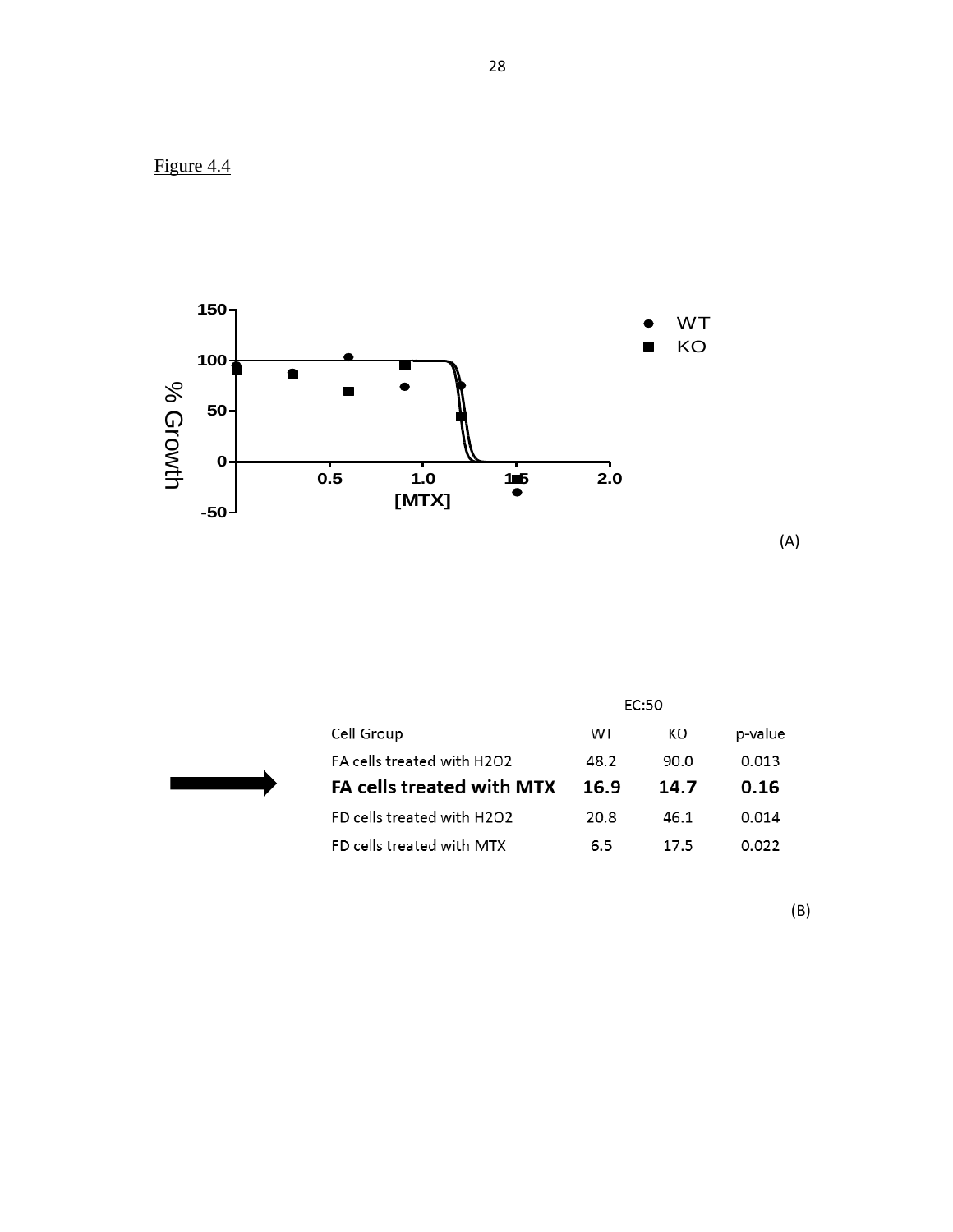Figure 4.4

(A)

| | EC:50 | | |
|---|---|---|---|
| Cell Group | WT | KO | p-value |
| FA cells treated with $H_2O_2$ | 48.2 | 90.0 | 0.013 |
| **FA cells treated with MTX** | **16.9** | **14.7** | **0.16** |
| FD cells treated with $H_2O_2$ | 20.8 | 46.1 | 0.014 |
| FD cells treated with MTX | 6.5 | 17.5 | 0.022 |

(B)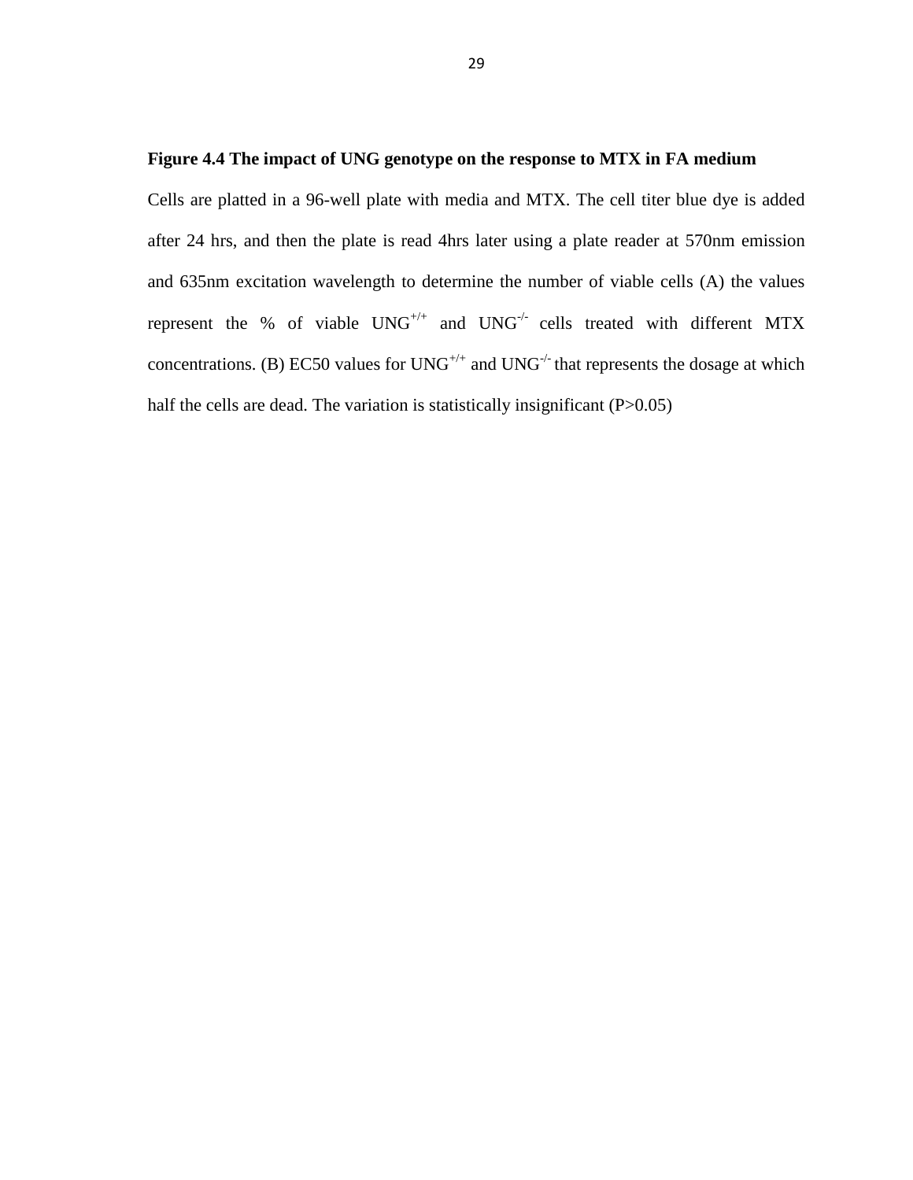**Figure 4.4 The impact of UNG genotype on the response to MTX in FA medium**

Cells are platted in a 96-well plate with media and MTX. The cell titer blue dye is added after 24 hrs, and then the plate is read 4hrs later using a plate reader at 570nm emission and 635nm excitation wavelength to determine the number of viable cells (A) the values represent the % of viable $UNG^{+/+}$ and $UNG^{-/-}$ cells treated with different MTX concentrations. (B) EC50 values for $UNG^{+/+}$ and $UNG^{-/-}$ that represents the dosage at which half the cells are dead. The variation is statistically insignificant ($P>0.05$)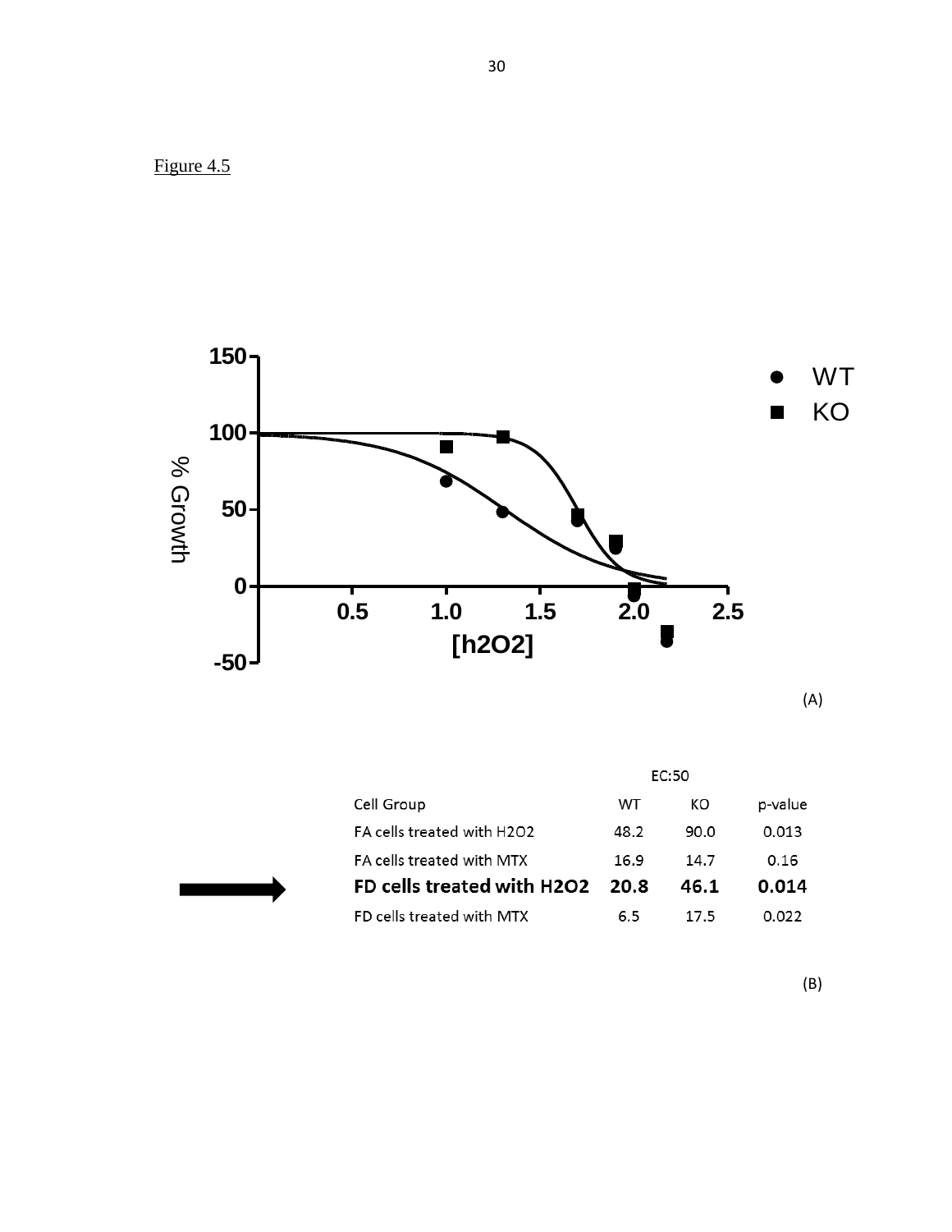Figure 4.5

(A)

| | EC:50 | | |
|---|---|---|---|
| Cell Group | WT | KO | p-value |
| FA cells treated with $H_2O_2$ | 48.2 | 90.0 | 0.013 |
| FA cells treated with MTX | 16.9 | 14.7 | 0.16 |
| **FD cells treated with $H_2O_2$** | **20.8** | **46.1** | **0.014** |
| FD cells treated with MTX | 6.5 | 17.5 | 0.022 |

(B)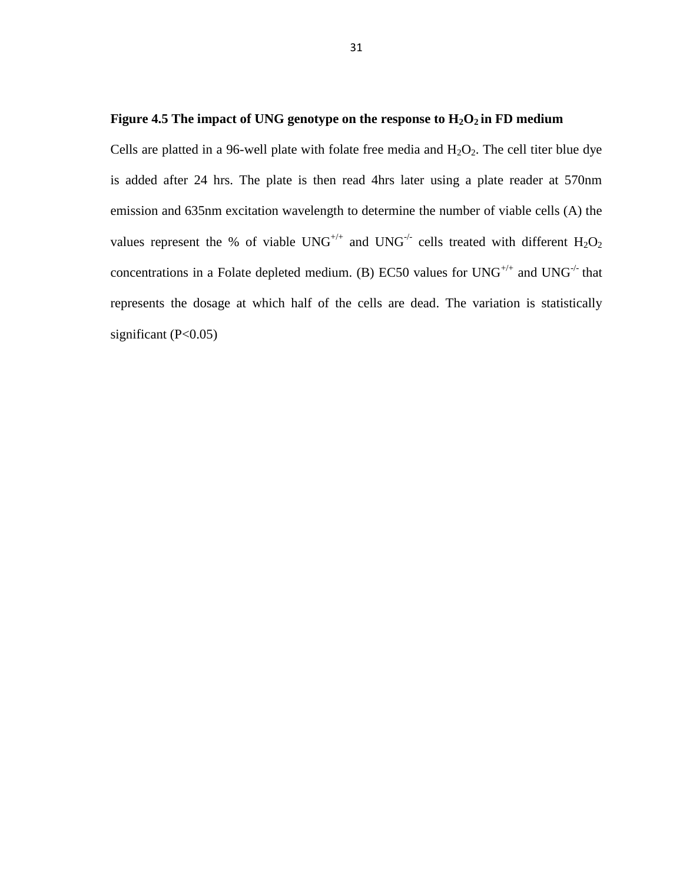**Figure 4.5 The impact of UNG genotype on the response to $H_2O_2$ in FD medium**

Cells are platted in a 96-well plate with folate free media and $H_2O_2$. The cell titer blue dye is added after 24 hrs. The plate is then read 4hrs later using a plate reader at 570nm emission and 635nm excitation wavelength to determine the number of viable cells (A) the values represent the % of viable $UNG^{+/+}$ and $UNG^{-/-}$ cells treated with different $H_2O_2$ concentrations in a Folate depleted medium. (B) EC50 values for $UNG^{+/+}$ and $UNG^{-/-}$ that represents the dosage at which half of the cells are dead. The variation is statistically significant ($P<0.05$)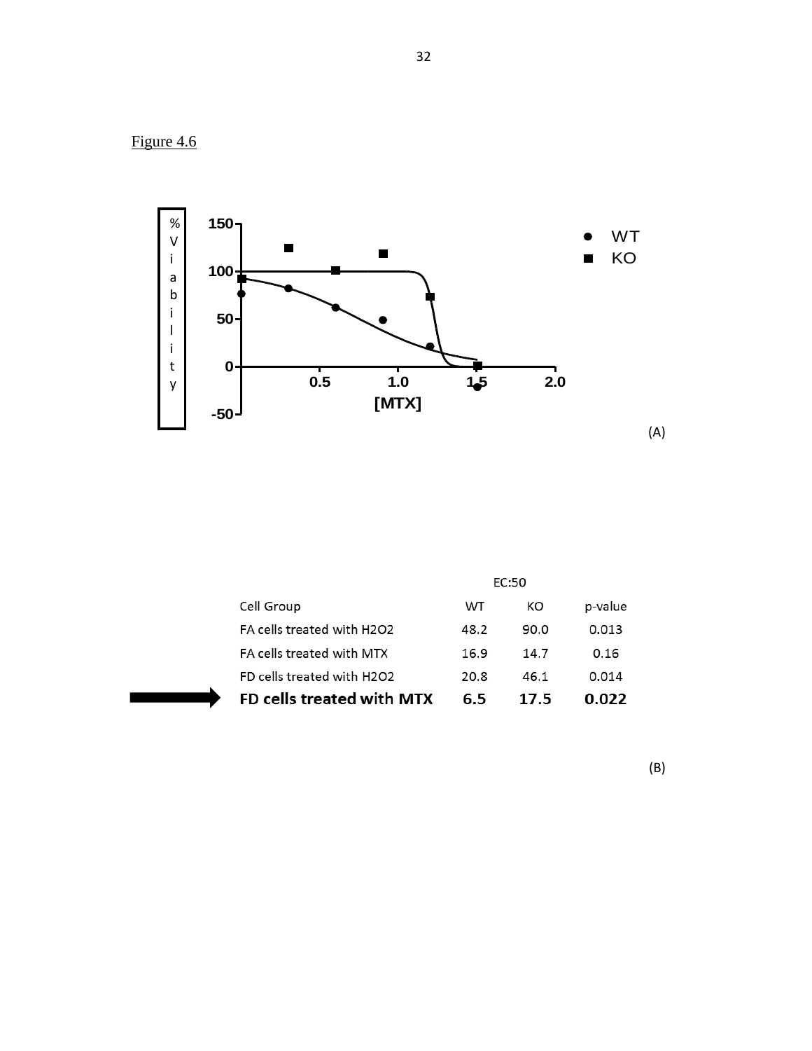Figure 4.6

(A)

| Cell Group | EC:50 WT | KO | p-value |
|---|---|---|---|
| FA cells treated with H2O2 | 48.2 | 90.0 | 0.013 |
| FA cells treated with MTX | 16.9 | 14.7 | 0.16 |
| FD cells treated with H2O2 | 20.8 | 46.1 | 0.014 |
| **FD cells treated with MTX** | **6.5** | **17.5** | **0.022** |

(B)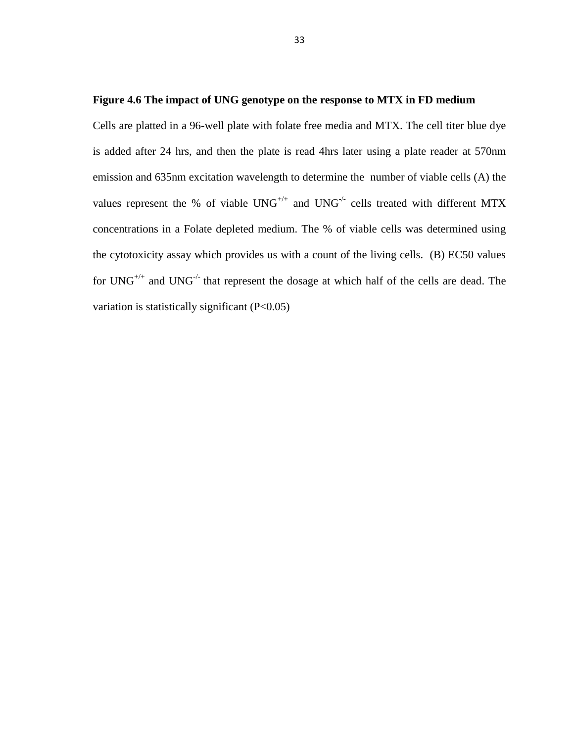**Figure 4.6 The impact of UNG genotype on the response to MTX in FD medium**

Cells are platted in a 96-well plate with folate free media and MTX. The cell titer blue dye is added after 24 hrs, and then the plate is read 4hrs later using a plate reader at 570nm emission and 635nm excitation wavelength to determine the number of viable cells (A) the values represent the % of viable $UNG^{+/+}$ and $UNG^{-/-}$ cells treated with different MTX concentrations in a Folate depleted medium. The % of viable cells was determined using the cytotoxicity assay which provides us with a count of the living cells. (B) EC50 values for $UNG^{+/+}$ and $UNG^{-/-}$ that represent the dosage at which half of the cells are dead. The variation is statistically significant ($P<0.05$)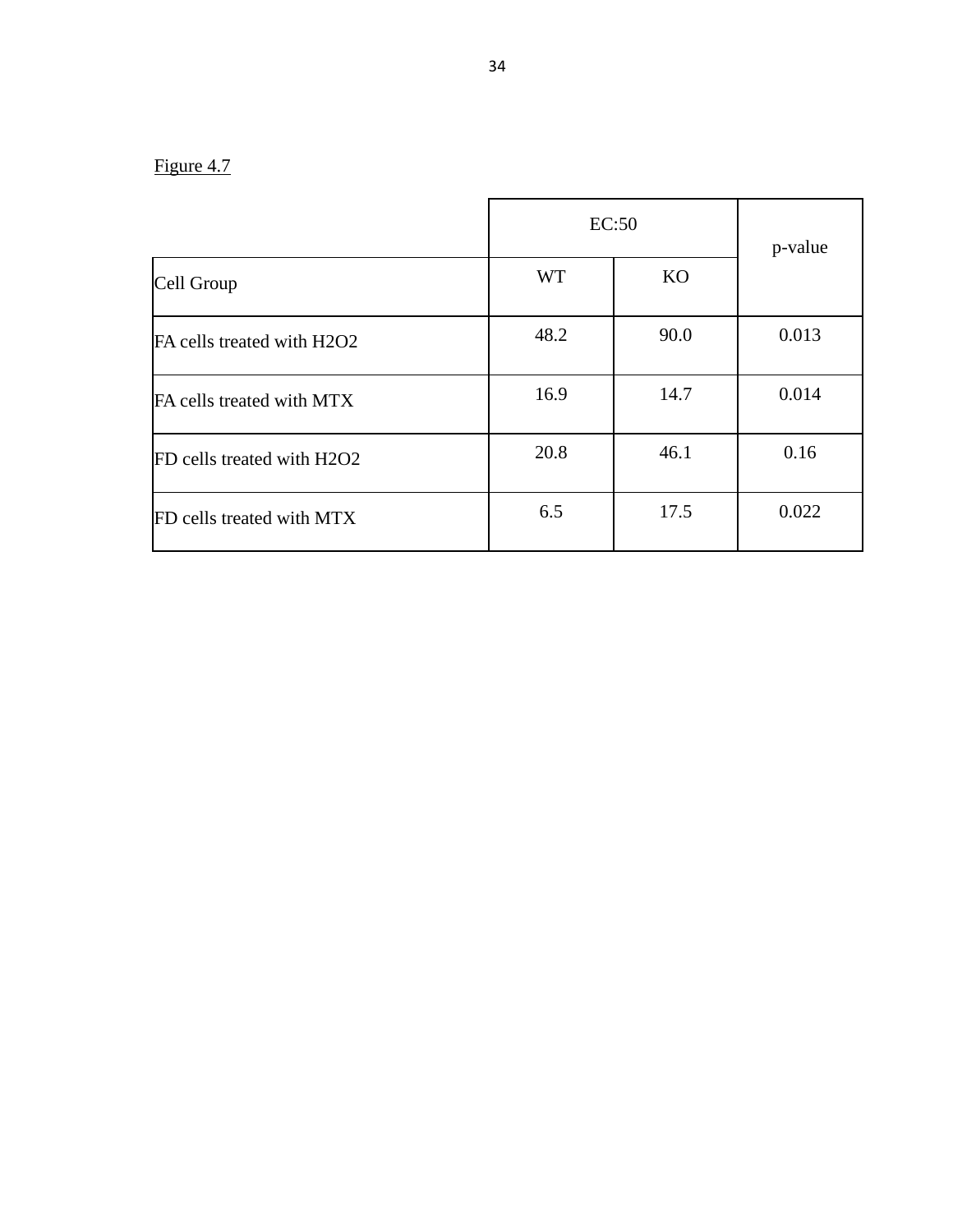Figure 4.7

| | EC:50 | | p-value |
|---|---|---|---|
| Cell Group | WT | KO | |
| FA cells treated with H2O2 | 48.2 | 90.0 | 0.013 |
| FA cells treated with MTX | 16.9 | 14.7 | 0.014 |
| FD cells treated with H2O2 | 20.8 | 46.1 | 0.16 |
| FD cells treated with MTX | 6.5 | 17.5 | 0.022 |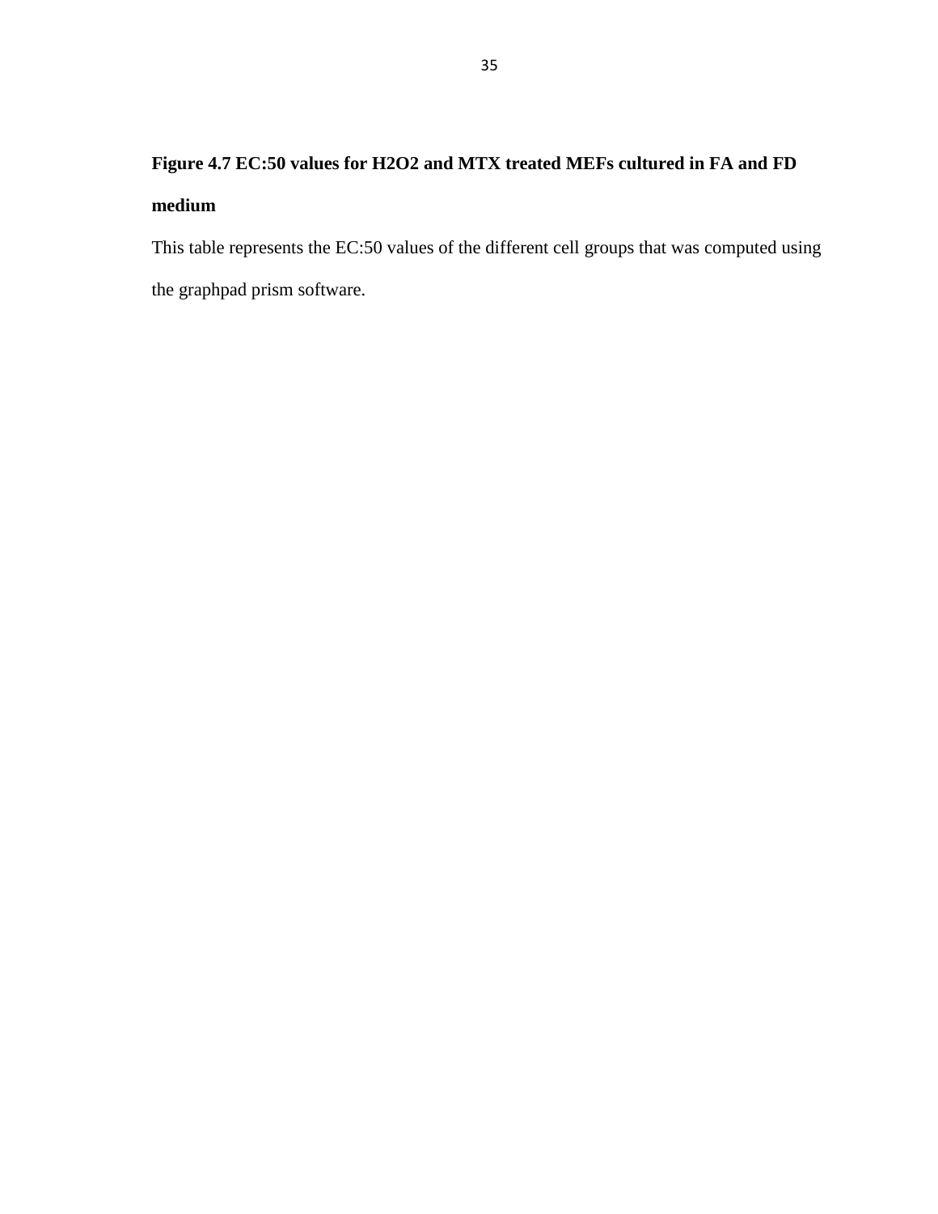**Figure 4.7 EC:50 values for $H_2O_2$ and MTX treated MEFs cultured in FA and FD medium**

This table represents the EC:50 values of the different cell groups that was computed using the graphpad prism software.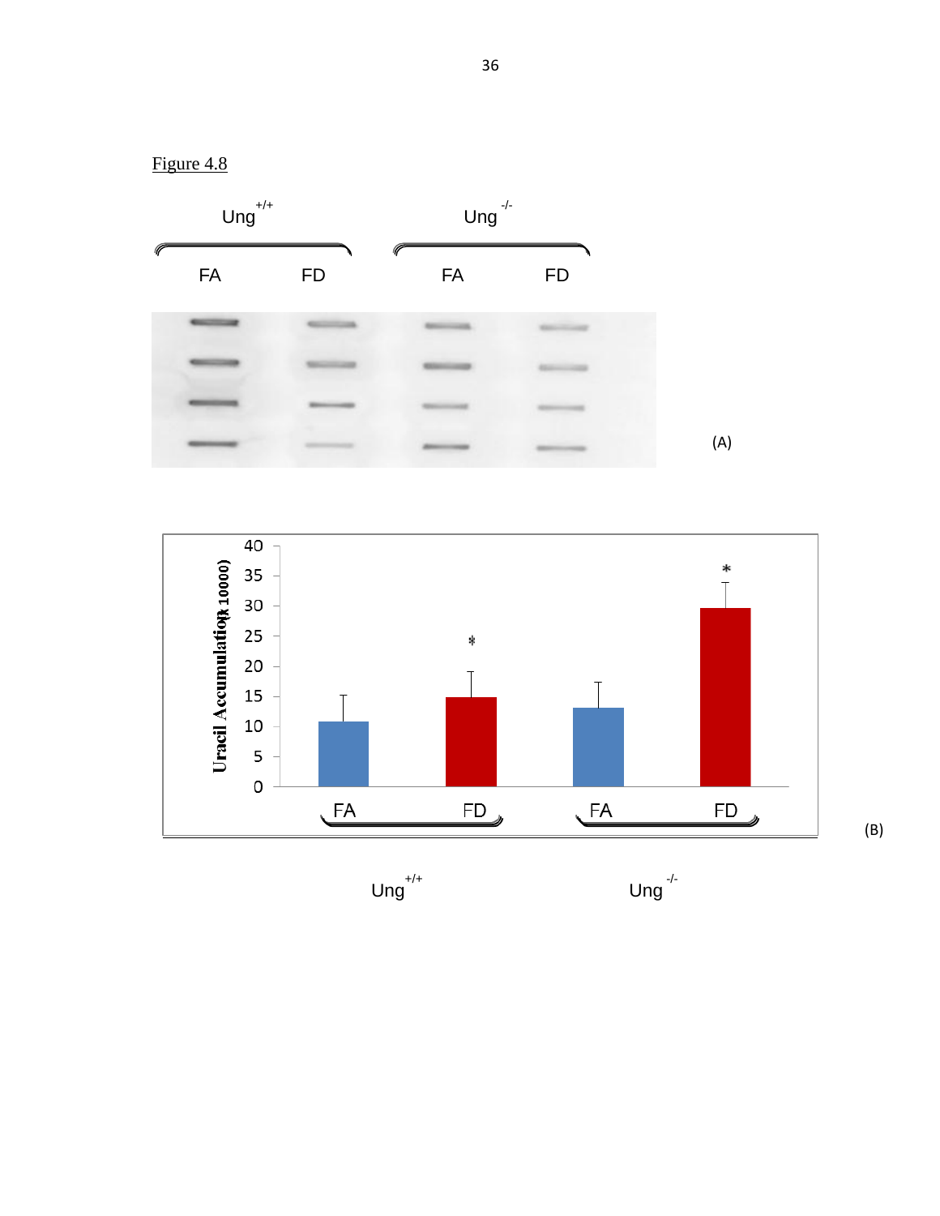Figure 4.8

$Ung^{+/+}$ $Ung^{-/-}$

FA FD FA FD

(A)

Uracil Accumulation (x 10000)

40
35
30
25
20
15
10
5
0

*

*

FA FD FA FD

$Ung^{+/+}$ $Ung^{-/-}$

(B)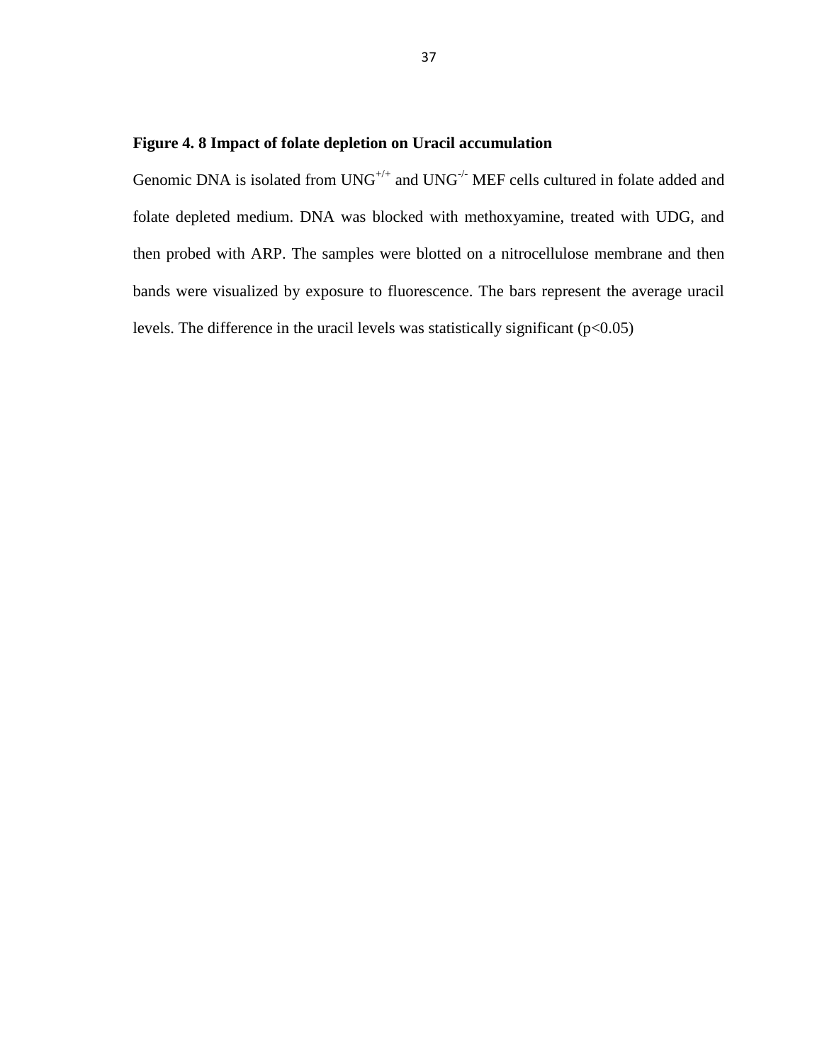**Figure 4. 8 Impact of folate depletion on Uracil accumulation**

Genomic DNA is isolated from $UNG^{+/+}$ and $UNG^{-/-}$ MEF cells cultured in folate added and folate depleted medium. DNA was blocked with methoxyamine, treated with UDG, and then probed with ARP. The samples were blotted on a nitrocellulose membrane and then bands were visualized by exposure to fluorescence. The bars represent the average uracil levels. The difference in the uracil levels was statistically significant ($p<0.05$)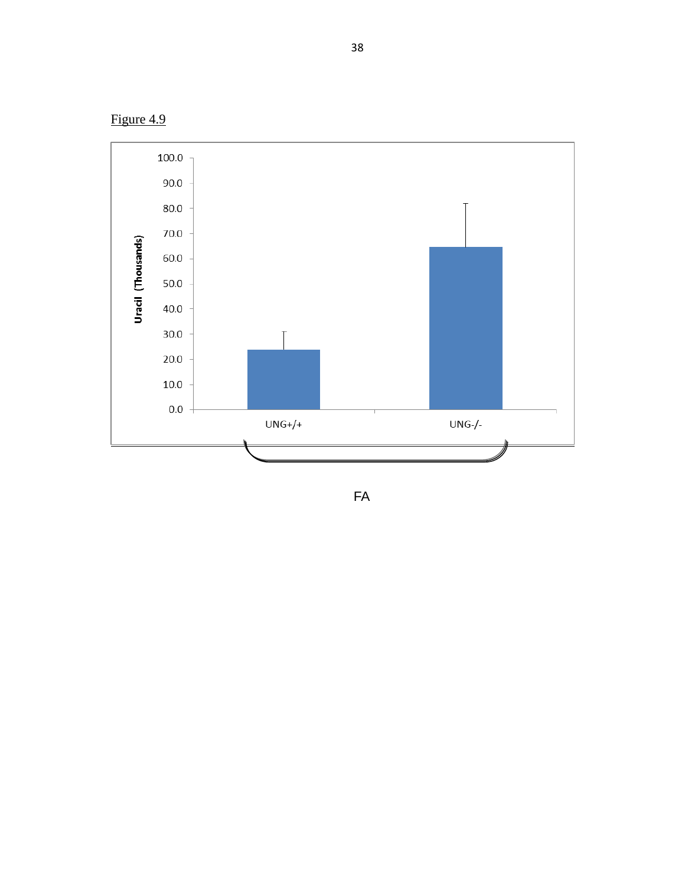Figure 4.9

Uracil (Thousands)

100.0
90.0
80.0
70.0
60.0
50.0
40.0
30.0
20.0
10.0
0.0

UNG+/+ UNG-/-

FA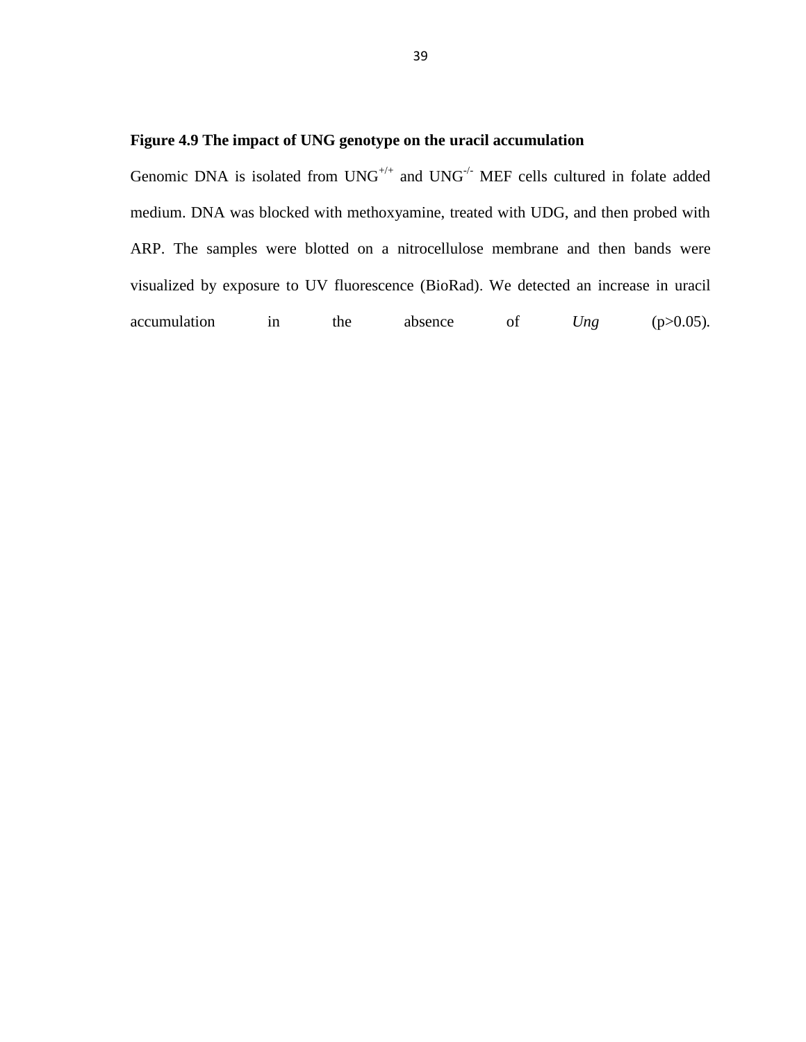**Figure 4.9 The impact of UNG genotype on the uracil accumulation**

Genomic DNA is isolated from $UNG^{+/+}$ and $UNG^{-/-}$ MEF cells cultured in folate added medium. DNA was blocked with methoxyamine, treated with UDG, and then probed with ARP. The samples were blotted on a nitrocellulose membrane and then bands were visualized by exposure to UV fluorescence (BioRad). We detected an increase in uracil accumulation in the absence of *Ung* ($p>0.05$).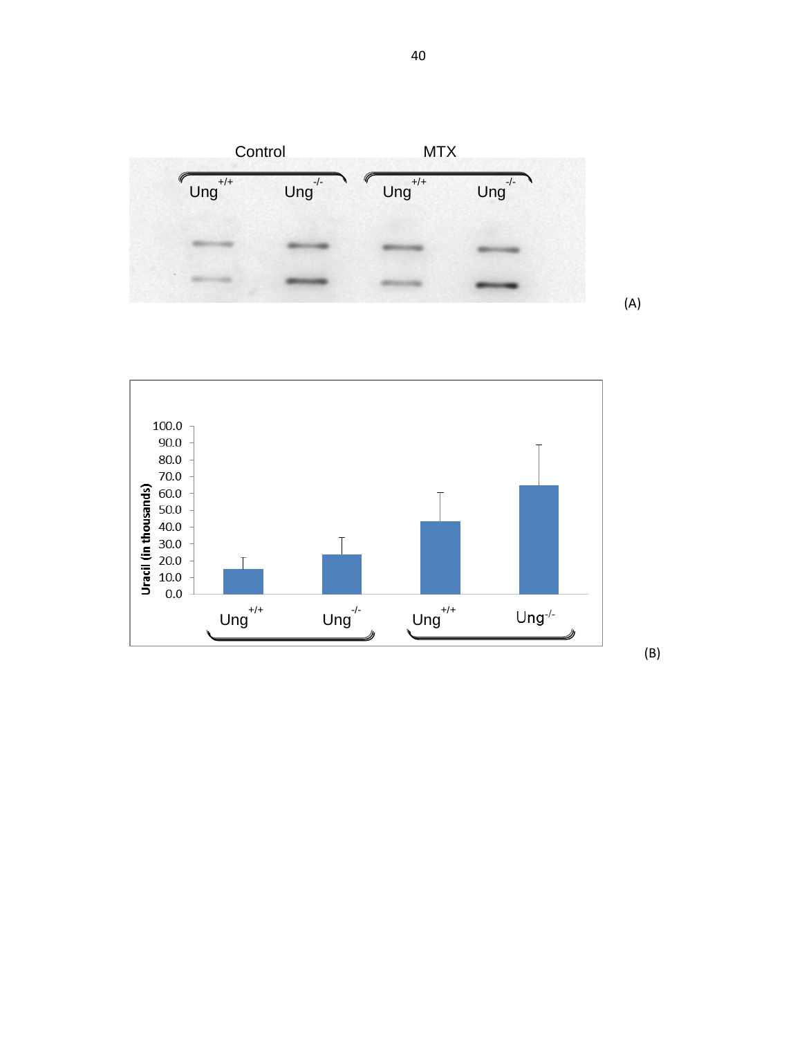Control MTX

$Ung^{+/+}$ $Ung^{-/-}$ $Ung^{+/+}$ $Ung^{-/-}$

(A)

Uracil (in thousands)

100.0
90.0
80.0
70.0
60.0
50.0
40.0
30.0
20.0
10.0
0.0

$Ung^{+/+}$ $Ung^{-/-}$ $Ung^{+/+}$ $Ung^{-/-}$

(B)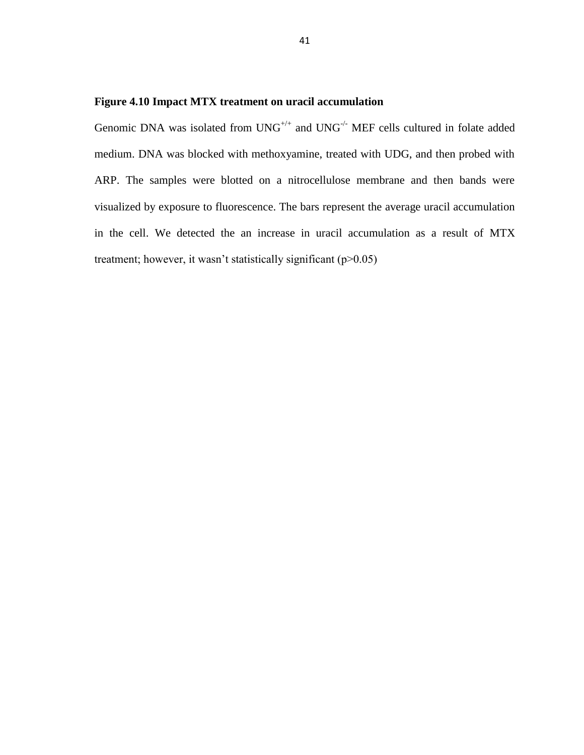**Figure 4.10 Impact MTX treatment on uracil accumulation**

Genomic DNA was isolated from $UNG^{+/+}$ and $UNG^{-/-}$ MEF cells cultured in folate added medium. DNA was blocked with methoxyamine, treated with UDG, and then probed with ARP. The samples were blotted on a nitrocellulose membrane and then bands were visualized by exposure to fluorescence. The bars represent the average uracil accumulation in the cell. We detected the an increase in uracil accumulation as a result of MTX treatment; however, it wasn't statistically significant ($p>0.05$)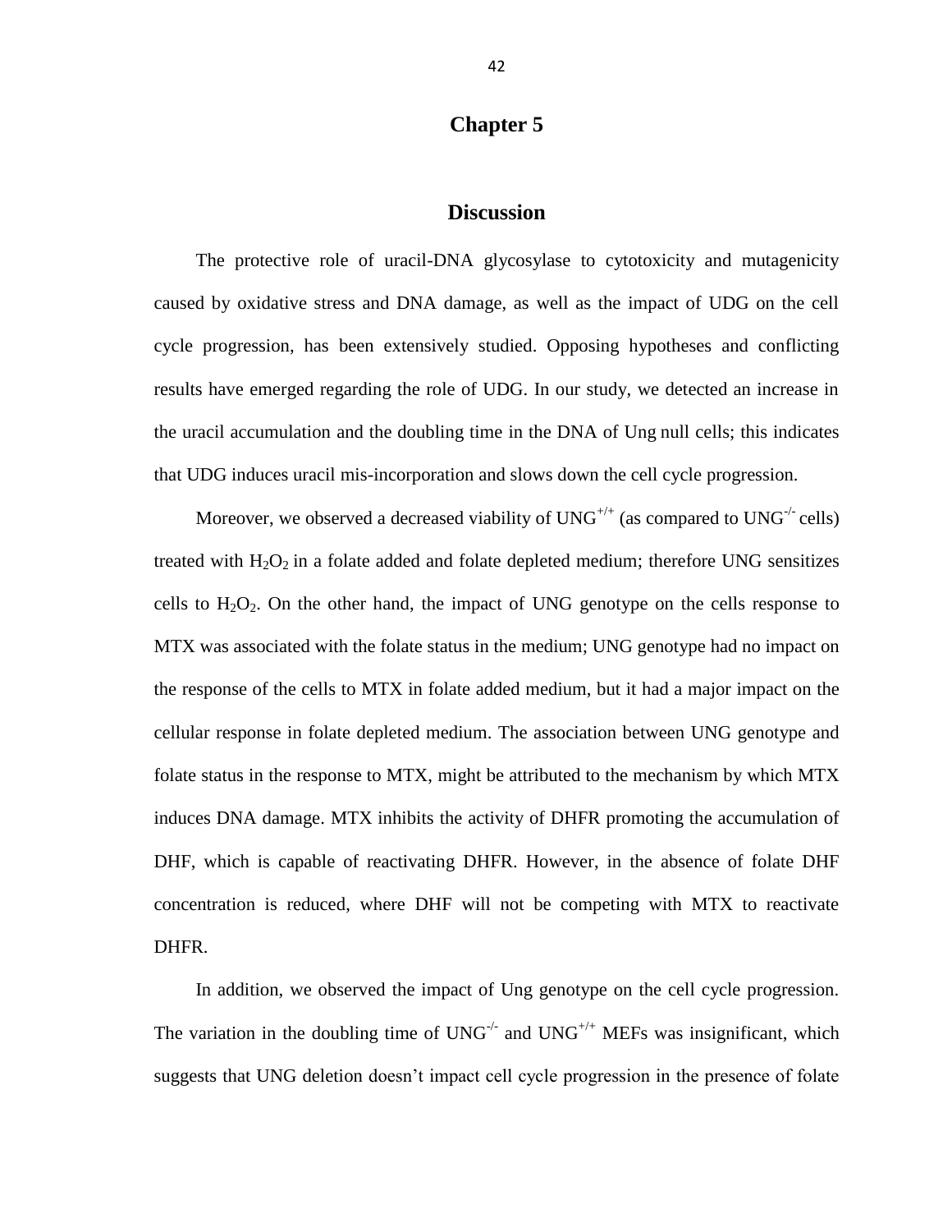# Chapter 5

## Discussion

The protective role of uracil-DNA glycosylase to cytotoxicity and mutagenicity caused by oxidative stress and DNA damage, as well as the impact of UDG on the cell cycle progression, has been extensively studied. Opposing hypotheses and conflicting results have emerged regarding the role of UDG. In our study, we detected an increase in the uracil accumulation and the doubling time in the DNA of Ung null cells; this indicates that UDG induces uracil mis-incorporation and slows down the cell cycle progression.

Moreover, we observed a decreased viability of $UNG^{+/+}$ (as compared to $UNG^{-/-}$ cells) treated with $H_2O_2$ in a folate added and folate depleted medium; therefore UNG sensitizes cells to $H_2O_2$. On the other hand, the impact of UNG genotype on the cells response to MTX was associated with the folate status in the medium; UNG genotype had no impact on the response of the cells to MTX in folate added medium, but it had a major impact on the cellular response in folate depleted medium. The association between UNG genotype and folate status in the response to MTX, might be attributed to the mechanism by which MTX induces DNA damage. MTX inhibits the activity of DHFR promoting the accumulation of DHF, which is capable of reactivating DHFR. However, in the absence of folate DHF concentration is reduced, where DHF will not be competing with MTX to reactivate DHFR.

In addition, we observed the impact of Ung genotype on the cell cycle progression. The variation in the doubling time of $UNG^{-/-}$ and $UNG^{+/+}$ MEFs was insignificant, which suggests that UNG deletion doesn't impact cell cycle progression in the presence of folate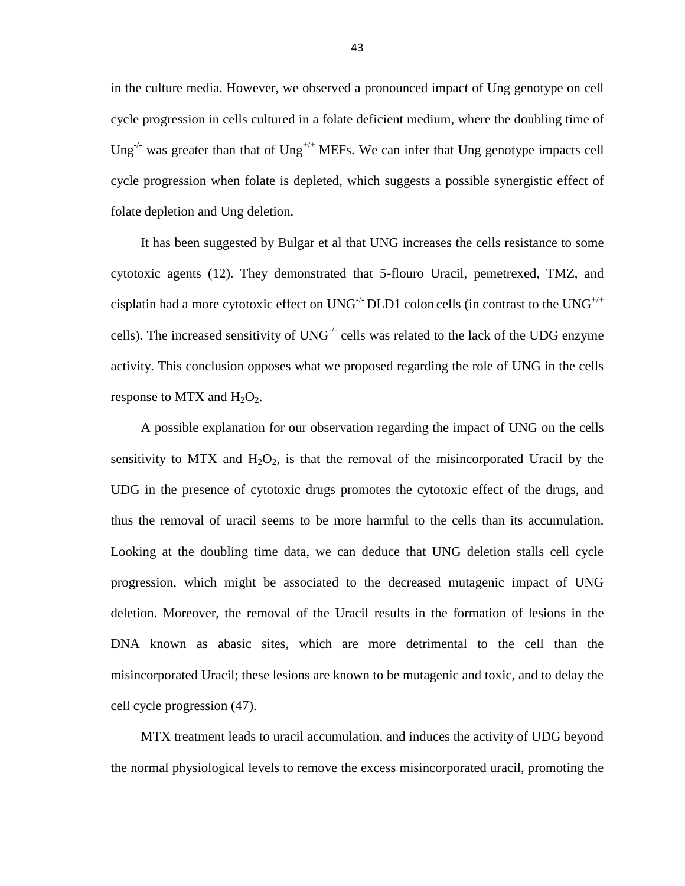in the culture media. However, we observed a pronounced impact of Ung genotype on cell cycle progression in cells cultured in a folate deficient medium, where the doubling time of $Ung^{-/-}$ was greater than that of $Ung^{+/+}$ MEFs. We can infer that Ung genotype impacts cell cycle progression when folate is depleted, which suggests a possible synergistic effect of folate depletion and Ung deletion.

It has been suggested by Bulgar et al that UNG increases the cells resistance to some cytotoxic agents (12). They demonstrated that 5-flouro Uracil, pemetrexed, TMZ, and cisplatin had a more cytotoxic effect on $UNG^{-/-}$ DLD1 colon cells (in contrast to the $UNG^{+/+}$ cells). The increased sensitivity of $UNG^{-/-}$ cells was related to the lack of the UDG enzyme activity. This conclusion opposes what we proposed regarding the role of UNG in the cells response to MTX and $H_2O_2$.

A possible explanation for our observation regarding the impact of UNG on the cells sensitivity to MTX and $H_2O_2$, is that the removal of the misincorporated Uracil by the UDG in the presence of cytotoxic drugs promotes the cytotoxic effect of the drugs, and thus the removal of uracil seems to be more harmful to the cells than its accumulation. Looking at the doubling time data, we can deduce that UNG deletion stalls cell cycle progression, which might be associated to the decreased mutagenic impact of UNG deletion. Moreover, the removal of the Uracil results in the formation of lesions in the DNA known as abasic sites, which are more detrimental to the cell than the misincorporated Uracil; these lesions are known to be mutagenic and toxic, and to delay the cell cycle progression (47).

MTX treatment leads to uracil accumulation, and induces the activity of UDG beyond the normal physiological levels to remove the excess misincorporated uracil, promoting the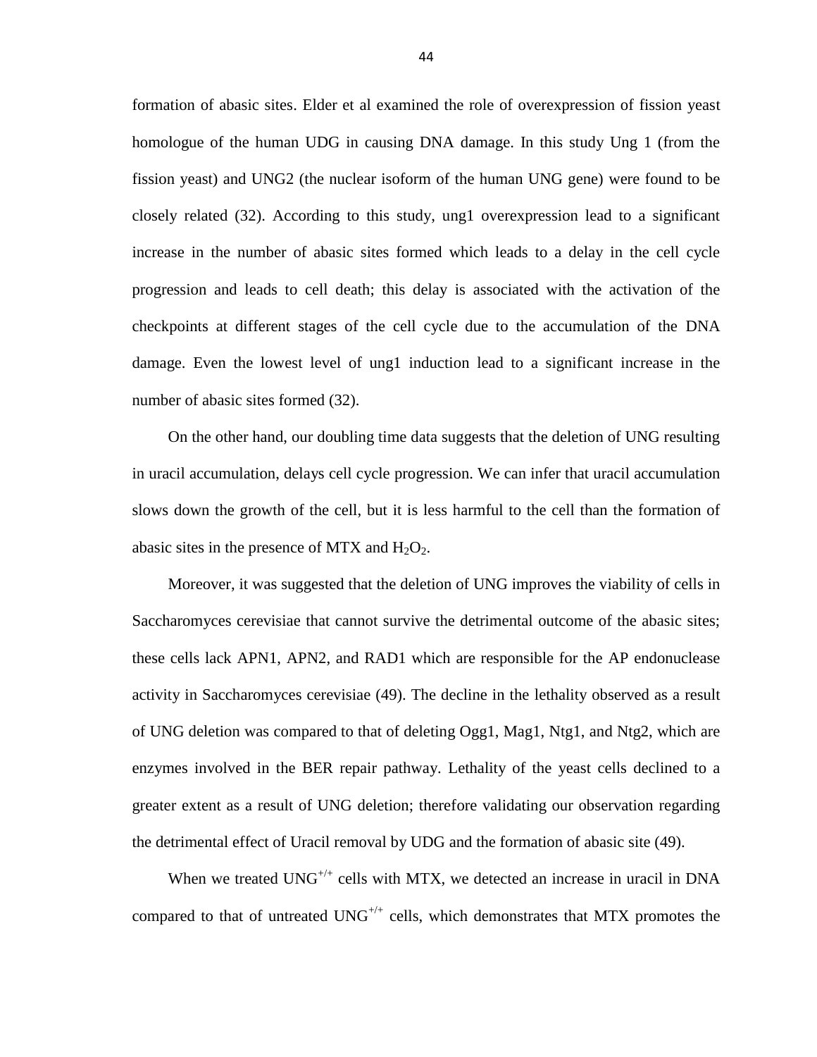formation of abasic sites. Elder et al examined the role of overexpression of fission yeast homologue of the human UDG in causing DNA damage. In this study Ung 1 (from the fission yeast) and UNG2 (the nuclear isoform of the human UNG gene) were found to be closely related (32). According to this study, ung1 overexpression lead to a significant increase in the number of abasic sites formed which leads to a delay in the cell cycle progression and leads to cell death; this delay is associated with the activation of the checkpoints at different stages of the cell cycle due to the accumulation of the DNA damage. Even the lowest level of ung1 induction lead to a significant increase in the number of abasic sites formed (32).

On the other hand, our doubling time data suggests that the deletion of UNG resulting in uracil accumulation, delays cell cycle progression. We can infer that uracil accumulation slows down the growth of the cell, but it is less harmful to the cell than the formation of abasic sites in the presence of MTX and $H_2O_2$.

Moreover, it was suggested that the deletion of UNG improves the viability of cells in Saccharomyces cerevisiae that cannot survive the detrimental outcome of the abasic sites; these cells lack APN1, APN2, and RAD1 which are responsible for the AP endonuclease activity in Saccharomyces cerevisiae (49). The decline in the lethality observed as a result of UNG deletion was compared to that of deleting Ogg1, Mag1, Ntg1, and Ntg2, which are enzymes involved in the BER repair pathway. Lethality of the yeast cells declined to a greater extent as a result of UNG deletion; therefore validating our observation regarding the detrimental effect of Uracil removal by UDG and the formation of abasic site (49).

When we treated $UNG^{+/+}$ cells with MTX, we detected an increase in uracil in DNA compared to that of untreated $UNG^{+/+}$ cells, which demonstrates that MTX promotes the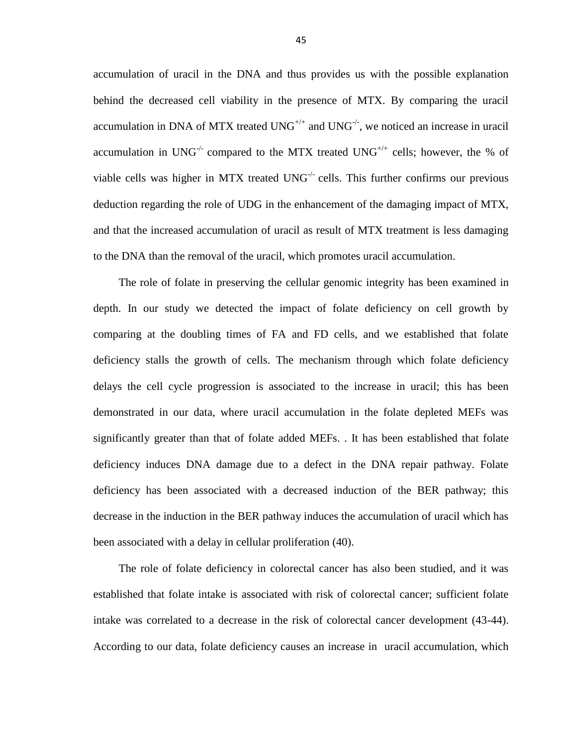accumulation of uracil in the DNA and thus provides us with the possible explanation behind the decreased cell viability in the presence of MTX. By comparing the uracil accumulation in DNA of MTX treated $UNG^{+/+}$ and $UNG^{-/-}$, we noticed an increase in uracil accumulation in $UNG^{-/-}$ compared to the MTX treated $UNG^{+/+}$ cells; however, the % of viable cells was higher in MTX treated $UNG^{-/-}$ cells. This further confirms our previous deduction regarding the role of UDG in the enhancement of the damaging impact of MTX, and that the increased accumulation of uracil as result of MTX treatment is less damaging to the DNA than the removal of the uracil, which promotes uracil accumulation.

The role of folate in preserving the cellular genomic integrity has been examined in depth. In our study we detected the impact of folate deficiency on cell growth by comparing at the doubling times of FA and FD cells, and we established that folate deficiency stalls the growth of cells. The mechanism through which folate deficiency delays the cell cycle progression is associated to the increase in uracil; this has been demonstrated in our data, where uracil accumulation in the folate depleted MEFs was significantly greater than that of folate added MEFs. . It has been established that folate deficiency induces DNA damage due to a defect in the DNA repair pathway. Folate deficiency has been associated with a decreased induction of the BER pathway; this decrease in the induction in the BER pathway induces the accumulation of uracil which has been associated with a delay in cellular proliferation (40).

The role of folate deficiency in colorectal cancer has also been studied, and it was established that folate intake is associated with risk of colorectal cancer; sufficient folate intake was correlated to a decrease in the risk of colorectal cancer development (43-44). According to our data, folate deficiency causes an increase in uracil accumulation, which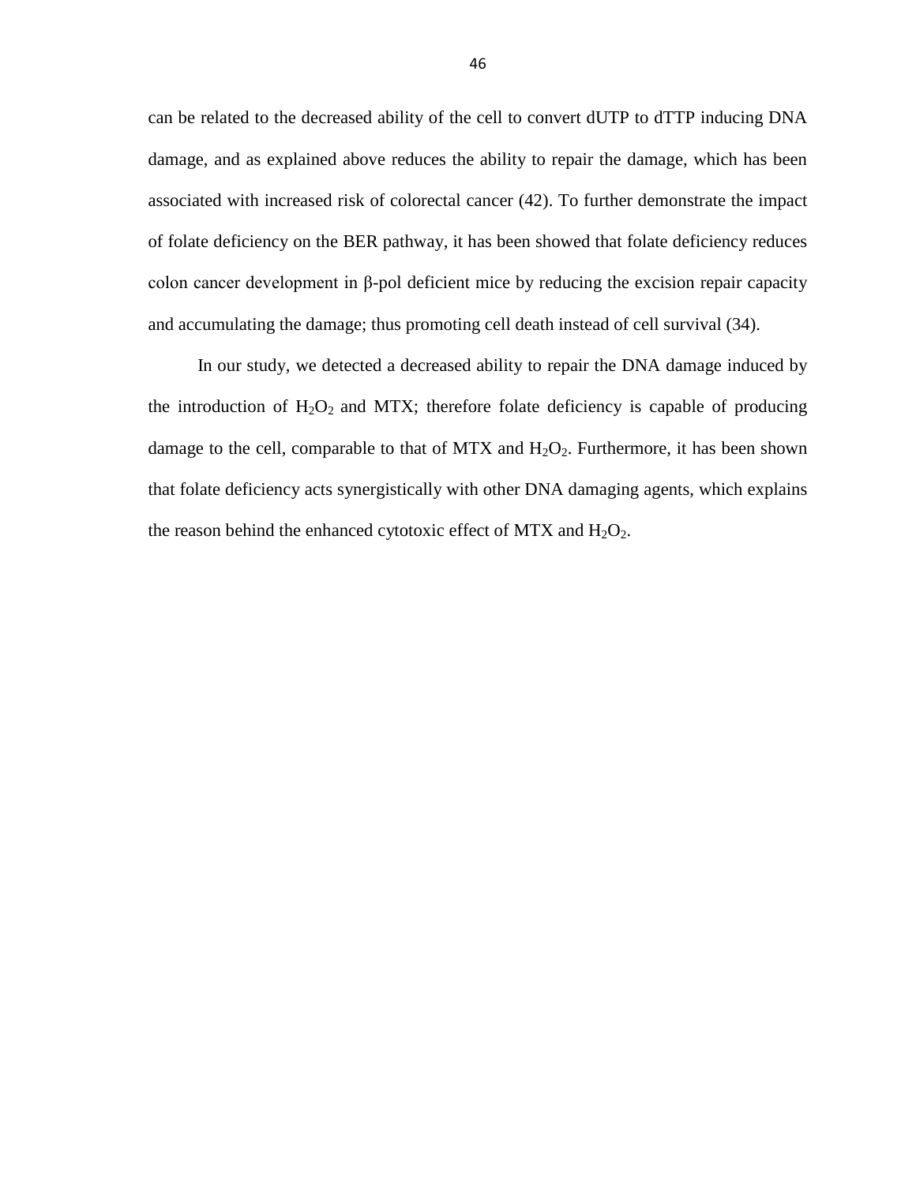can be related to the decreased ability of the cell to convert dUTP to dTTP inducing DNA damage, and as explained above reduces the ability to repair the damage, which has been associated with increased risk of colorectal cancer (42). To further demonstrate the impact of folate deficiency on the BER pathway, it has been showed that folate deficiency reduces colon cancer development in β-pol deficient mice by reducing the excision repair capacity and accumulating the damage; thus promoting cell death instead of cell survival (34).

In our study, we detected a decreased ability to repair the DNA damage induced by the introduction of $H_2O_2$ and MTX; therefore folate deficiency is capable of producing damage to the cell, comparable to that of MTX and $H_2O_2$. Furthermore, it has been shown that folate deficiency acts synergistically with other DNA damaging agents, which explains the reason behind the enhanced cytotoxic effect of MTX and $H_2O_2$.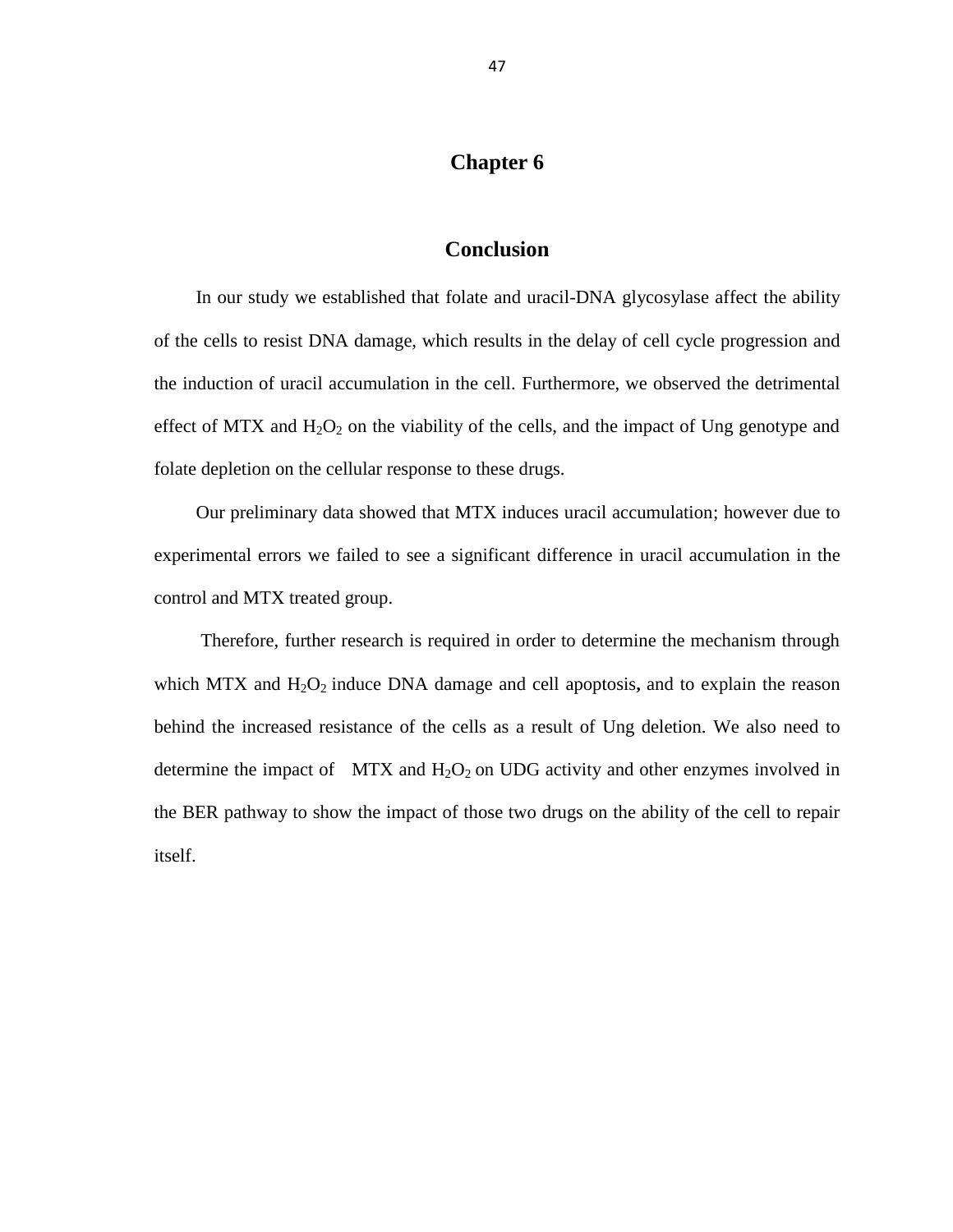# Chapter 6

## Conclusion

In our study we established that folate and uracil-DNA glycosylase affect the ability of the cells to resist DNA damage, which results in the delay of cell cycle progression and the induction of uracil accumulation in the cell. Furthermore, we observed the detrimental effect of MTX and $H_2O_2$ on the viability of the cells, and the impact of Ung genotype and folate depletion on the cellular response to these drugs.

Our preliminary data showed that MTX induces uracil accumulation; however due to experimental errors we failed to see a significant difference in uracil accumulation in the control and MTX treated group.

Therefore, further research is required in order to determine the mechanism through which MTX and $H_2O_2$ induce DNA damage and cell apoptosis**,** and to explain the reason behind the increased resistance of the cells as a result of Ung deletion. We also need to determine the impact of MTX and $H_2O_2$ on UDG activity and other enzymes involved in the BER pathway to show the impact of those two drugs on the ability of the cell to repair itself.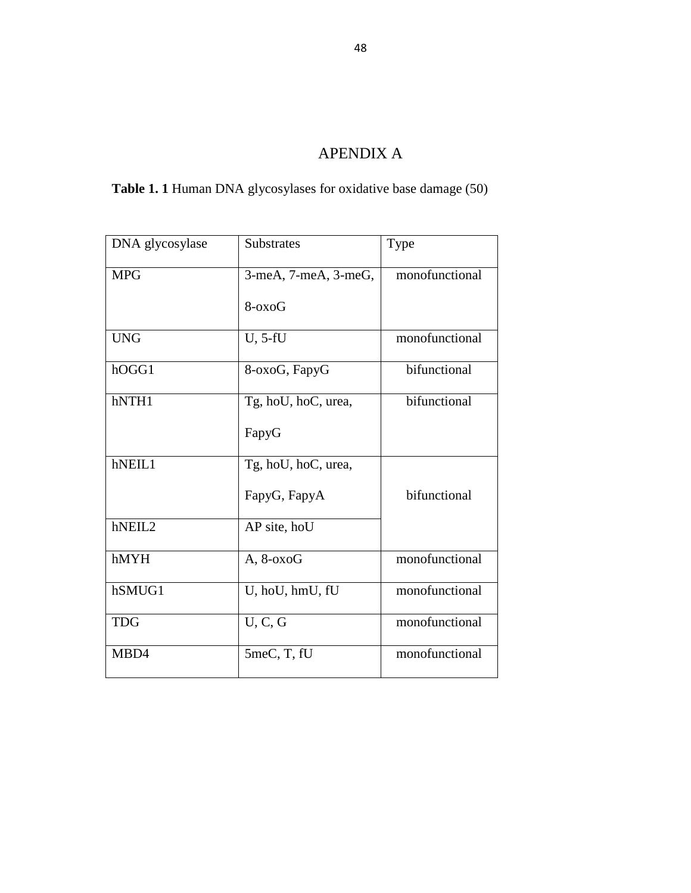# APENDIX A

**Table 1. 1** Human DNA glycosylases for oxidative base damage (50)

| DNA glycosylase | Substrates | Type |
|---|---|---|
| MPG | 3-meA, 7-meA, 3-meG, 8-oxoG | monofunctional |
| UNG | U, 5-fU | monofunctional |
| hOGG1 | 8-oxoG, FapyG | bifunctional |
| hNTH1 | Tg, hoU, hoC, urea, FapyG | bifunctional |
| hNEIL1 | Tg, hoU, hoC, urea, FapyG, FapyA | bifunctional |
| hNEIL2 | AP site, hoU | bifunctional |
| hMYH | A, 8-oxoG | monofunctional |
| hSMUG1 | U, hoU, hmU, fU | monofunctional |
| TDG | U, C, G | monofunctional |
| MBD4 | 5meC, T, fU | monofunctional |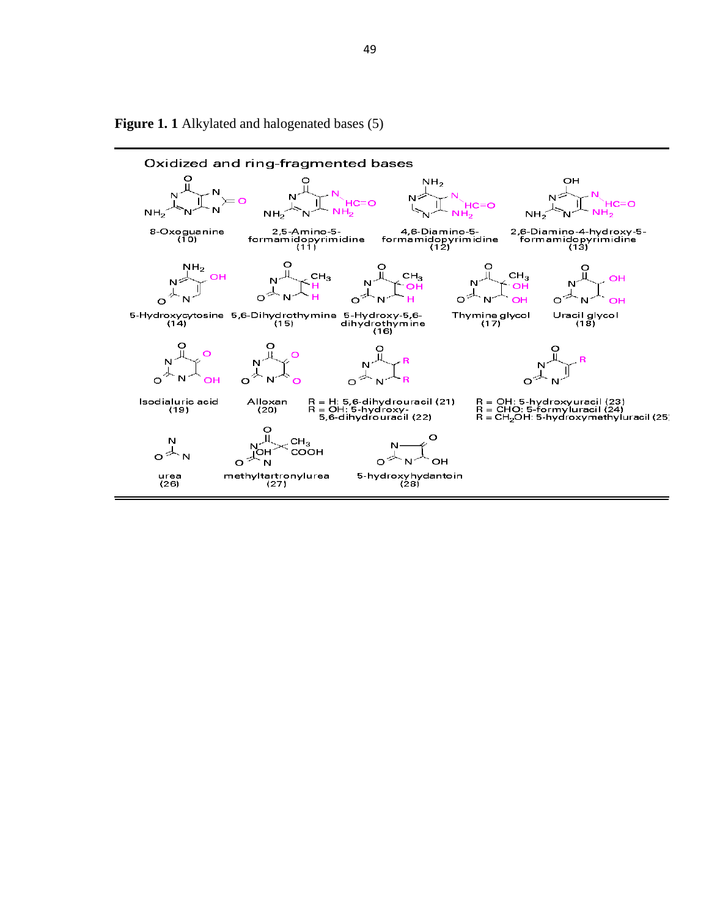**Figure 1. 1** Alkylated and halogenated bases (5)

Oxidized and ring-fragmented bases

8-Oxoguanine (10)

2,5-Amino-5-formamidopyrimidine (11)

4,6-Diamino-5-formamidopyrimidine (12)

2,6-Diamino-4-hydroxy-5-formamidopyrimidine (13)

5-Hydroxycytosine (14)

5,6-Dihydrothymine (15)

5-Hydroxy-5,6-dihydrothymine (16)

Thymine glycol (17)

Uracil glycol (18)

Isodialuric acid (19)

Alloxan (20)

R = H: 5,6-dihydrouracil (21)
R = OH: 5-hydroxy-5,6-dihydrouracil (22)

R = OH: 5-hydroxyuracil (23)
R = CHO: 5-formyluracil (24)
R = $CH_2OH$: 5-hydroxymethyluracil (25)

urea (26)

methyltartronylurea (27)

5-hydroxyhydantoin (28)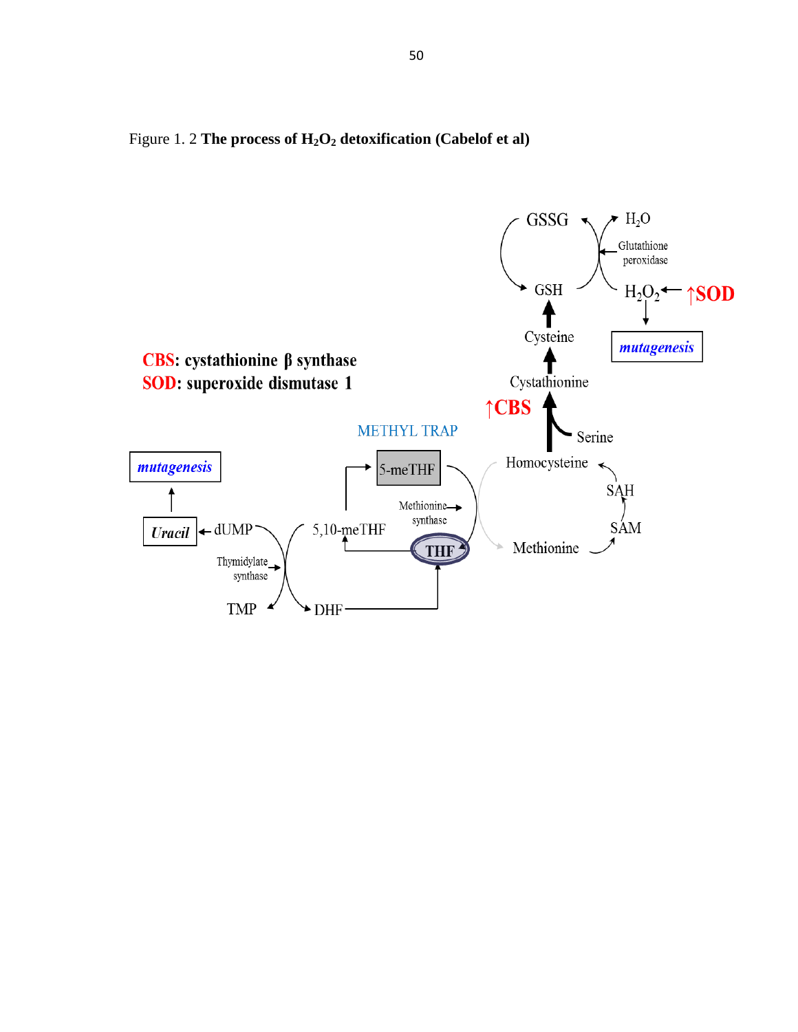Figure 1. 2 **The process of $H_2O_2$ detoxification (Cabelof et al)**

**CBS: cystathionine β synthase**
**SOD: superoxide dismutase 1**

GSSG, $H_2O$, Glutathione peroxidase, GSH, $H_2O_2$, ↑SOD, *mutagenesis*, Cysteine, Cystathionine, ↑CBS, Serine, METHYL TRAP, Homocysteine, SAH, SAM, Methionine, 5-meTHF, Methionine synthase, 5,10-meTHF, THF, *mutagenesis*, *Uracil*, dUMP, Thymidylate synthase, TMP, DHF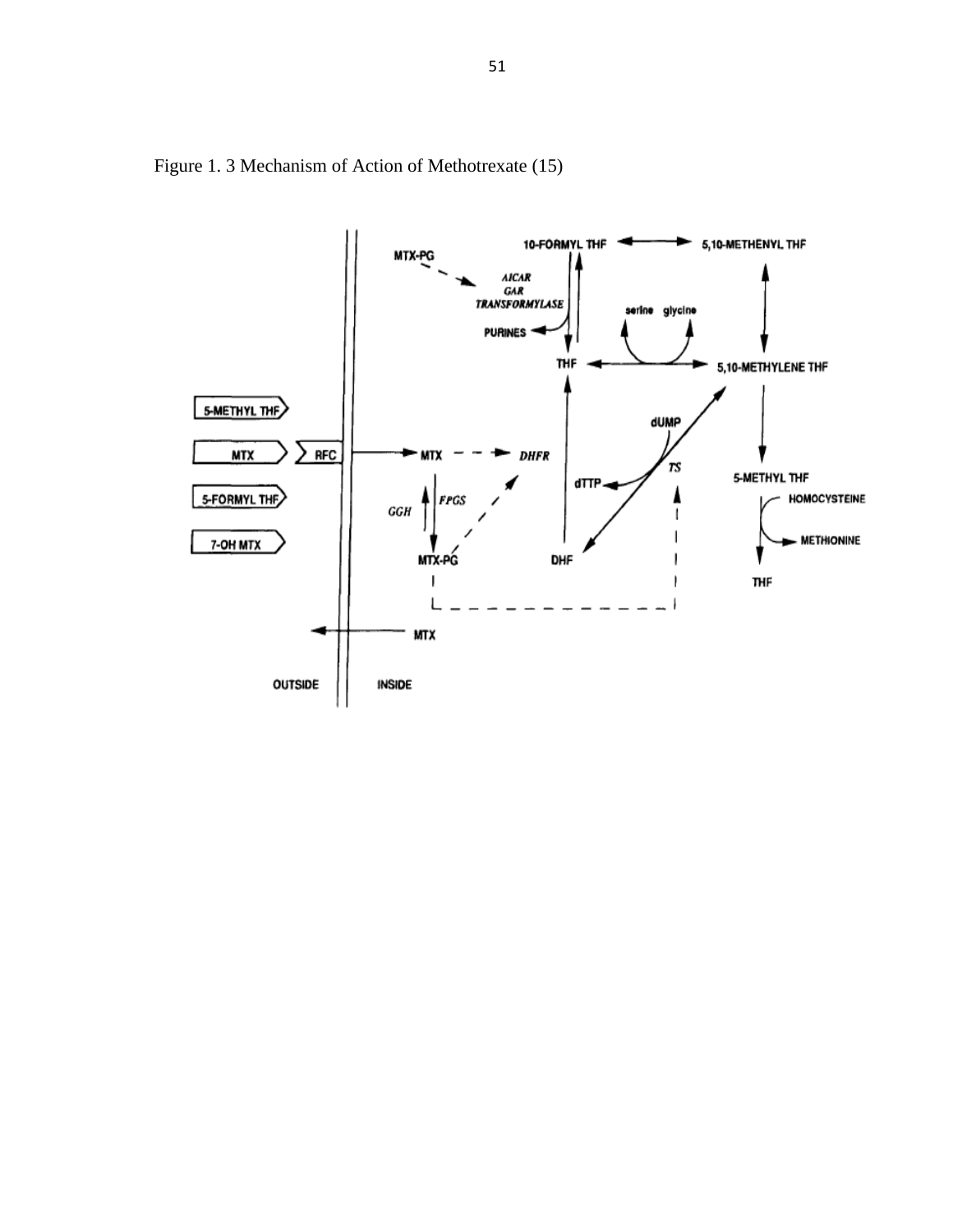Figure 1. 3 Mechanism of Action of Methotrexate (15)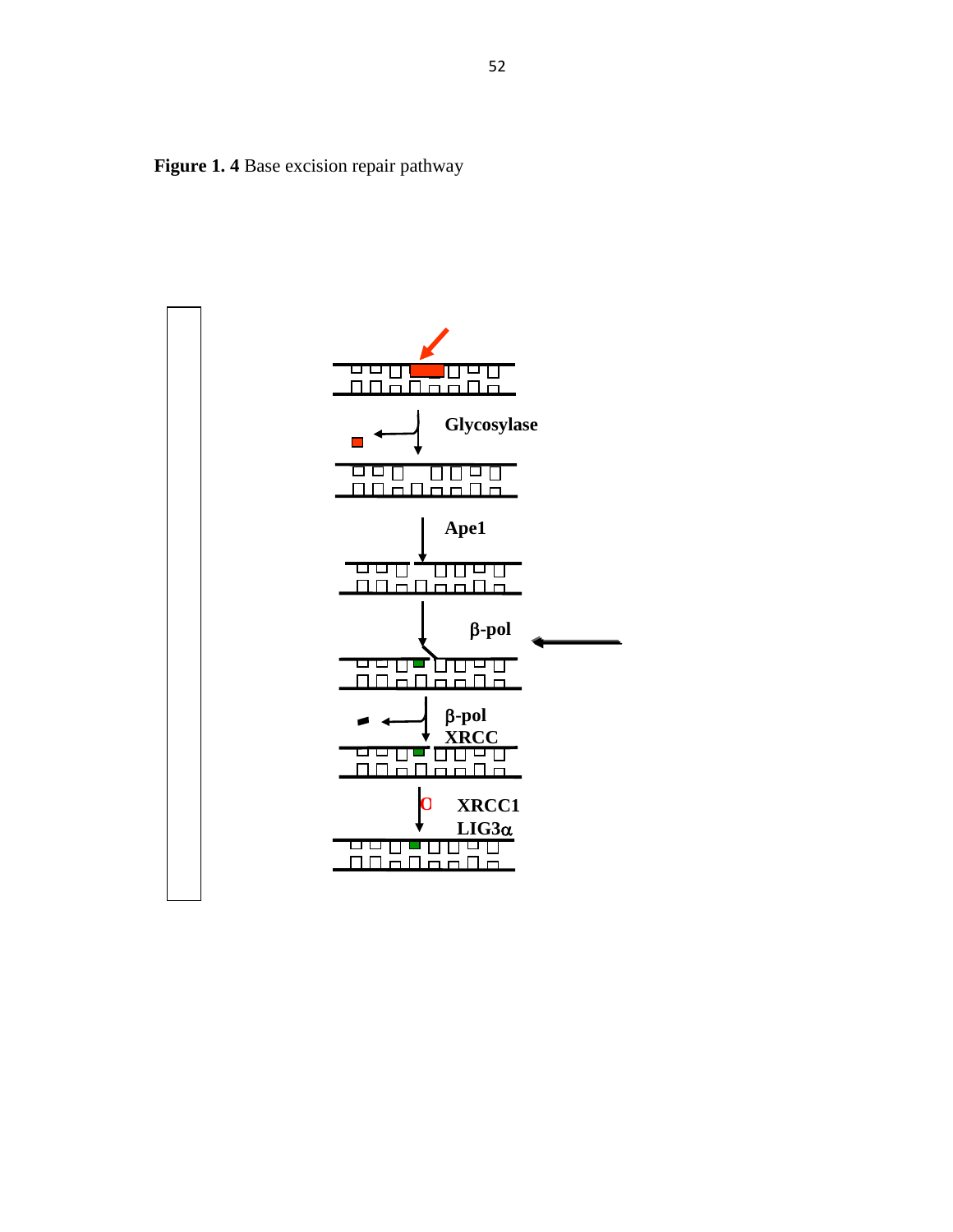**Figure 1. 4** Base excision repair pathway

Glycosylase

Ape1

β-pol

β-pol
XRCC

XRCC1
LIG3α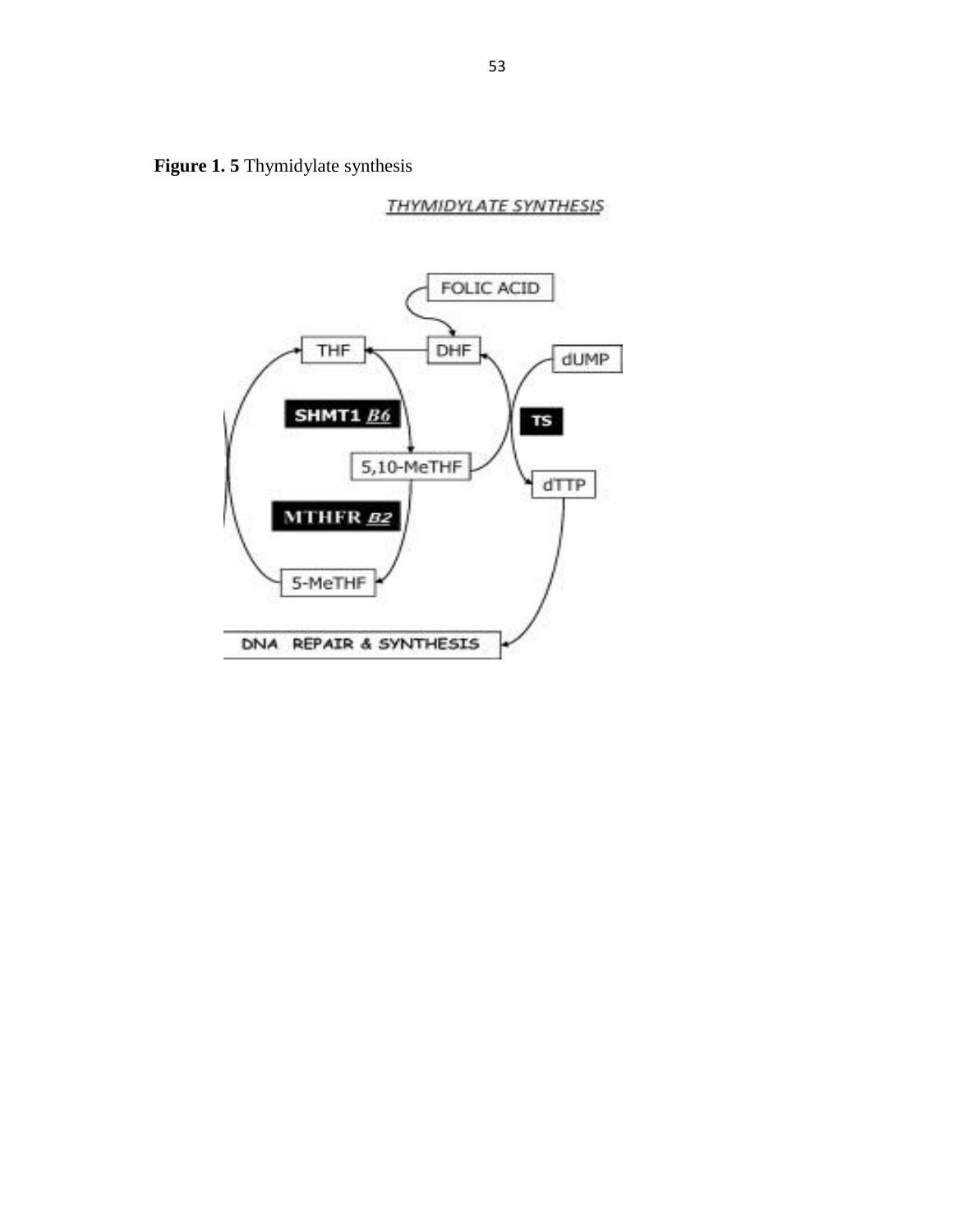**Figure 1. 5** Thymidylate synthesis

THYMIDYLATE SYNTHESIS

FOLIC ACID

THF

DHF

dUMP

SHMT1 *B6*

TS

5,10-MeTHF

dTTP

MTHFR *B2*

5-MeTHF

DNA REPAIR & SYNTHESIS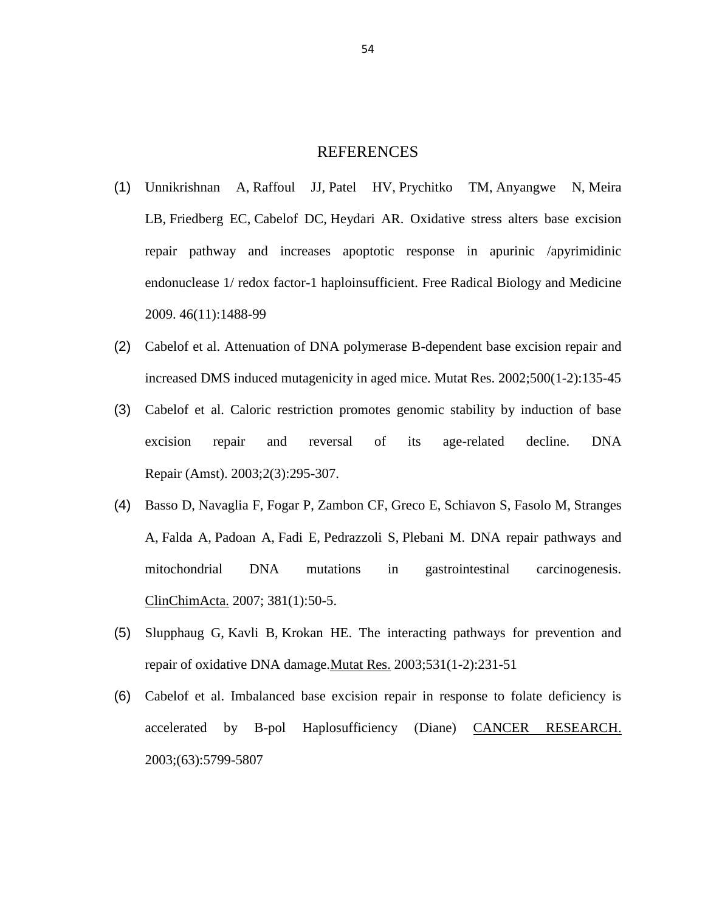# REFERENCES

(1) Unnikrishnan A, Raffoul JJ, Patel HV, Prychitko TM, Anyangwe N, Meira LB, Friedberg EC, Cabelof DC, Heydari AR. Oxidative stress alters base excision repair pathway and increases apoptotic response in apurinic /apyrimidinic endonuclease 1/ redox factor-1 haploinsufficient. Free Radical Biology and Medicine 2009. 46(11):1488-99

(2) Cabelof et al. Attenuation of DNA polymerase B-dependent base excision repair and increased DMS induced mutagenicity in aged mice. Mutat Res. 2002;500(1-2):135-45

(3) Cabelof et al. Caloric restriction promotes genomic stability by induction of base excision repair and reversal of its age-related decline. DNA Repair (Amst). 2003;2(3):295-307.

(4) Basso D, Navaglia F, Fogar P, Zambon CF, Greco E, Schiavon S, Fasolo M, Stranges A, Falda A, Padoan A, Fadi E, Pedrazzoli S, Plebani M. DNA repair pathways and mitochondrial DNA mutations in gastrointestinal carcinogenesis. ClinChimActa. 2007; 381(1):50-5.

(5) Slupphaug G, Kavli B, Krokan HE. The interacting pathways for prevention and repair of oxidative DNA damage.Mutat Res. 2003;531(1-2):231-51

(6) Cabelof et al. Imbalanced base excision repair in response to folate deficiency is accelerated by B-pol Haplosufficiency (Diane) CANCER RESEARCH. 2003;(63):5799-5807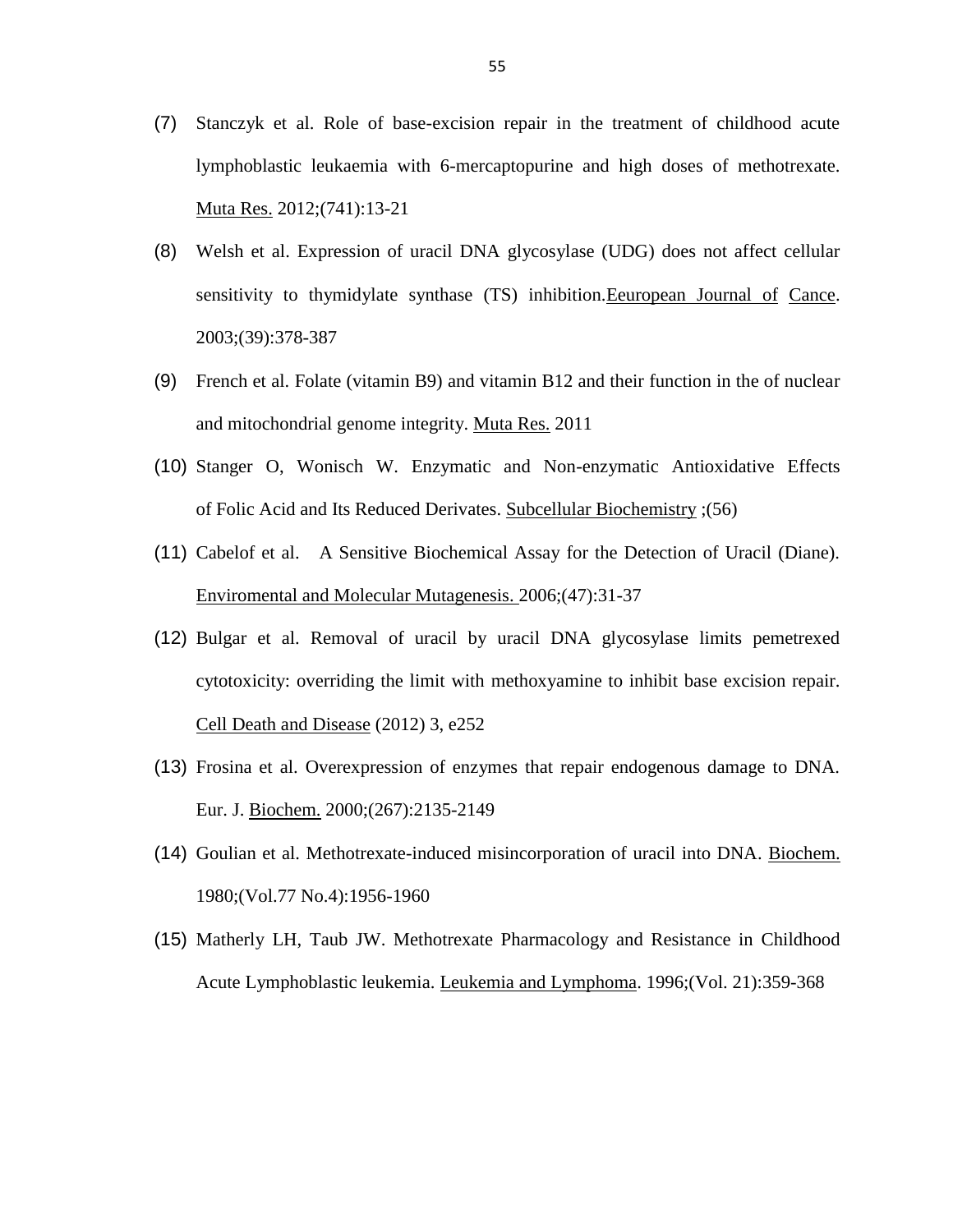(7) Stanczyk et al. Role of base-excision repair in the treatment of childhood acute lymphoblastic leukaemia with 6-mercaptopurine and high doses of methotrexate. Muta Res. 2012;(741):13-21

(8) Welsh et al. Expression of uracil DNA glycosylase (UDG) does not affect cellular sensitivity to thymidylate synthase (TS) inhibition.Eeuropean Journal of Cance. 2003;(39):378-387

(9) French et al. Folate (vitamin B9) and vitamin B12 and their function in the of nuclear and mitochondrial genome integrity. Muta Res. 2011

(10) Stanger O, Wonisch W. Enzymatic and Non-enzymatic Antioxidative Effects of Folic Acid and Its Reduced Derivates. Subcellular Biochemistry ;(56)

(11) Cabelof et al. A Sensitive Biochemical Assay for the Detection of Uracil (Diane). Enviromental and Molecular Mutagenesis. 2006;(47):31-37

(12) Bulgar et al. Removal of uracil by uracil DNA glycosylase limits pemetrexed cytotoxicity: overriding the limit with methoxyamine to inhibit base excision repair. Cell Death and Disease (2012) 3, e252

(13) Frosina et al. Overexpression of enzymes that repair endogenous damage to DNA. Eur. J. Biochem. 2000;(267):2135-2149

(14) Goulian et al. Methotrexate-induced misincorporation of uracil into DNA. Biochem. 1980;(Vol.77 No.4):1956-1960

(15) Matherly LH, Taub JW. Methotrexate Pharmacology and Resistance in Childhood Acute Lymphoblastic leukemia. Leukemia and Lymphoma. 1996;(Vol. 21):359-368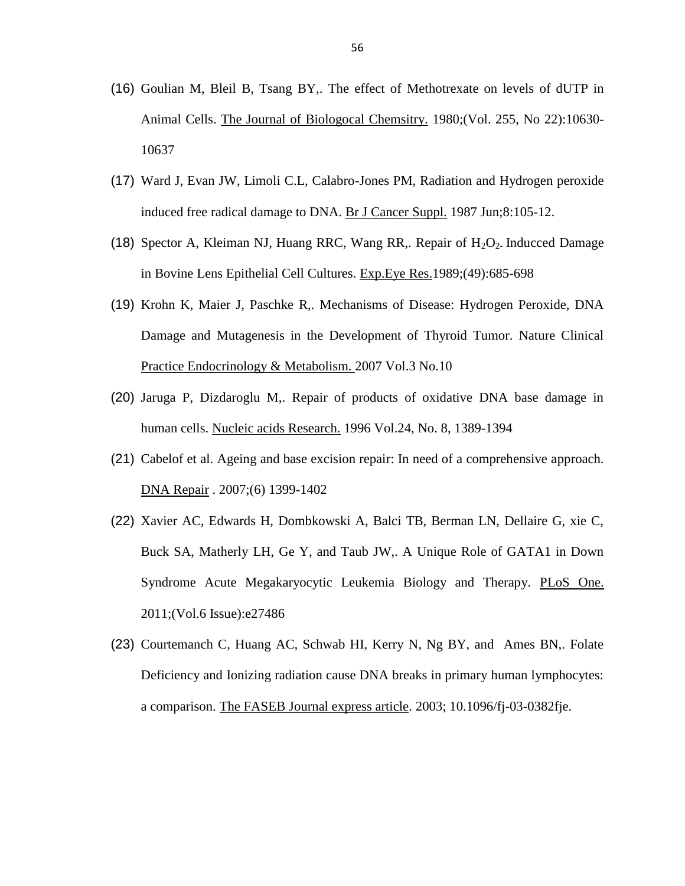(16) Goulian M, Bleil B, Tsang BY,. The effect of Methotrexate on levels of dUTP in Animal Cells. The Journal of Biologocal Chemsitry. 1980;(Vol. 255, No 22):10630-10637

(17) Ward J, Evan JW, Limoli C.L, Calabro-Jones PM, Radiation and Hydrogen peroxide induced free radical damage to DNA. Br J Cancer Suppl. 1987 Jun;8:105-12.

(18) Spector A, Kleiman NJ, Huang RRC, Wang RR,. Repair of $H_2O_2$ Inducced Damage in Bovine Lens Epithelial Cell Cultures. Exp.Eye Res.1989;(49):685-698

(19) Krohn K, Maier J, Paschke R,. Mechanisms of Disease: Hydrogen Peroxide, DNA Damage and Mutagenesis in the Development of Thyroid Tumor. Nature Clinical Practice Endocrinology & Metabolism. 2007 Vol.3 No.10

(20) Jaruga P, Dizdaroglu M,. Repair of products of oxidative DNA base damage in human cells. Nucleic acids Research. 1996 Vol.24, No. 8, 1389-1394

(21) Cabelof et al. Ageing and base excision repair: In need of a comprehensive approach. DNA Repair . 2007;(6) 1399-1402

(22) Xavier AC, Edwards H, Dombkowski A, Balci TB, Berman LN, Dellaire G, xie C, Buck SA, Matherly LH, Ge Y, and Taub JW,. A Unique Role of GATA1 in Down Syndrome Acute Megakaryocytic Leukemia Biology and Therapy. PLoS One. 2011;(Vol.6 Issue):e27486

(23) Courtemanch C, Huang AC, Schwab HI, Kerry N, Ng BY, and Ames BN,. Folate Deficiency and Ionizing radiation cause DNA breaks in primary human lymphocytes: a comparison. The FASEB Journal express article. 2003; 10.1096/fj-03-0382fje.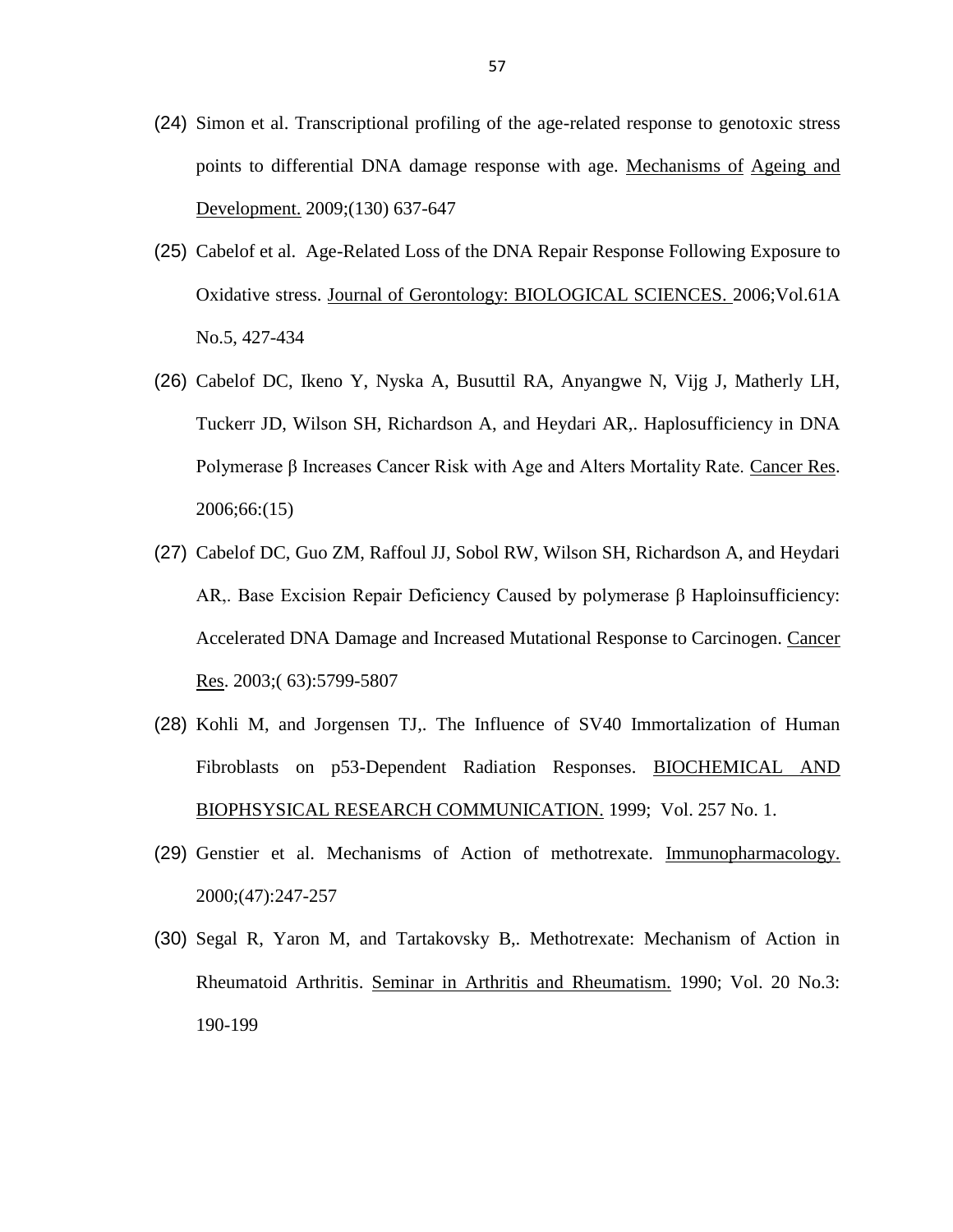(24) Simon et al. Transcriptional profiling of the age-related response to genotoxic stress points to differential DNA damage response with age. Mechanisms of Ageing and Development. 2009;(130) 637-647

(25) Cabelof et al. Age-Related Loss of the DNA Repair Response Following Exposure to Oxidative stress. Journal of Gerontology: BIOLOGICAL SCIENCES. 2006;Vol.61A No.5, 427-434

(26) Cabelof DC, Ikeno Y, Nyska A, Busuttil RA, Anyangwe N, Vijg J, Matherly LH, Tuckerr JD, Wilson SH, Richardson A, and Heydari AR,. Haplosufficiency in DNA Polymerase β Increases Cancer Risk with Age and Alters Mortality Rate. Cancer Res. 2006;66:(15)

(27) Cabelof DC, Guo ZM, Raffoul JJ, Sobol RW, Wilson SH, Richardson A, and Heydari AR,. Base Excision Repair Deficiency Caused by polymerase β Haploinsufficiency: Accelerated DNA Damage and Increased Mutational Response to Carcinogen. Cancer Res. 2003;( 63):5799-5807

(28) Kohli M, and Jorgensen TJ,. The Influence of SV40 Immortalization of Human Fibroblasts on p53-Dependent Radiation Responses. BIOCHEMICAL AND BIOPHSYSICAL RESEARCH COMMUNICATION. 1999; Vol. 257 No. 1.

(29) Genstier et al. Mechanisms of Action of methotrexate. Immunopharmacology. 2000;(47):247-257

(30) Segal R, Yaron M, and Tartakovsky B,. Methotrexate: Mechanism of Action in Rheumatoid Arthritis. Seminar in Arthritis and Rheumatism. 1990; Vol. 20 No.3: 190-199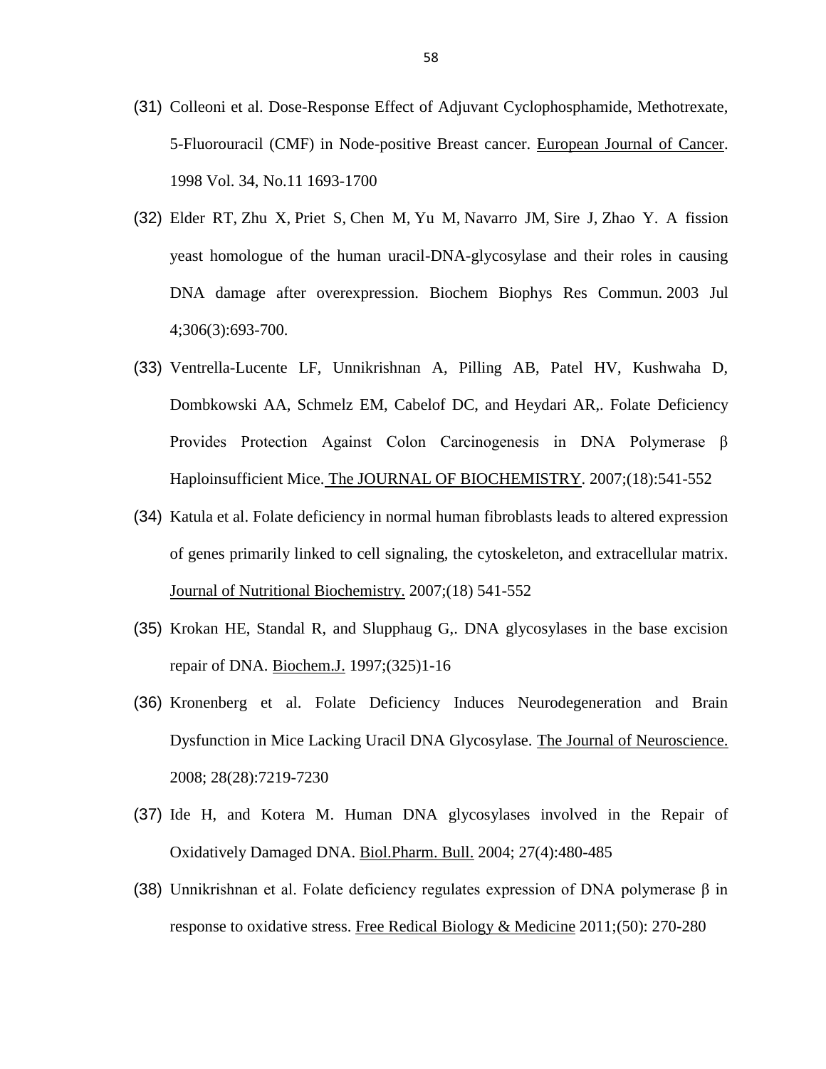(31) Colleoni et al. Dose-Response Effect of Adjuvant Cyclophosphamide, Methotrexate, 5-Fluorouracil (CMF) in Node-positive Breast cancer. European Journal of Cancer. 1998 Vol. 34, No.11 1693-1700

(32) Elder RT, Zhu X, Priet S, Chen M, Yu M, Navarro JM, Sire J, Zhao Y. A fission yeast homologue of the human uracil-DNA-glycosylase and their roles in causing DNA damage after overexpression. Biochem Biophys Res Commun. 2003 Jul 4;306(3):693-700.

(33) Ventrella-Lucente LF, Unnikrishnan A, Pilling AB, Patel HV, Kushwaha D, Dombkowski AA, Schmelz EM, Cabelof DC, and Heydari AR,. Folate Deficiency Provides Protection Against Colon Carcinogenesis in DNA Polymerase β Haploinsufficient Mice. The JOURNAL OF BIOCHEMISTRY. 2007;(18):541-552

(34) Katula et al. Folate deficiency in normal human fibroblasts leads to altered expression of genes primarily linked to cell signaling, the cytoskeleton, and extracellular matrix. Journal of Nutritional Biochemistry. 2007;(18) 541-552

(35) Krokan HE, Standal R, and Slupphaug G,. DNA glycosylases in the base excision repair of DNA. Biochem.J. 1997;(325)1-16

(36) Kronenberg et al. Folate Deficiency Induces Neurodegeneration and Brain Dysfunction in Mice Lacking Uracil DNA Glycosylase. The Journal of Neuroscience. 2008; 28(28):7219-7230

(37) Ide H, and Kotera M. Human DNA glycosylases involved in the Repair of Oxidatively Damaged DNA. Biol.Pharm. Bull. 2004; 27(4):480-485

(38) Unnikrishnan et al. Folate deficiency regulates expression of DNA polymerase β in response to oxidative stress. Free Redical Biology & Medicine 2011;(50): 270-280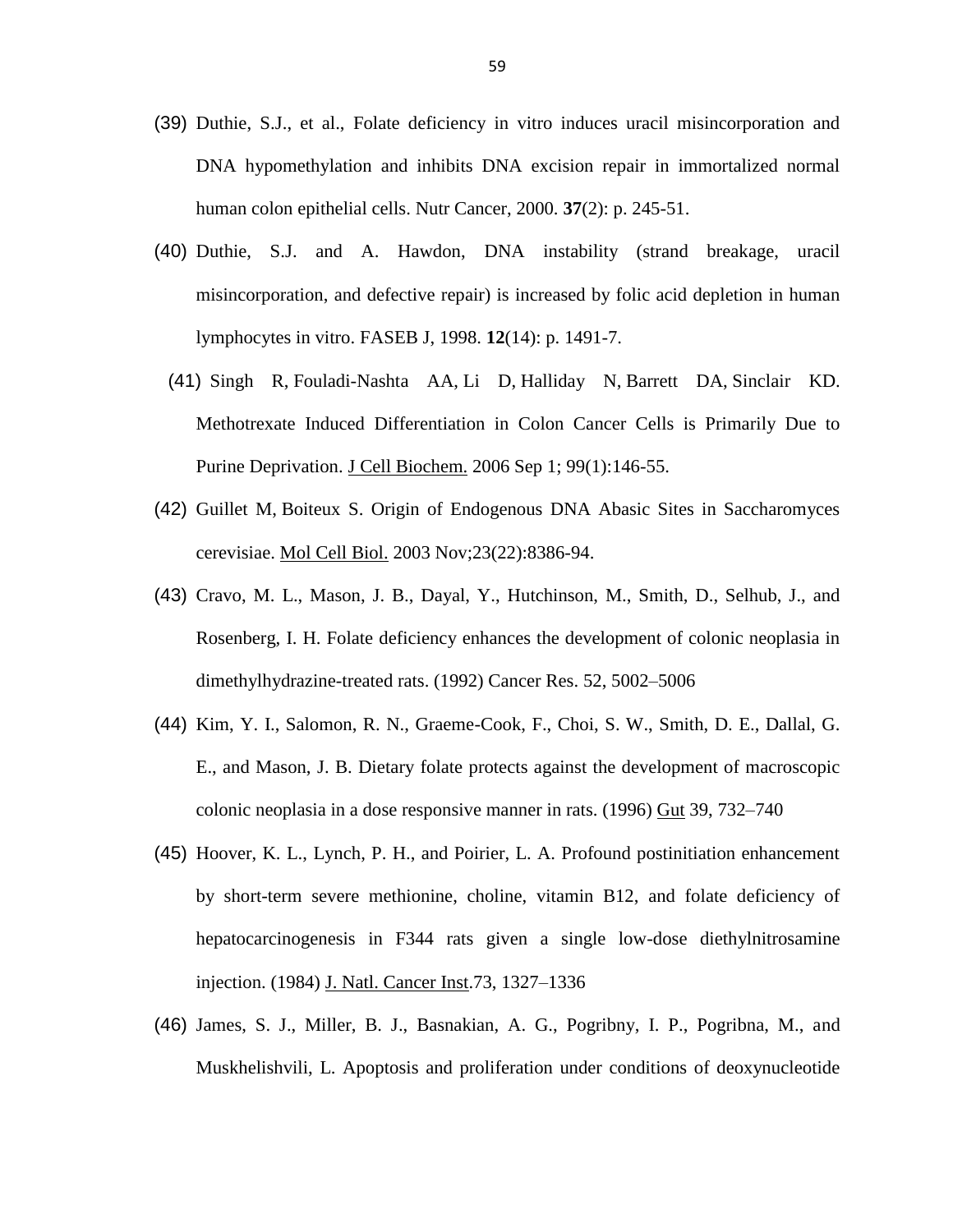(39) Duthie, S.J., et al., Folate deficiency in vitro induces uracil misincorporation and DNA hypomethylation and inhibits DNA excision repair in immortalized normal human colon epithelial cells. Nutr Cancer, 2000. **37**(2): p. 245-51.

(40) Duthie, S.J. and A. Hawdon, DNA instability (strand breakage, uracil misincorporation, and defective repair) is increased by folic acid depletion in human lymphocytes in vitro. FASEB J, 1998. **12**(14): p. 1491-7.

(41) Singh R, Fouladi-Nashta AA, Li D, Halliday N, Barrett DA, Sinclair KD. Methotrexate Induced Differentiation in Colon Cancer Cells is Primarily Due to Purine Deprivation. J Cell Biochem. 2006 Sep 1; 99(1):146-55.

(42) Guillet M, Boiteux S. Origin of Endogenous DNA Abasic Sites in Saccharomyces cerevisiae. Mol Cell Biol. 2003 Nov;23(22):8386-94.

(43) Cravo, M. L., Mason, J. B., Dayal, Y., Hutchinson, M., Smith, D., Selhub, J., and Rosenberg, I. H. Folate deficiency enhances the development of colonic neoplasia in dimethylhydrazine-treated rats. (1992) Cancer Res. 52, 5002–5006

(44) Kim, Y. I., Salomon, R. N., Graeme-Cook, F., Choi, S. W., Smith, D. E., Dallal, G. E., and Mason, J. B. Dietary folate protects against the development of macroscopic colonic neoplasia in a dose responsive manner in rats. (1996) Gut 39, 732–740

(45) Hoover, K. L., Lynch, P. H., and Poirier, L. A. Profound postinitiation enhancement by short-term severe methionine, choline, vitamin B12, and folate deficiency of hepatocarcinogenesis in F344 rats given a single low-dose diethylnitrosamine injection. (1984) J. Natl. Cancer Inst.73, 1327–1336

(46) James, S. J., Miller, B. J., Basnakian, A. G., Pogribny, I. P., Pogribna, M., and Muskhelishvili, L. Apoptosis and proliferation under conditions of deoxynucleotide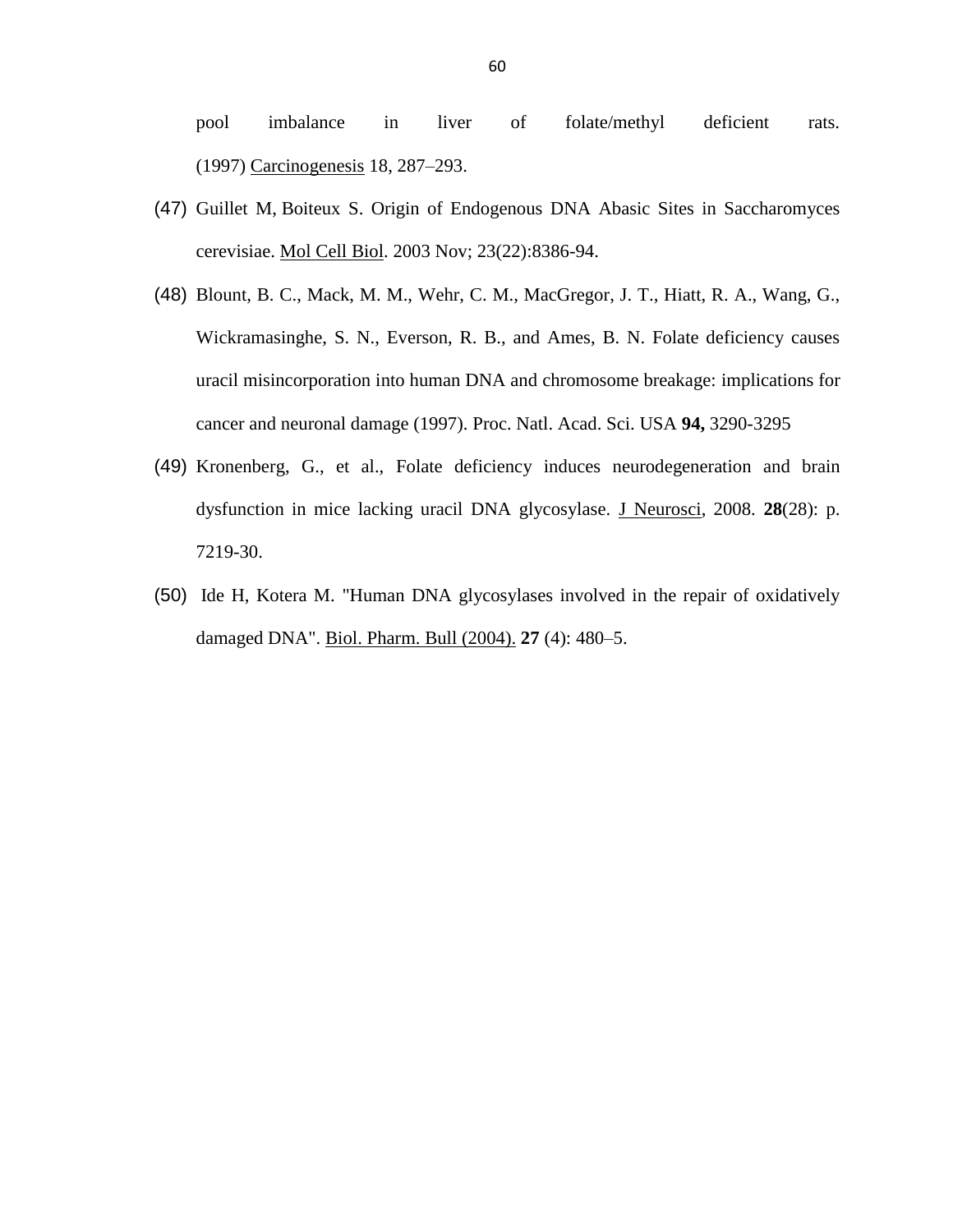pool imbalance in liver of folate/methyl deficient rats. (1997) Carcinogenesis 18, 287–293.

(47) Guillet M, Boiteux S. Origin of Endogenous DNA Abasic Sites in Saccharomyces cerevisiae. Mol Cell Biol. 2003 Nov; 23(22):8386-94.

(48) Blount, B. C., Mack, M. M., Wehr, C. M., MacGregor, J. T., Hiatt, R. A., Wang, G., Wickramasinghe, S. N., Everson, R. B., and Ames, B. N. Folate deficiency causes uracil misincorporation into human DNA and chromosome breakage: implications for cancer and neuronal damage (1997). Proc. Natl. Acad. Sci. USA **94,** 3290-3295

(49) Kronenberg, G., et al., Folate deficiency induces neurodegeneration and brain dysfunction in mice lacking uracil DNA glycosylase. J Neurosci, 2008. **28**(28): p. 7219-30.

(50) Ide H, Kotera M. "Human DNA glycosylases involved in the repair of oxidatively damaged DNA". Biol. Pharm. Bull (2004). **27** (4): 480–5.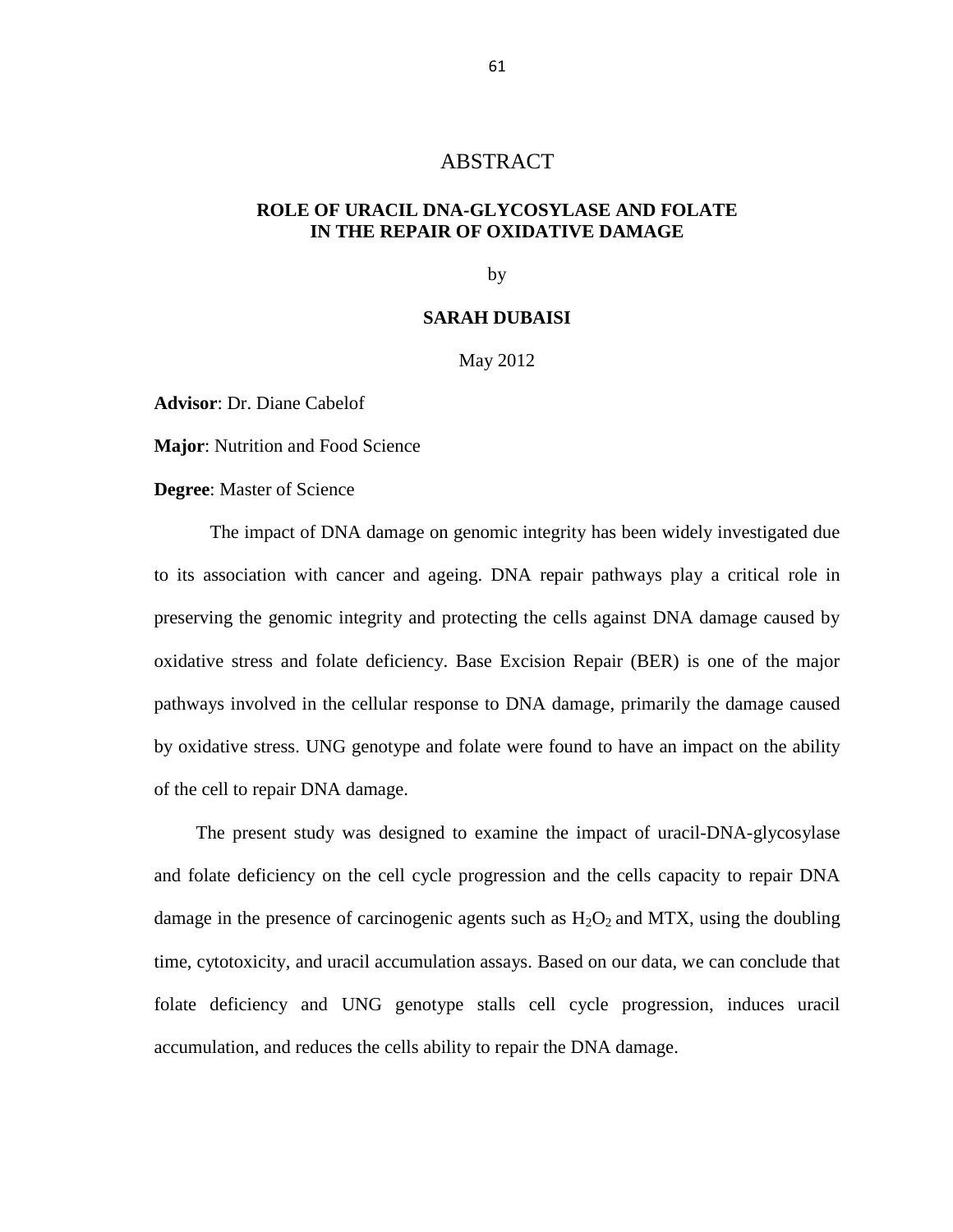# ABSTRACT

## ROLE OF URACIL DNA-GLYCOSYLASE AND FOLATE IN THE REPAIR OF OXIDATIVE DAMAGE

by

**SARAH DUBAISI**

May 2012

**Advisor**: Dr. Diane Cabelof

**Major**: Nutrition and Food Science

**Degree**: Master of Science

The impact of DNA damage on genomic integrity has been widely investigated due to its association with cancer and ageing. DNA repair pathways play a critical role in preserving the genomic integrity and protecting the cells against DNA damage caused by oxidative stress and folate deficiency. Base Excision Repair (BER) is one of the major pathways involved in the cellular response to DNA damage, primarily the damage caused by oxidative stress. UNG genotype and folate were found to have an impact on the ability of the cell to repair DNA damage.

The present study was designed to examine the impact of uracil-DNA-glycosylase and folate deficiency on the cell cycle progression and the cells capacity to repair DNA damage in the presence of carcinogenic agents such as $H_2O_2$ and MTX, using the doubling time, cytotoxicity, and uracil accumulation assays. Based on our data, we can conclude that folate deficiency and UNG genotype stalls cell cycle progression, induces uracil accumulation, and reduces the cells ability to repair the DNA damage.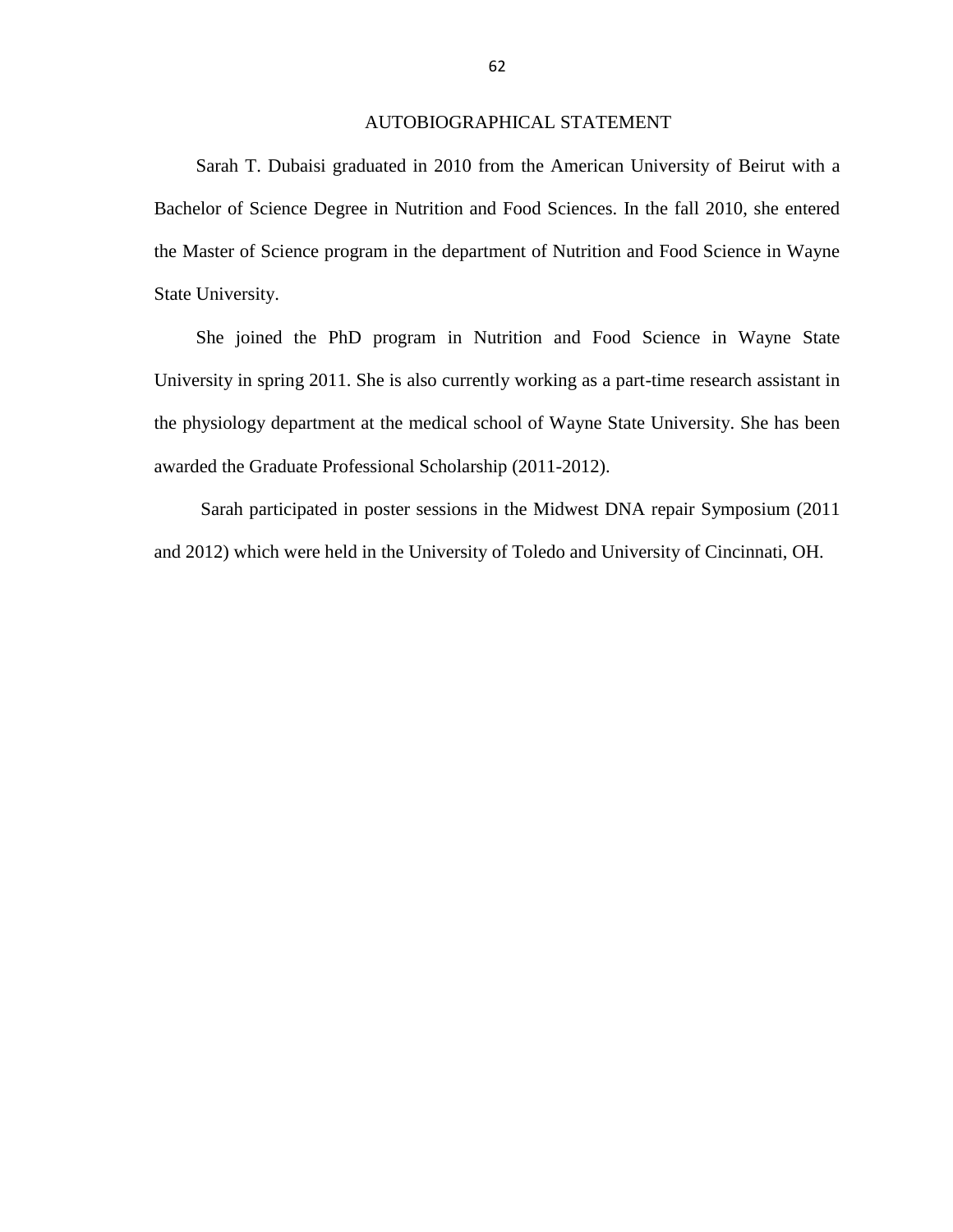# AUTOBIOGRAPHICAL STATEMENT

Sarah T. Dubaisi graduated in 2010 from the American University of Beirut with a Bachelor of Science Degree in Nutrition and Food Sciences. In the fall 2010, she entered the Master of Science program in the department of Nutrition and Food Science in Wayne State University.

She joined the PhD program in Nutrition and Food Science in Wayne State University in spring 2011. She is also currently working as a part-time research assistant in the physiology department at the medical school of Wayne State University. She has been awarded the Graduate Professional Scholarship (2011-2012).

Sarah participated in poster sessions in the Midwest DNA repair Symposium (2011 and 2012) which were held in the University of Toledo and University of Cincinnati, OH.